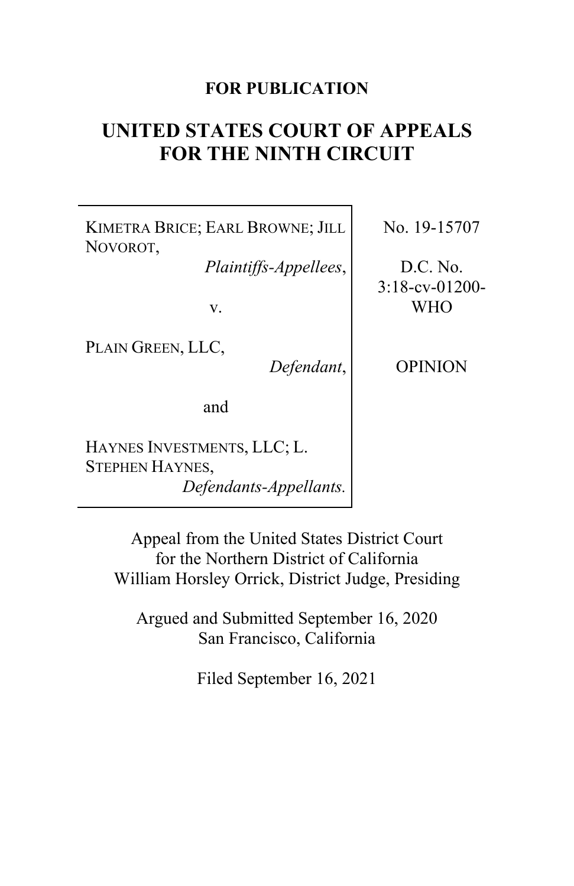**FOR PUBLICATION**

# UNITED STATES COURT OF APPEALS FOR THE NINTH CIRCUIT

| | |
|---|---|
| KIMETRA BRICE; EARL BROWNE; JILL NOVOROT,<br>*Plaintiffs-Appellees*,<br><br>v.<br><br>PLAIN GREEN, LLC,<br>*Defendant*,<br><br>and<br><br>HAYNES INVESTMENTS, LLC; L. STEPHEN HAYNES,<br>*Defendants-Appellants.* | No. 19-15707<br><br>D.C. No. 3:18-cv-01200-WHO<br><br>OPINION |

Appeal from the United States District Court for the Northern District of California
William Horsley Orrick, District Judge, Presiding

Argued and Submitted September 16, 2020
San Francisco, California

Filed September 16, 2021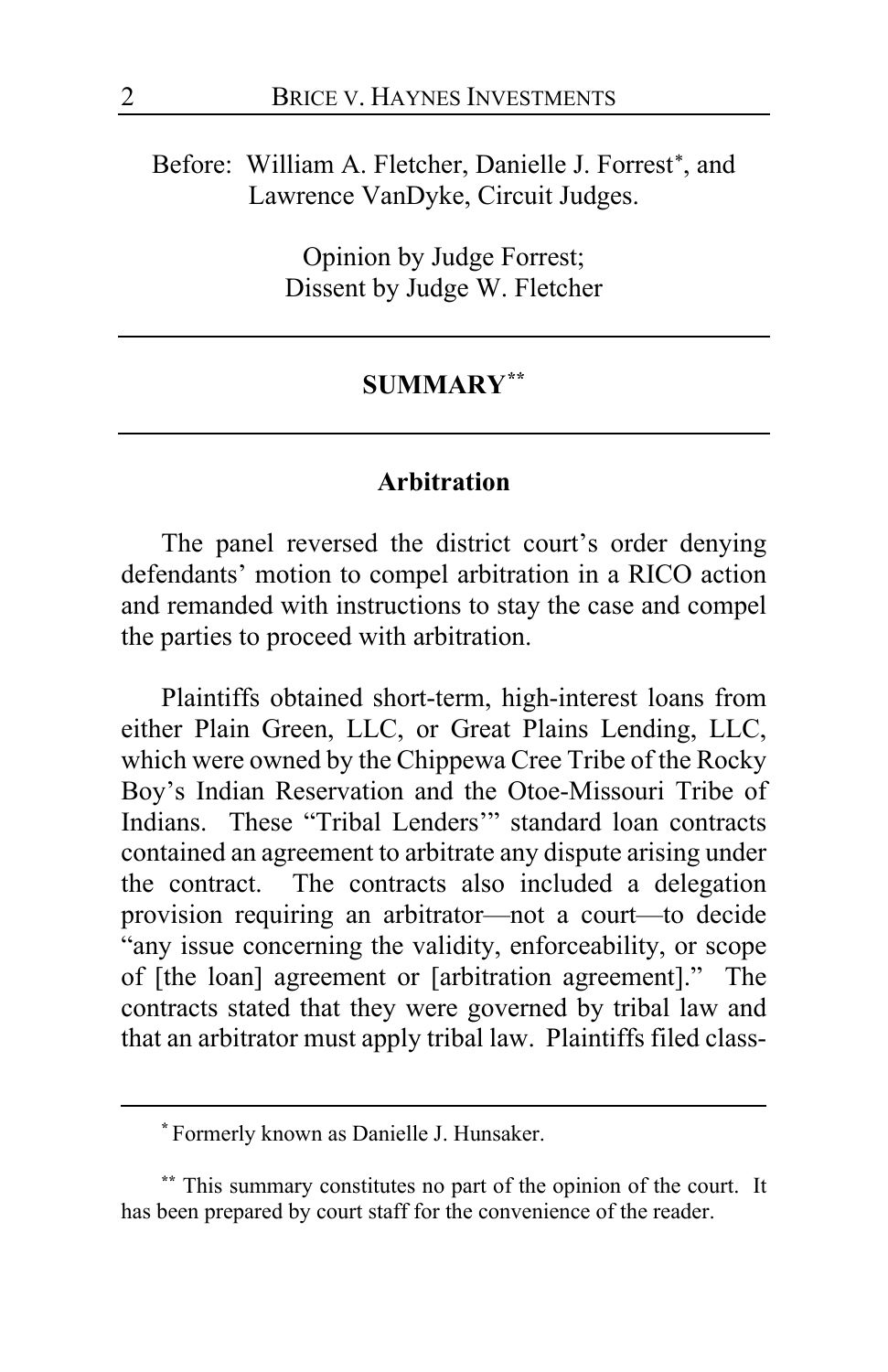Before: William A. Fletcher, Danielle J. Forrest[*], and Lawrence VanDyke, Circuit Judges.

Opinion by Judge Forrest;
Dissent by Judge W. Fletcher

## SUMMARY[**]

### Arbitration

The panel reversed the district court's order denying defendants' motion to compel arbitration in a RICO action and remanded with instructions to stay the case and compel the parties to proceed with arbitration.

Plaintiffs obtained short-term, high-interest loans from either Plain Green, LLC, or Great Plains Lending, LLC, which were owned by the Chippewa Cree Tribe of the Rocky Boy's Indian Reservation and the Otoe-Missouri Tribe of Indians. These "Tribal Lenders'" standard loan contracts contained an agreement to arbitrate any dispute arising under the contract. The contracts also included a delegation provision requiring an arbitrator—not a court—to decide "any issue concerning the validity, enforceability, or scope of [the loan] agreement or [arbitration agreement]." The contracts stated that they were governed by tribal law and that an arbitrator must apply tribal law. Plaintiffs filed class-

---

[*] Formerly known as Danielle J. Hunsaker.

[**] This summary constitutes no part of the opinion of the court. It has been prepared by court staff for the convenience of the reader.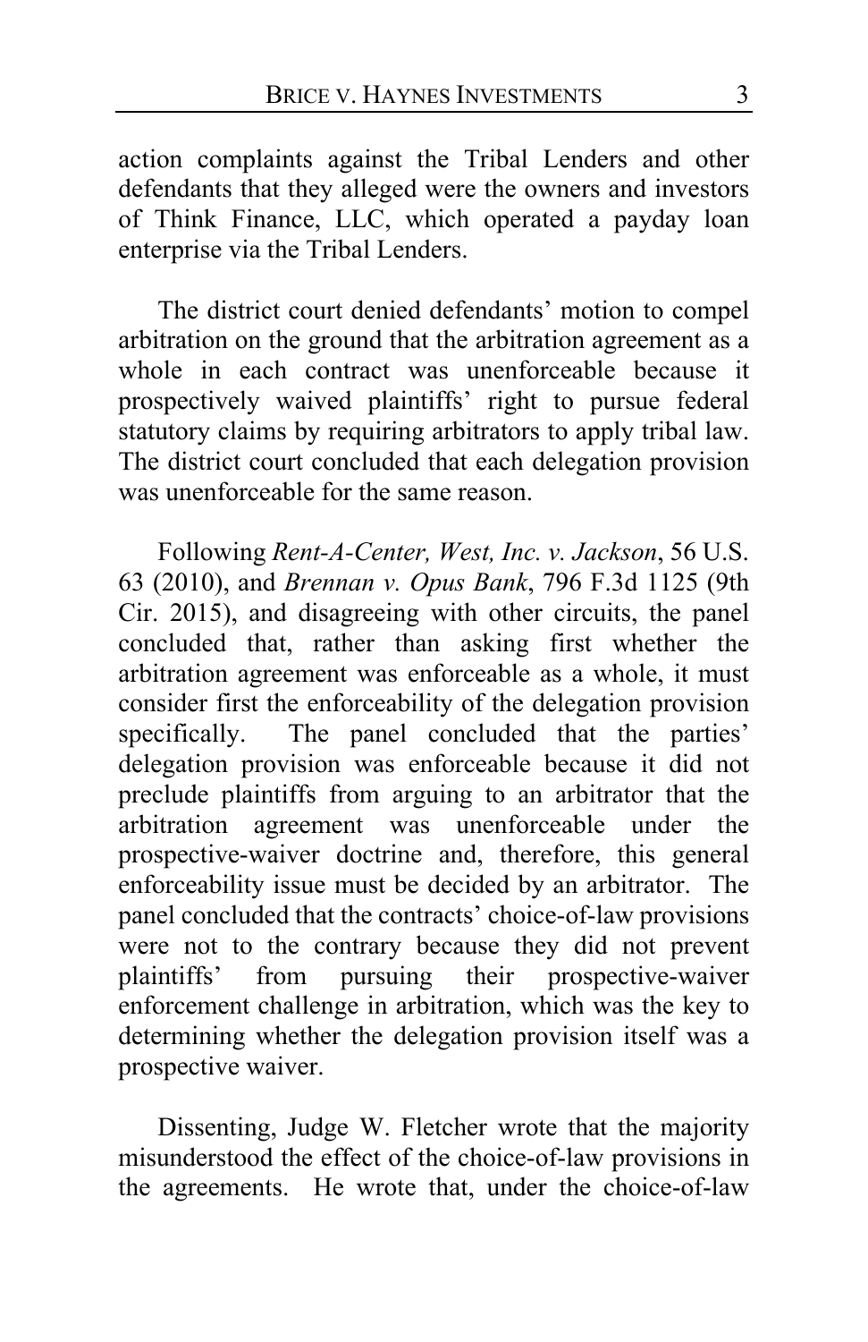action complaints against the Tribal Lenders and other defendants that they alleged were the owners and investors of Think Finance, LLC, which operated a payday loan enterprise via the Tribal Lenders.

The district court denied defendants' motion to compel arbitration on the ground that the arbitration agreement as a whole in each contract was unenforceable because it prospectively waived plaintiffs' right to pursue federal statutory claims by requiring arbitrators to apply tribal law. The district court concluded that each delegation provision was unenforceable for the same reason.

Following *Rent-A-Center, West, Inc. v. Jackson*, 56 U.S. 63 (2010), and *Brennan v. Opus Bank*, 796 F.3d 1125 (9th Cir. 2015), and disagreeing with other circuits, the panel concluded that, rather than asking first whether the arbitration agreement was enforceable as a whole, it must consider first the enforceability of the delegation provision specifically. The panel concluded that the parties' delegation provision was enforceable because it did not preclude plaintiffs from arguing to an arbitrator that the arbitration agreement was unenforceable under the prospective-waiver doctrine and, therefore, this general enforceability issue must be decided by an arbitrator. The panel concluded that the contracts' choice-of-law provisions were not to the contrary because they did not prevent plaintiffs' from pursuing their prospective-waiver enforcement challenge in arbitration, which was the key to determining whether the delegation provision itself was a prospective waiver.

Dissenting, Judge W. Fletcher wrote that the majority misunderstood the effect of the choice-of-law provisions in the agreements. He wrote that, under the choice-of-law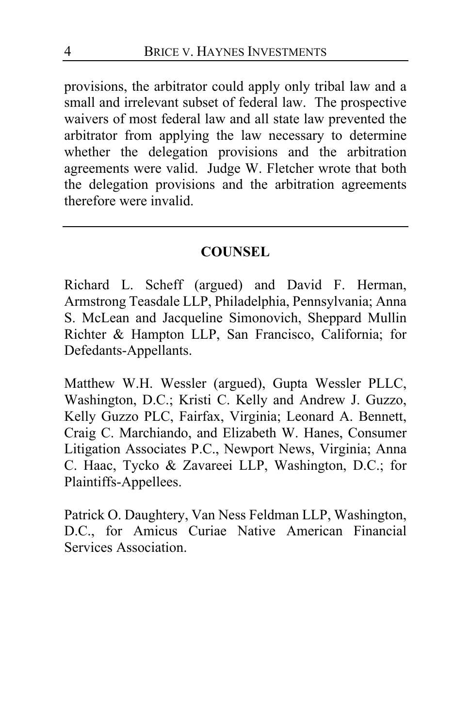provisions, the arbitrator could apply only tribal law and a small and irrelevant subset of federal law. The prospective waivers of most federal law and all state law prevented the arbitrator from applying the law necessary to determine whether the delegation provisions and the arbitration agreements were valid. Judge W. Fletcher wrote that both the delegation provisions and the arbitration agreements therefore were invalid.

---

## COUNSEL

Richard L. Scheff (argued) and David F. Herman, Armstrong Teasdale LLP, Philadelphia, Pennsylvania; Anna S. McLean and Jacqueline Simonovich, Sheppard Mullin Richter & Hampton LLP, San Francisco, California; for Defendants-Appellants.

Matthew W.H. Wessler (argued), Gupta Wessler PLLC, Washington, D.C.; Kristi C. Kelly and Andrew J. Guzzo, Kelly Guzzo PLC, Fairfax, Virginia; Leonard A. Bennett, Craig C. Marchiando, and Elizabeth W. Hanes, Consumer Litigation Associates P.C., Newport News, Virginia; Anna C. Haac, Tycko & Zavareei LLP, Washington, D.C.; for Plaintiffs-Appellees.

Patrick O. Daughtery, Van Ness Feldman LLP, Washington, D.C., for Amicus Curiae Native American Financial Services Association.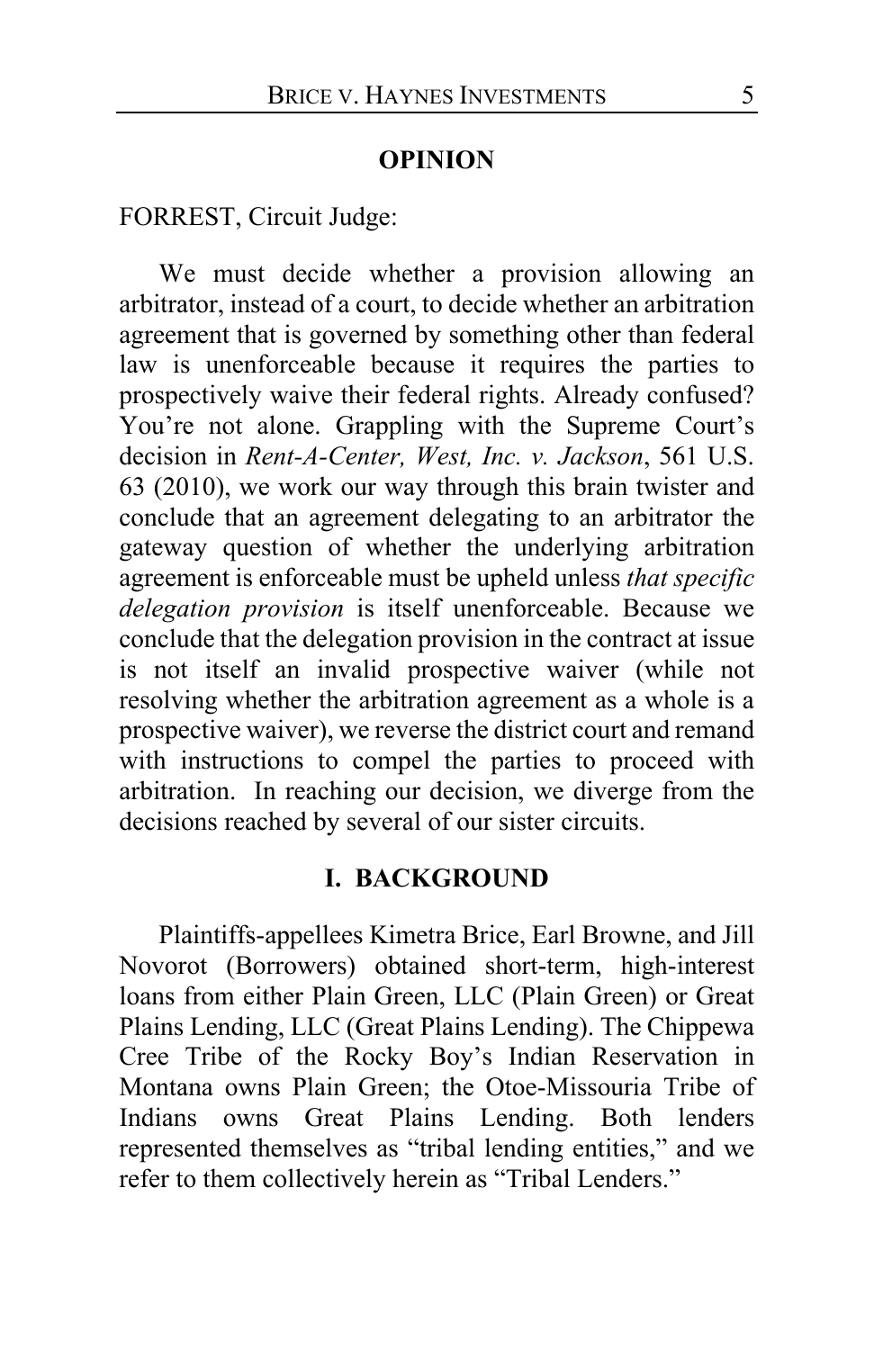## OPINION

FORREST, Circuit Judge:

We must decide whether a provision allowing an arbitrator, instead of a court, to decide whether an arbitration agreement that is governed by something other than federal law is unenforceable because it requires the parties to prospectively waive their federal rights. Already confused? You're not alone. Grappling with the Supreme Court's decision in *Rent-A-Center, West, Inc. v. Jackson*, 561 U.S. 63 (2010), we work our way through this brain twister and conclude that an agreement delegating to an arbitrator the gateway question of whether the underlying arbitration agreement is enforceable must be upheld unless *that specific delegation provision* is itself unenforceable. Because we conclude that the delegation provision in the contract at issue is not itself an invalid prospective waiver (while not resolving whether the arbitration agreement as a whole is a prospective waiver), we reverse the district court and remand with instructions to compel the parties to proceed with arbitration. In reaching our decision, we diverge from the decisions reached by several of our sister circuits.

## I. BACKGROUND

Plaintiffs-appellees Kimetra Brice, Earl Browne, and Jill Novorot (Borrowers) obtained short-term, high-interest loans from either Plain Green, LLC (Plain Green) or Great Plains Lending, LLC (Great Plains Lending). The Chippewa Cree Tribe of the Rocky Boy's Indian Reservation in Montana owns Plain Green; the Otoe-Missouria Tribe of Indians owns Great Plains Lending. Both lenders represented themselves as "tribal lending entities," and we refer to them collectively herein as "Tribal Lenders."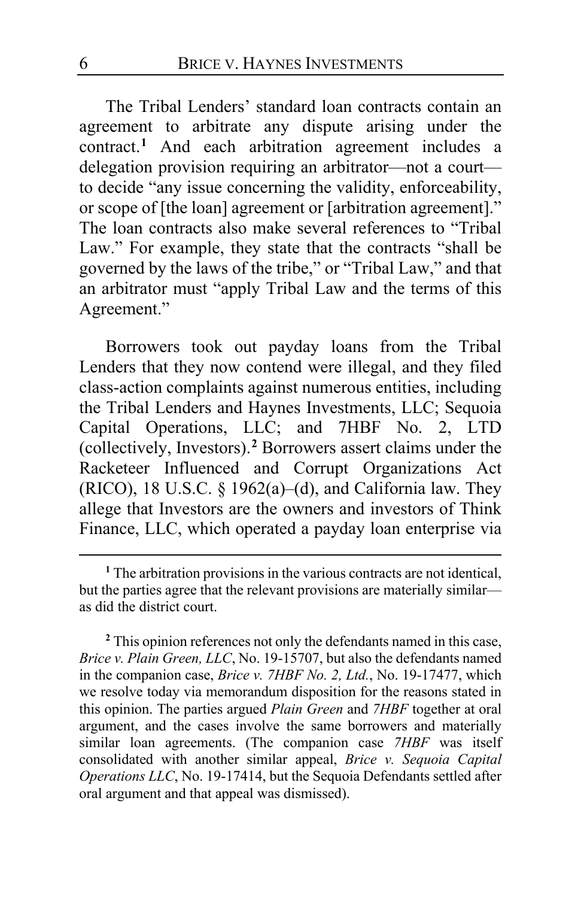The Tribal Lenders' standard loan contracts contain an agreement to arbitrate any dispute arising under the contract.[1] And each arbitration agreement includes a delegation provision requiring an arbitrator—not a court—to decide "any issue concerning the validity, enforceability, or scope of [the loan] agreement or [arbitration agreement]." The loan contracts also make several references to "Tribal Law." For example, they state that the contracts "shall be governed by the laws of the tribe," or "Tribal Law," and that an arbitrator must "apply Tribal Law and the terms of this Agreement."

Borrowers took out payday loans from the Tribal Lenders that they now contend were illegal, and they filed class-action complaints against numerous entities, including the Tribal Lenders and Haynes Investments, LLC; Sequoia Capital Operations, LLC; and 7HBF No. 2, LTD (collectively, Investors).[2] Borrowers assert claims under the Racketeer Influenced and Corrupt Organizations Act (RICO), 18 U.S.C. § 1962(a)–(d), and California law. They allege that Investors are the owners and investors of Think Finance, LLC, which operated a payday loan enterprise via

---

[1] The arbitration provisions in the various contracts are not identical, but the parties agree that the relevant provisions are materially similar—as did the district court.

[2] This opinion references not only the defendants named in this case, *Brice v. Plain Green, LLC*, No. 19-15707, but also the defendants named in the companion case, *Brice v. 7HBF No. 2, Ltd.*, No. 19-17477, which we resolve today via memorandum disposition for the reasons stated in this opinion. The parties argued *Plain Green* and *7HBF* together at oral argument, and the cases involve the same borrowers and materially similar loan agreements. (The companion case *7HBF* was itself consolidated with another similar appeal, *Brice v. Sequoia Capital Operations LLC*, No. 19-17414, but the Sequoia Defendants settled after oral argument and that appeal was dismissed).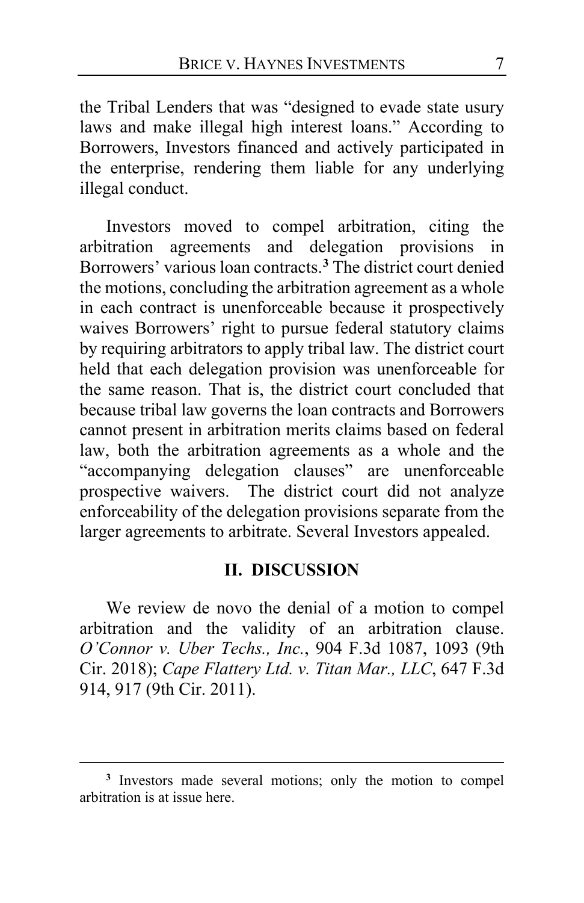the Tribal Lenders that was "designed to evade state usury laws and make illegal high interest loans." According to Borrowers, Investors financed and actively participated in the enterprise, rendering them liable for any underlying illegal conduct.

Investors moved to compel arbitration, citing the arbitration agreements and delegation provisions in Borrowers' various loan contracts.[3] The district court denied the motions, concluding the arbitration agreement as a whole in each contract is unenforceable because it prospectively waives Borrowers' right to pursue federal statutory claims by requiring arbitrators to apply tribal law. The district court held that each delegation provision was unenforceable for the same reason. That is, the district court concluded that because tribal law governs the loan contracts and Borrowers cannot present in arbitration merits claims based on federal law, both the arbitration agreements as a whole and the "accompanying delegation clauses" are unenforceable prospective waivers. The district court did not analyze enforceability of the delegation provisions separate from the larger agreements to arbitrate. Several Investors appealed.

## II. DISCUSSION

We review de novo the denial of a motion to compel arbitration and the validity of an arbitration clause. *O'Connor v. Uber Techs., Inc.*, 904 F.3d 1087, 1093 (9th Cir. 2018); *Cape Flattery Ltd. v. Titan Mar., LLC*, 647 F.3d 914, 917 (9th Cir. 2011).

---

[3] Investors made several motions; only the motion to compel arbitration is at issue here.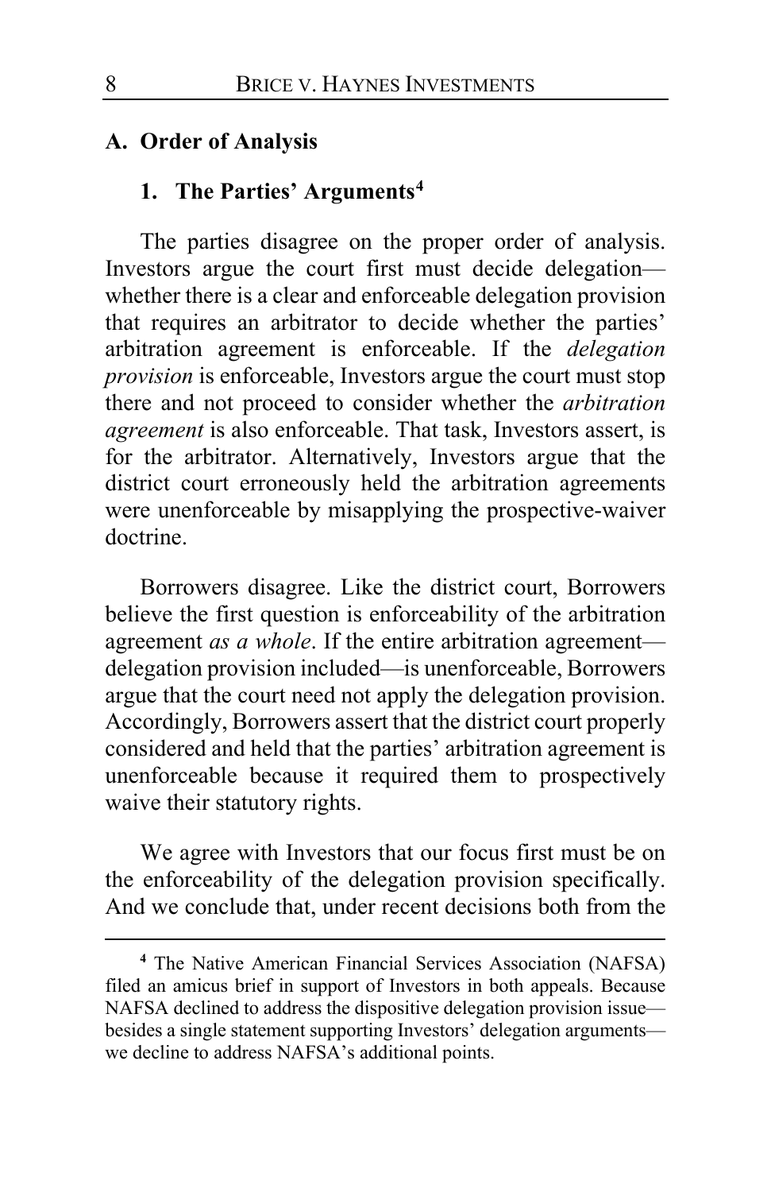### A. Order of Analysis

#### 1. The Parties' Arguments[4]

The parties disagree on the proper order of analysis. Investors argue the court first must decide delegation—whether there is a clear and enforceable delegation provision that requires an arbitrator to decide whether the parties' arbitration agreement is enforceable. If the *delegation provision* is enforceable, Investors argue the court must stop there and not proceed to consider whether the *arbitration agreement* is also enforceable. That task, Investors assert, is for the arbitrator. Alternatively, Investors argue that the district court erroneously held the arbitration agreements were unenforceable by misapplying the prospective-waiver doctrine.

Borrowers disagree. Like the district court, Borrowers believe the first question is enforceability of the arbitration agreement *as a whole*. If the entire arbitration agreement—delegation provision included—is unenforceable, Borrowers argue that the court need not apply the delegation provision. Accordingly, Borrowers assert that the district court properly considered and held that the parties' arbitration agreement is unenforceable because it required them to prospectively waive their statutory rights.

We agree with Investors that our focus first must be on the enforceability of the delegation provision specifically. And we conclude that, under recent decisions both from the

[4] The Native American Financial Services Association (NAFSA) filed an amicus brief in support of Investors in both appeals. Because NAFSA declined to address the dispositive delegation provision issue—besides a single statement supporting Investors' delegation arguments—we decline to address NAFSA's additional points.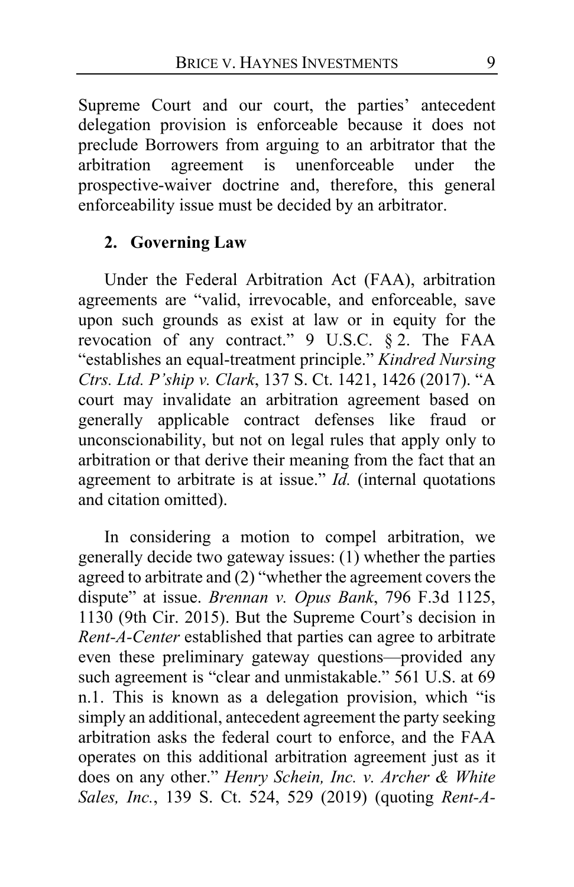Supreme Court and our court, the parties' antecedent delegation provision is enforceable because it does not preclude Borrowers from arguing to an arbitrator that the arbitration agreement is unenforceable under the prospective-waiver doctrine and, therefore, this general enforceability issue must be decided by an arbitrator.

### 2. Governing Law

Under the Federal Arbitration Act (FAA), arbitration agreements are "valid, irrevocable, and enforceable, save upon such grounds as exist at law or in equity for the revocation of any contract." 9 U.S.C. § 2. The FAA "establishes an equal-treatment principle." *Kindred Nursing Ctrs. Ltd. P'ship v. Clark*, 137 S. Ct. 1421, 1426 (2017). "A court may invalidate an arbitration agreement based on generally applicable contract defenses like fraud or unconscionability, but not on legal rules that apply only to arbitration or that derive their meaning from the fact that an agreement to arbitrate is at issue." *Id.* (internal quotations and citation omitted).

In considering a motion to compel arbitration, we generally decide two gateway issues: (1) whether the parties agreed to arbitrate and (2) "whether the agreement covers the dispute" at issue. *Brennan v. Opus Bank*, 796 F.3d 1125, 1130 (9th Cir. 2015). But the Supreme Court's decision in *Rent-A-Center* established that parties can agree to arbitrate even these preliminary gateway questions—provided any such agreement is "clear and unmistakable." 561 U.S. at 69 n.1. This is known as a delegation provision, which "is simply an additional, antecedent agreement the party seeking arbitration asks the federal court to enforce, and the FAA operates on this additional arbitration agreement just as it does on any other." *Henry Schein, Inc. v. Archer & White Sales, Inc.*, 139 S. Ct. 524, 529 (2019) (quoting *Rent-A-*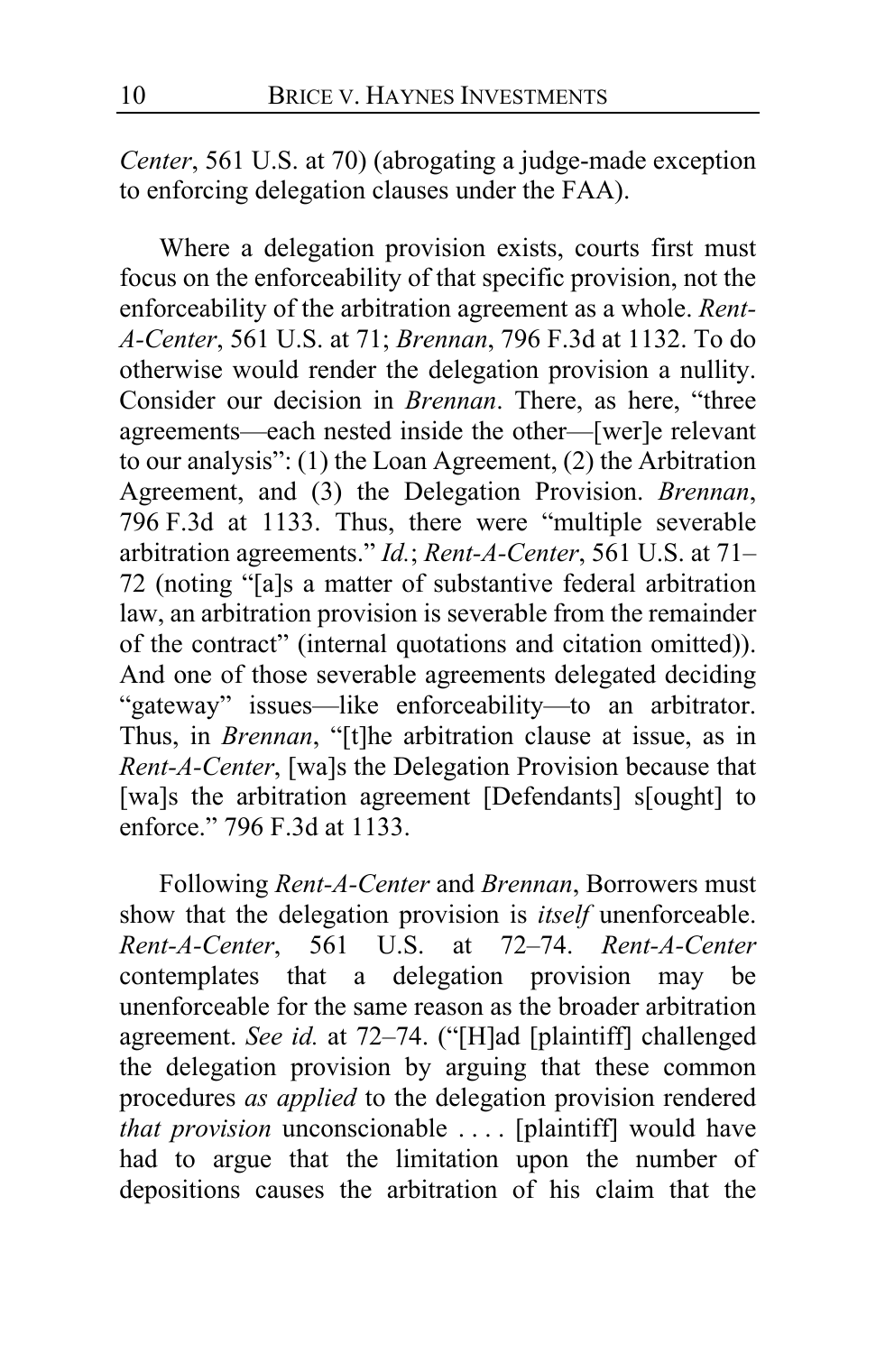*Center*, 561 U.S. at 70) (abrogating a judge-made exception to enforcing delegation clauses under the FAA).

Where a delegation provision exists, courts first must focus on the enforceability of that specific provision, not the enforceability of the arbitration agreement as a whole. *Rent-A-Center*, 561 U.S. at 71; *Brennan*, 796 F.3d at 1132. To do otherwise would render the delegation provision a nullity. Consider our decision in *Brennan*. There, as here, "three agreements—each nested inside the other—[wer]e relevant to our analysis": (1) the Loan Agreement, (2) the Arbitration Agreement, and (3) the Delegation Provision. *Brennan*, 796 F.3d at 1133. Thus, there were "multiple severable arbitration agreements." *Id.*; *Rent-A-Center*, 561 U.S. at 71–72 (noting "[a]s a matter of substantive federal arbitration law, an arbitration provision is severable from the remainder of the contract" (internal quotations and citation omitted)). And one of those severable agreements delegated deciding "gateway" issues—like enforceability—to an arbitrator. Thus, in *Brennan*, "[t]he arbitration clause at issue, as in *Rent-A-Center*, [wa]s the Delegation Provision because that [wa]s the arbitration agreement [Defendants] s[ought] to enforce." 796 F.3d at 1133.

Following *Rent-A-Center* and *Brennan*, Borrowers must show that the delegation provision is *itself* unenforceable. *Rent-A-Center*, 561 U.S. at 72–74. *Rent-A-Center* contemplates that a delegation provision may be unenforceable for the same reason as the broader arbitration agreement. *See id.* at 72–74. ("[H]ad [plaintiff] challenged the delegation provision by arguing that these common procedures *as applied* to the delegation provision rendered *that provision* unconscionable . . . . [plaintiff] would have had to argue that the limitation upon the number of depositions causes the arbitration of his claim that the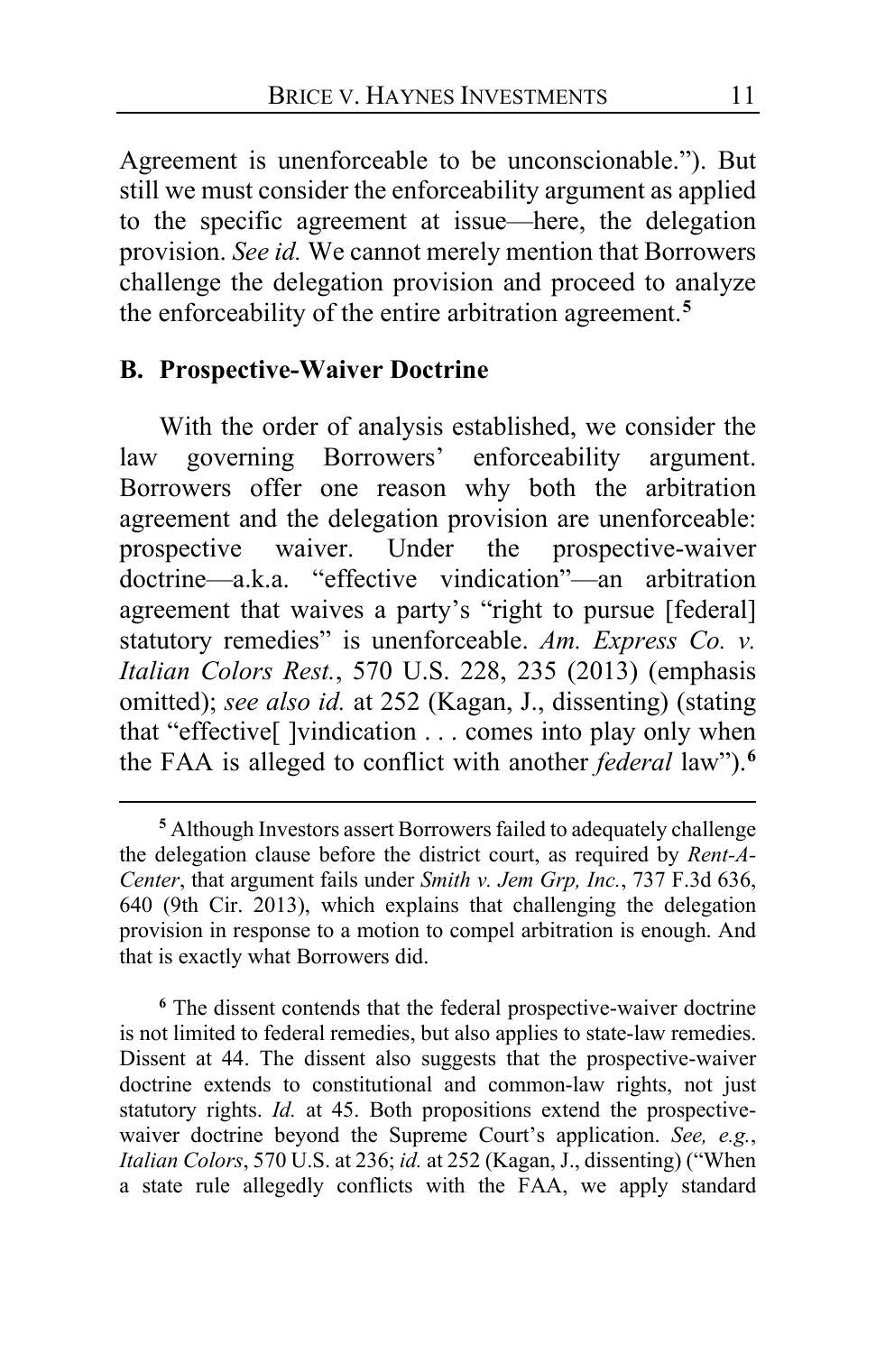Agreement is unenforceable to be unconscionable."). But still we must consider the enforceability argument as applied to the specific agreement at issue—here, the delegation provision. *See id.* We cannot merely mention that Borrowers challenge the delegation provision and proceed to analyze the enforceability of the entire arbitration agreement.[5]

### B. Prospective-Waiver Doctrine

With the order of analysis established, we consider the law governing Borrowers' enforceability argument. Borrowers offer one reason why both the arbitration agreement and the delegation provision are unenforceable: prospective waiver. Under the prospective-waiver doctrine—a.k.a. "effective vindication"—an arbitration agreement that waives a party's "right to pursue [federal] statutory remedies" is unenforceable. *Am. Express Co. v. Italian Colors Rest.*, 570 U.S. 228, 235 (2013) (emphasis omitted); *see also id.* at 252 (Kagan, J., dissenting) (stating that "effective[ ]vindication . . . comes into play only when the FAA is alleged to conflict with another *federal* law").[6]

---

[5] Although Investors assert Borrowers failed to adequately challenge the delegation clause before the district court, as required by *Rent-A-Center*, that argument fails under *Smith v. Jem Grp, Inc.*, 737 F.3d 636, 640 (9th Cir. 2013), which explains that challenging the delegation provision in response to a motion to compel arbitration is enough. And that is exactly what Borrowers did.

[6] The dissent contends that the federal prospective-waiver doctrine is not limited to federal remedies, but also applies to state-law remedies. Dissent at 44. The dissent also suggests that the prospective-waiver doctrine extends to constitutional and common-law rights, not just statutory rights. *Id.* at 45. Both propositions extend the prospective-waiver doctrine beyond the Supreme Court's application. *See, e.g.*, *Italian Colors*, 570 U.S. at 236; *id.* at 252 (Kagan, J., dissenting) ("When a state rule allegedly conflicts with the FAA, we apply standard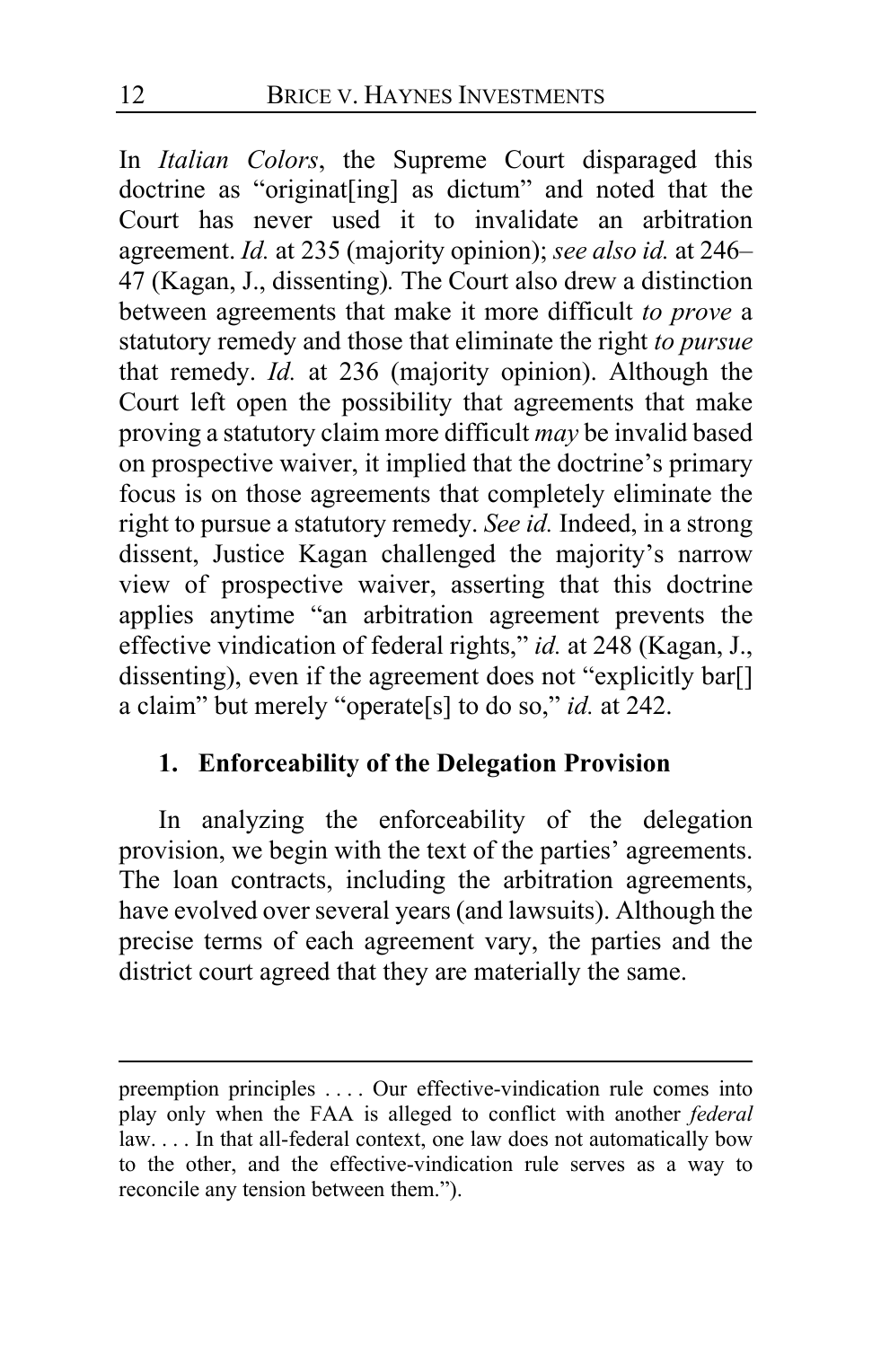In *Italian Colors*, the Supreme Court disparaged this doctrine as "originat[ing] as dictum" and noted that the Court has never used it to invalidate an arbitration agreement. *Id.* at 235 (majority opinion); *see also id.* at 246–47 (Kagan, J., dissenting). The Court also drew a distinction between agreements that make it more difficult *to prove* a statutory remedy and those that eliminate the right *to pursue* that remedy. *Id.* at 236 (majority opinion). Although the Court left open the possibility that agreements that make proving a statutory claim more difficult *may* be invalid based on prospective waiver, it implied that the doctrine's primary focus is on those agreements that completely eliminate the right to pursue a statutory remedy. *See id.* Indeed, in a strong dissent, Justice Kagan challenged the majority's narrow view of prospective waiver, asserting that this doctrine applies anytime "an arbitration agreement prevents the effective vindication of federal rights," *id.* at 248 (Kagan, J., dissenting), even if the agreement does not "explicitly bar[] a claim" but merely "operate[s] to do so," *id.* at 242.

### 1. Enforceability of the Delegation Provision

In analyzing the enforceability of the delegation provision, we begin with the text of the parties' agreements. The loan contracts, including the arbitration agreements, have evolved over several years (and lawsuits). Although the precise terms of each agreement vary, the parties and the district court agreed that they are materially the same.

---

preemption principles . . . . Our effective-vindication rule comes into play only when the FAA is alleged to conflict with another *federal* law. . . . In that all-federal context, one law does not automatically bow to the other, and the effective-vindication rule serves as a way to reconcile any tension between them.").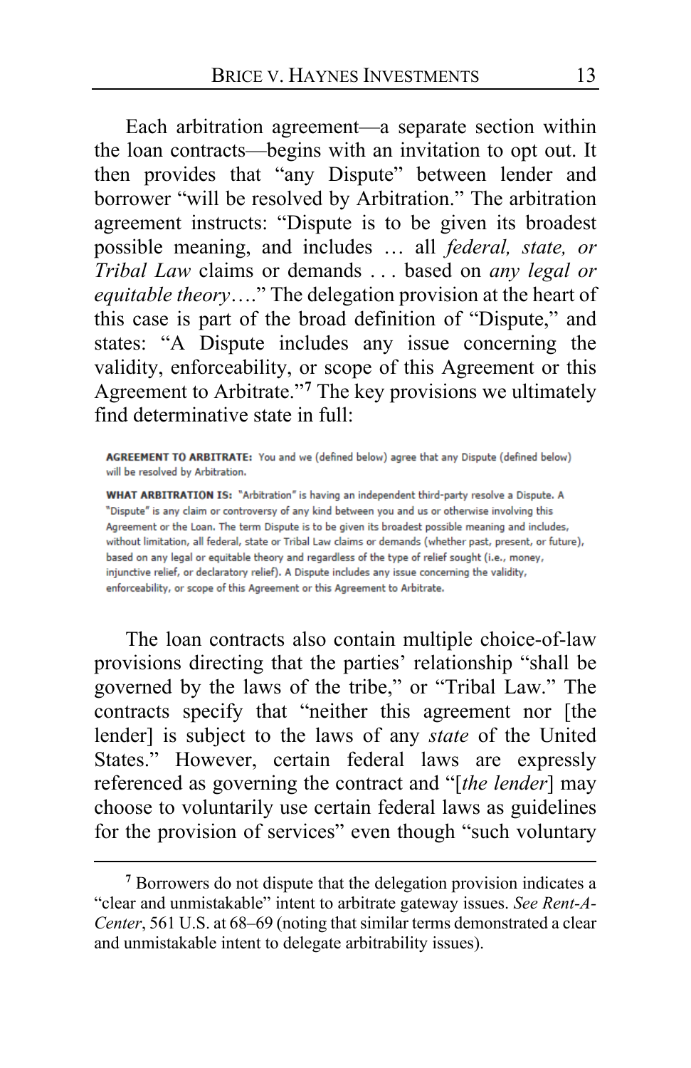Each arbitration agreement—a separate section within the loan contracts—begins with an invitation to opt out. It then provides that "any Dispute" between lender and borrower "will be resolved by Arbitration." The arbitration agreement instructs: "Dispute is to be given its broadest possible meaning, and includes … all *federal, state, or Tribal Law* claims or demands . . . based on *any legal or equitable theory*…." The delegation provision at the heart of this case is part of the broad definition of "Dispute," and states: "A Dispute includes any issue concerning the validity, enforceability, or scope of this Agreement or this Agreement to Arbitrate."[7] The key provisions we ultimately find determinative state in full:

> **AGREEMENT TO ARBITRATE:** You and we (defined below) agree that any Dispute (defined below) will be resolved by Arbitration.
>
> **WHAT ARBITRATION IS:** "Arbitration" is having an independent third-party resolve a Dispute. A "Dispute" is any claim or controversy of any kind between you and us or otherwise involving this Agreement or the Loan. The term Dispute is to be given its broadest possible meaning and includes, without limitation, all federal, state or Tribal Law claims or demands (whether past, present, or future), based on any legal or equitable theory and regardless of the type of relief sought (i.e., money, injunctive relief, or declaratory relief). A Dispute includes any issue concerning the validity, enforceability, or scope of this Agreement or this Agreement to Arbitrate.

The loan contracts also contain multiple choice-of-law provisions directing that the parties' relationship "shall be governed by the laws of the tribe," or "Tribal Law." The contracts specify that "neither this agreement nor [the lender] is subject to the laws of any *state* of the United States." However, certain federal laws are expressly referenced as governing the contract and "[*the lender*] may choose to voluntarily use certain federal laws as guidelines for the provision of services" even though "such voluntary

---

[7] Borrowers do not dispute that the delegation provision indicates a "clear and unmistakable" intent to arbitrate gateway issues. *See Rent-A-Center*, 561 U.S. at 68–69 (noting that similar terms demonstrated a clear and unmistakable intent to delegate arbitrability issues).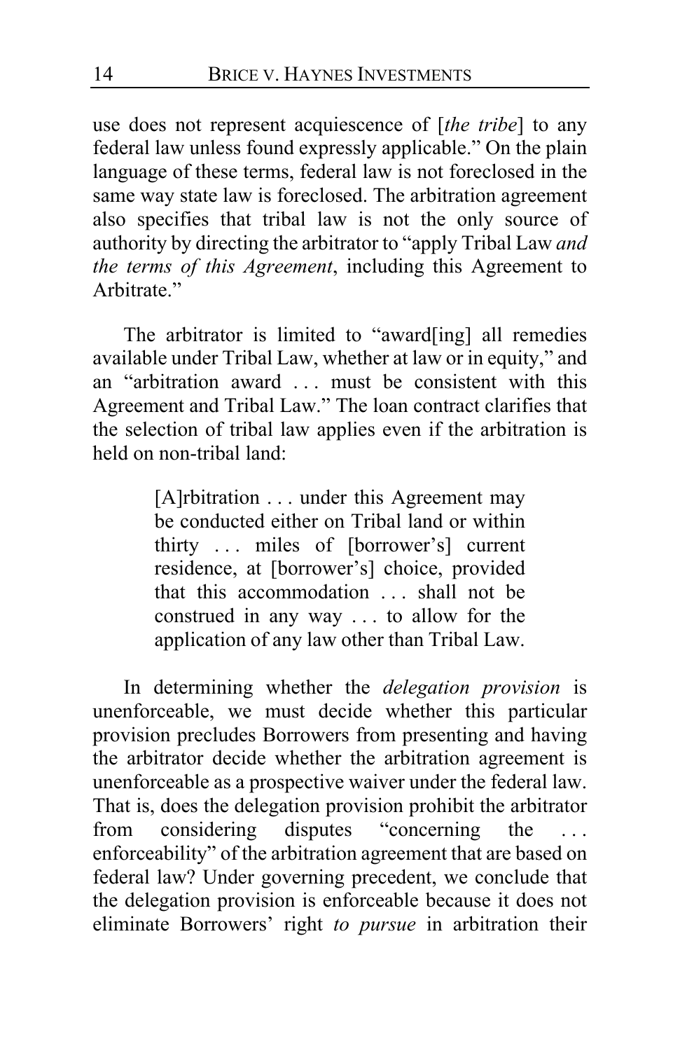use does not represent acquiescence of [*the tribe*] to any federal law unless found expressly applicable." On the plain language of these terms, federal law is not foreclosed in the same way state law is foreclosed. The arbitration agreement also specifies that tribal law is not the only source of authority by directing the arbitrator to "apply Tribal Law *and the terms of this Agreement*, including this Agreement to Arbitrate."

The arbitrator is limited to "award[ing] all remedies available under Tribal Law, whether at law or in equity," and an "arbitration award . . . must be consistent with this Agreement and Tribal Law." The loan contract clarifies that the selection of tribal law applies even if the arbitration is held on non-tribal land:

> [A]rbitration . . . under this Agreement may be conducted either on Tribal land or within thirty . . . miles of [borrower's] current residence, at [borrower's] choice, provided that this accommodation . . . shall not be construed in any way . . . to allow for the application of any law other than Tribal Law.

In determining whether the *delegation provision* is unenforceable, we must decide whether this particular provision precludes Borrowers from presenting and having the arbitrator decide whether the arbitration agreement is unenforceable as a prospective waiver under the federal law. That is, does the delegation provision prohibit the arbitrator from considering disputes "concerning the . . . enforceability" of the arbitration agreement that are based on federal law? Under governing precedent, we conclude that the delegation provision is enforceable because it does not eliminate Borrowers' right *to pursue* in arbitration their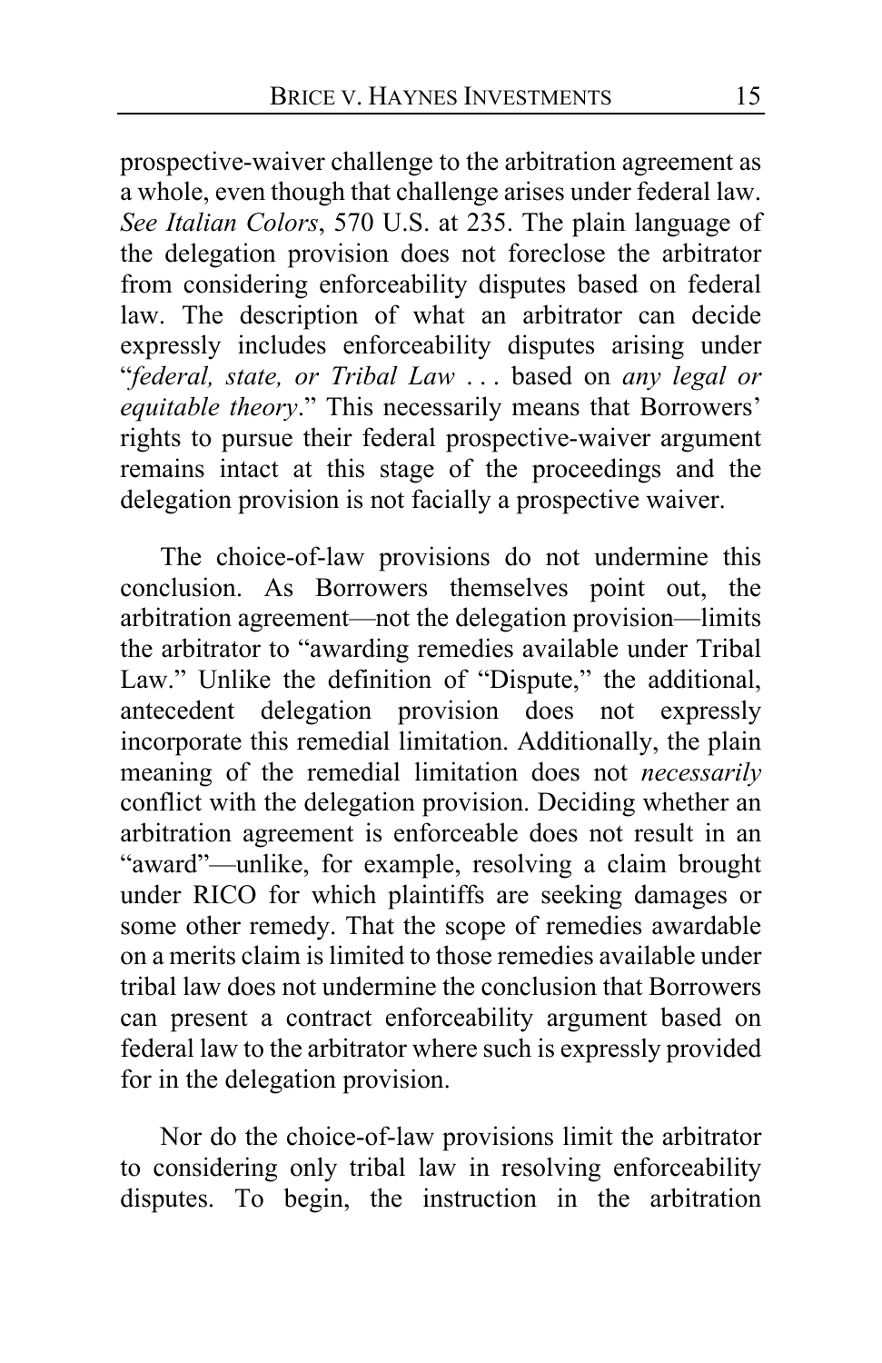prospective-waiver challenge to the arbitration agreement as a whole, even though that challenge arises under federal law. *See Italian Colors*, 570 U.S. at 235. The plain language of the delegation provision does not foreclose the arbitrator from considering enforceability disputes based on federal law. The description of what an arbitrator can decide expressly includes enforceability disputes arising under "*federal, state, or Tribal Law* . . . based on *any legal or equitable theory*." This necessarily means that Borrowers' rights to pursue their federal prospective-waiver argument remains intact at this stage of the proceedings and the delegation provision is not facially a prospective waiver.

The choice-of-law provisions do not undermine this conclusion. As Borrowers themselves point out, the arbitration agreement—not the delegation provision—limits the arbitrator to "awarding remedies available under Tribal Law." Unlike the definition of "Dispute," the additional, antecedent delegation provision does not expressly incorporate this remedial limitation. Additionally, the plain meaning of the remedial limitation does not *necessarily* conflict with the delegation provision. Deciding whether an arbitration agreement is enforceable does not result in an "award"—unlike, for example, resolving a claim brought under RICO for which plaintiffs are seeking damages or some other remedy. That the scope of remedies awardable on a merits claim is limited to those remedies available under tribal law does not undermine the conclusion that Borrowers can present a contract enforceability argument based on federal law to the arbitrator where such is expressly provided for in the delegation provision.

Nor do the choice-of-law provisions limit the arbitrator to considering only tribal law in resolving enforceability disputes. To begin, the instruction in the arbitration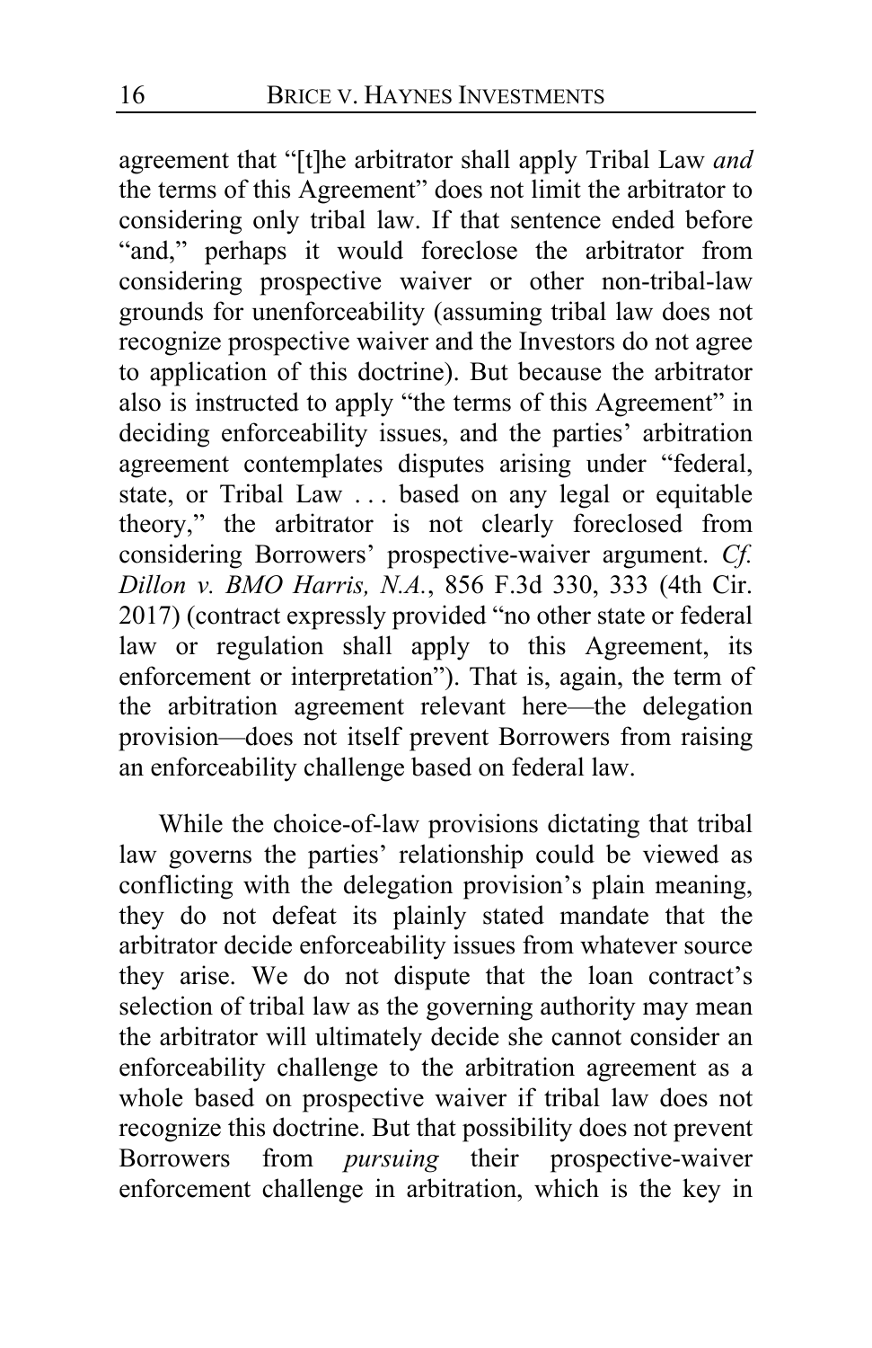agreement that "[t]he arbitrator shall apply Tribal Law *and* the terms of this Agreement" does not limit the arbitrator to considering only tribal law. If that sentence ended before "and," perhaps it would foreclose the arbitrator from considering prospective waiver or other non-tribal-law grounds for unenforceability (assuming tribal law does not recognize prospective waiver and the Investors do not agree to application of this doctrine). But because the arbitrator also is instructed to apply "the terms of this Agreement" in deciding enforceability issues, and the parties' arbitration agreement contemplates disputes arising under "federal, state, or Tribal Law . . . based on any legal or equitable theory," the arbitrator is not clearly foreclosed from considering Borrowers' prospective-waiver argument. *Cf. Dillon v. BMO Harris, N.A.*, 856 F.3d 330, 333 (4th Cir. 2017) (contract expressly provided "no other state or federal law or regulation shall apply to this Agreement, its enforcement or interpretation"). That is, again, the term of the arbitration agreement relevant here—the delegation provision—does not itself prevent Borrowers from raising an enforceability challenge based on federal law.

While the choice-of-law provisions dictating that tribal law governs the parties' relationship could be viewed as conflicting with the delegation provision's plain meaning, they do not defeat its plainly stated mandate that the arbitrator decide enforceability issues from whatever source they arise. We do not dispute that the loan contract's selection of tribal law as the governing authority may mean the arbitrator will ultimately decide she cannot consider an enforceability challenge to the arbitration agreement as a whole based on prospective waiver if tribal law does not recognize this doctrine. But that possibility does not prevent Borrowers from *pursuing* their prospective-waiver enforcement challenge in arbitration, which is the key in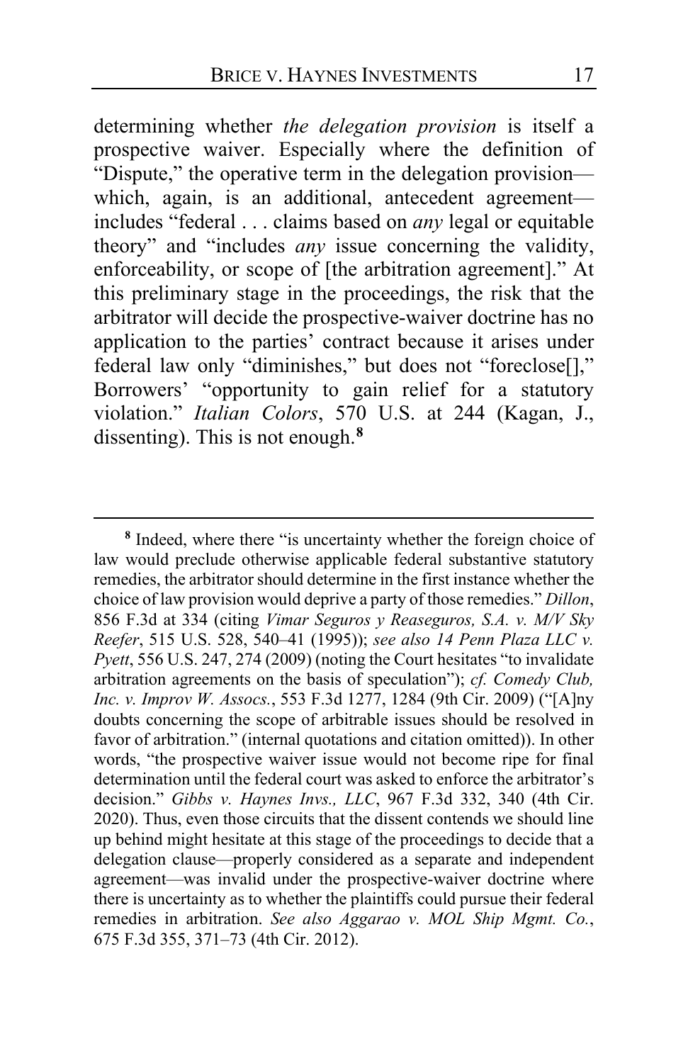determining whether *the delegation provision* is itself a prospective waiver. Especially where the definition of "Dispute," the operative term in the delegation provision—which, again, is an additional, antecedent agreement—includes "federal . . . claims based on *any* legal or equitable theory" and "includes *any* issue concerning the validity, enforceability, or scope of [the arbitration agreement]." At this preliminary stage in the proceedings, the risk that the arbitrator will decide the prospective-waiver doctrine has no application to the parties' contract because it arises under federal law only "diminishes," but does not "foreclose[]," Borrowers' "opportunity to gain relief for a statutory violation." *Italian Colors*, 570 U.S. at 244 (Kagan, J., dissenting). This is not enough.[8]

---

[8] Indeed, where there "is uncertainty whether the foreign choice of law would preclude otherwise applicable federal substantive statutory remedies, the arbitrator should determine in the first instance whether the choice of law provision would deprive a party of those remedies." *Dillon*, 856 F.3d at 334 (citing *Vimar Seguros y Reaseguros, S.A. v. M/V Sky Reefer*, 515 U.S. 528, 540–41 (1995)); *see also 14 Penn Plaza LLC v. Pyett*, 556 U.S. 247, 274 (2009) (noting the Court hesitates "to invalidate arbitration agreements on the basis of speculation"); *cf. Comedy Club, Inc. v. Improv W. Assocs.*, 553 F.3d 1277, 1284 (9th Cir. 2009) ("[A]ny doubts concerning the scope of arbitrable issues should be resolved in favor of arbitration." (internal quotations and citation omitted)). In other words, "the prospective waiver issue would not become ripe for final determination until the federal court was asked to enforce the arbitrator's decision." *Gibbs v. Haynes Invs., LLC*, 967 F.3d 332, 340 (4th Cir. 2020). Thus, even those circuits that the dissent contends we should line up behind might hesitate at this stage of the proceedings to decide that a delegation clause—properly considered as a separate and independent agreement—was invalid under the prospective-waiver doctrine where there is uncertainty as to whether the plaintiffs could pursue their federal remedies in arbitration. *See also Aggarao v. MOL Ship Mgmt. Co.*, 675 F.3d 355, 371–73 (4th Cir. 2012).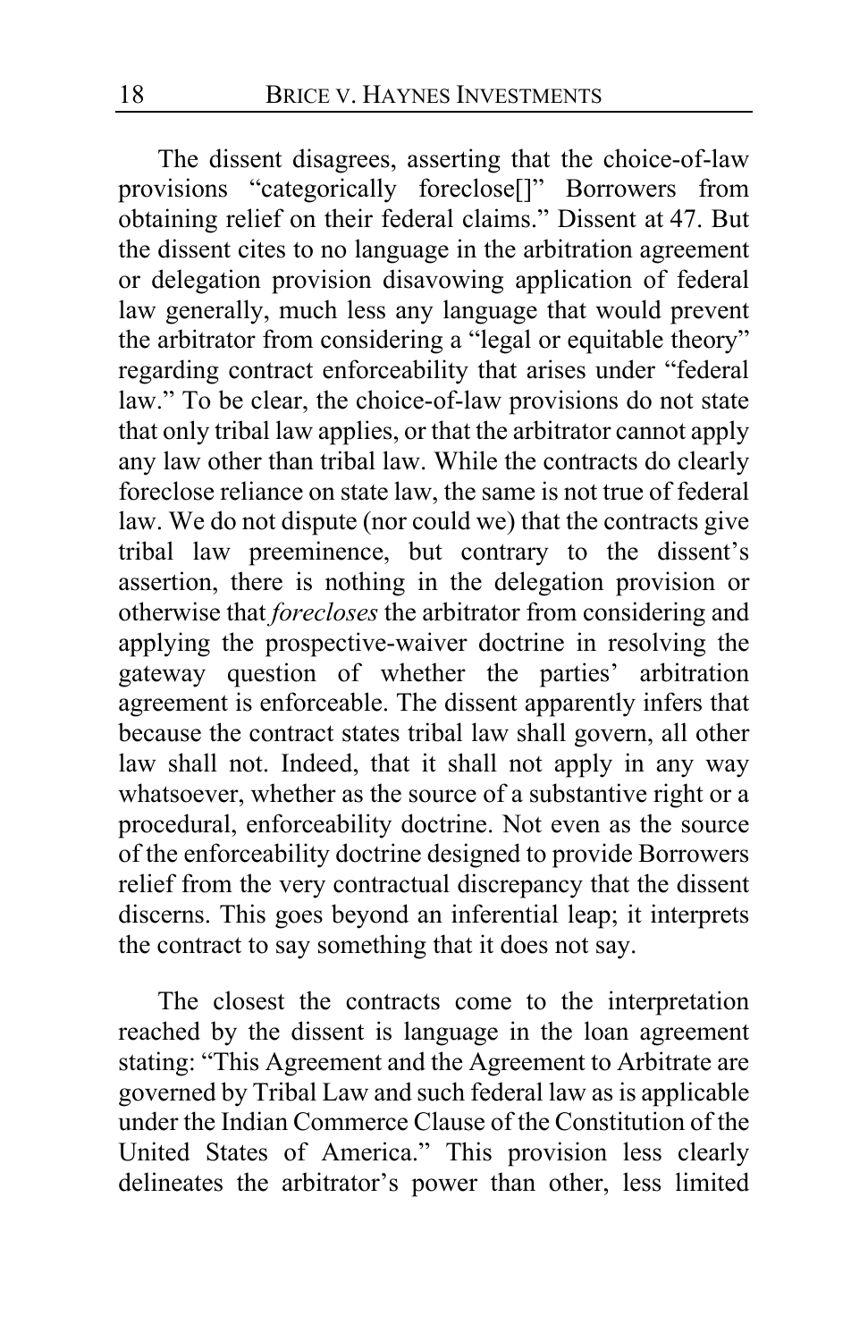The dissent disagrees, asserting that the choice-of-law provisions "categorically foreclose[]" Borrowers from obtaining relief on their federal claims." Dissent at 47. But the dissent cites to no language in the arbitration agreement or delegation provision disavowing application of federal law generally, much less any language that would prevent the arbitrator from considering a "legal or equitable theory" regarding contract enforceability that arises under "federal law." To be clear, the choice-of-law provisions do not state that only tribal law applies, or that the arbitrator cannot apply any law other than tribal law. While the contracts do clearly foreclose reliance on state law, the same is not true of federal law. We do not dispute (nor could we) that the contracts give tribal law preeminence, but contrary to the dissent's assertion, there is nothing in the delegation provision or otherwise that *forecloses* the arbitrator from considering and applying the prospective-waiver doctrine in resolving the gateway question of whether the parties' arbitration agreement is enforceable. The dissent apparently infers that because the contract states tribal law shall govern, all other law shall not. Indeed, that it shall not apply in any way whatsoever, whether as the source of a substantive right or a procedural, enforceability doctrine. Not even as the source of the enforceability doctrine designed to provide Borrowers relief from the very contractual discrepancy that the dissent discerns. This goes beyond an inferential leap; it interprets the contract to say something that it does not say.

The closest the contracts come to the interpretation reached by the dissent is language in the loan agreement stating: "This Agreement and the Agreement to Arbitrate are governed by Tribal Law and such federal law as is applicable under the Indian Commerce Clause of the Constitution of the United States of America." This provision less clearly delineates the arbitrator's power than other, less limited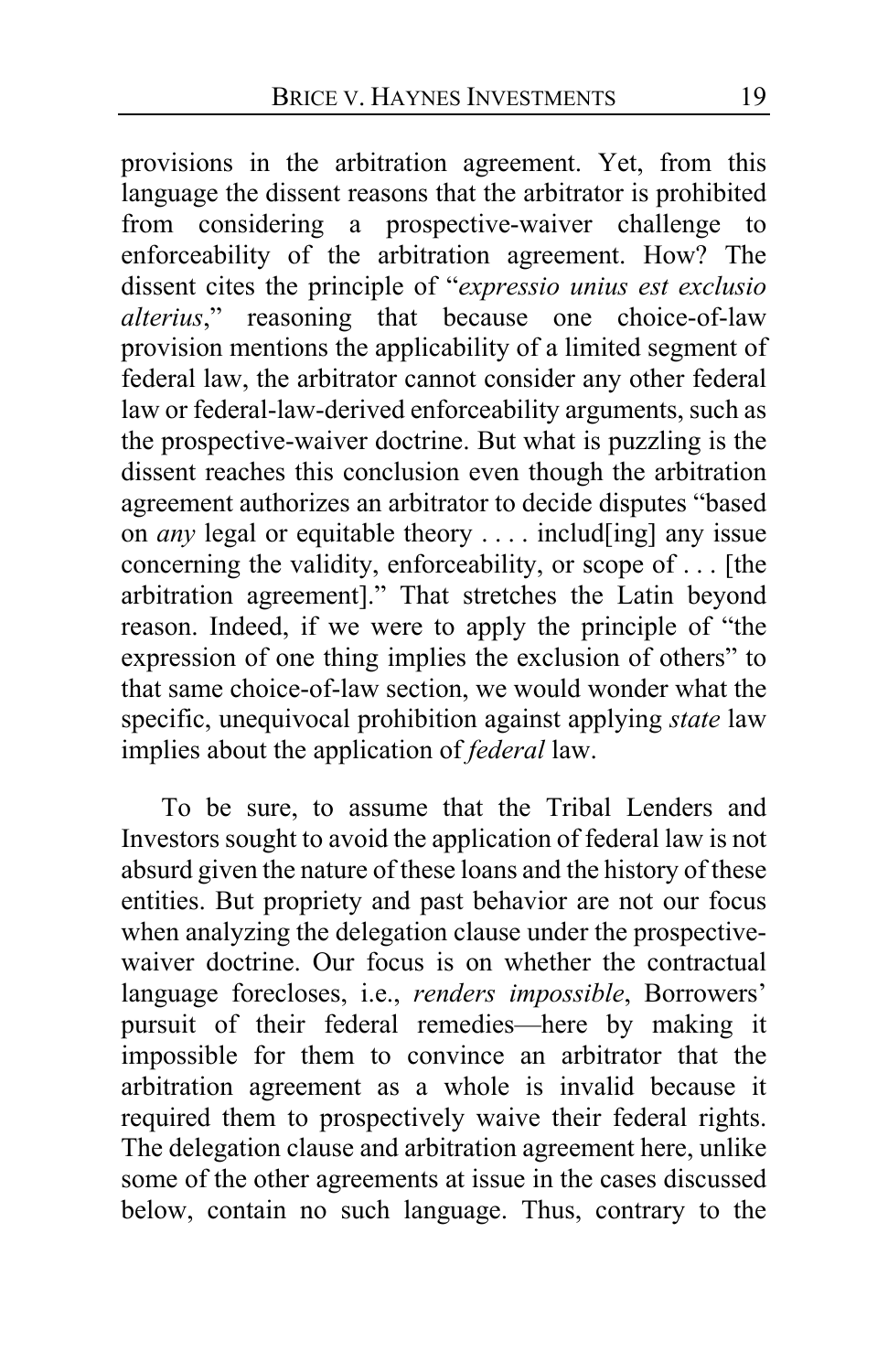provisions in the arbitration agreement. Yet, from this language the dissent reasons that the arbitrator is prohibited from considering a prospective-waiver challenge to enforceability of the arbitration agreement. How? The dissent cites the principle of "*expressio unius est exclusio alterius*," reasoning that because one choice-of-law provision mentions the applicability of a limited segment of federal law, the arbitrator cannot consider any other federal law or federal-law-derived enforceability arguments, such as the prospective-waiver doctrine. But what is puzzling is the dissent reaches this conclusion even though the arbitration agreement authorizes an arbitrator to decide disputes "based on *any* legal or equitable theory . . . . includ[ing] any issue concerning the validity, enforceability, or scope of . . . [the arbitration agreement]." That stretches the Latin beyond reason. Indeed, if we were to apply the principle of "the expression of one thing implies the exclusion of others" to that same choice-of-law section, we would wonder what the specific, unequivocal prohibition against applying *state* law implies about the application of *federal* law.

To be sure, to assume that the Tribal Lenders and Investors sought to avoid the application of federal law is not absurd given the nature of these loans and the history of these entities. But propriety and past behavior are not our focus when analyzing the delegation clause under the prospective-waiver doctrine. Our focus is on whether the contractual language forecloses, i.e., *renders impossible*, Borrowers' pursuit of their federal remedies—here by making it impossible for them to convince an arbitrator that the arbitration agreement as a whole is invalid because it required them to prospectively waive their federal rights. The delegation clause and arbitration agreement here, unlike some of the other agreements at issue in the cases discussed below, contain no such language. Thus, contrary to the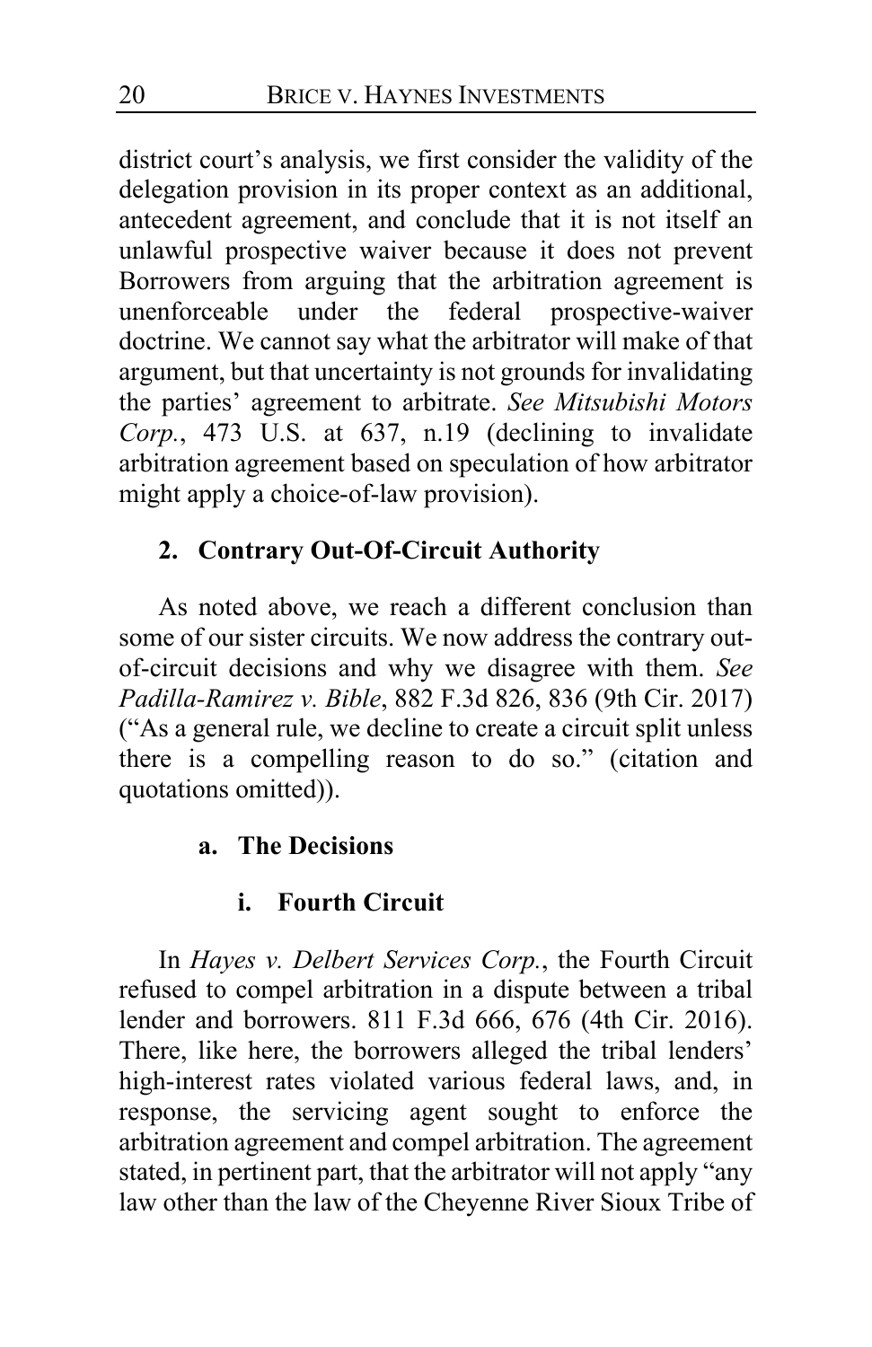district court's analysis, we first consider the validity of the delegation provision in its proper context as an additional, antecedent agreement, and conclude that it is not itself an unlawful prospective waiver because it does not prevent Borrowers from arguing that the arbitration agreement is unenforceable under the federal prospective-waiver doctrine. We cannot say what the arbitrator will make of that argument, but that uncertainty is not grounds for invalidating the parties' agreement to arbitrate. *See Mitsubishi Motors Corp.*, 473 U.S. at 637, n.19 (declining to invalidate arbitration agreement based on speculation of how arbitrator might apply a choice-of-law provision).

### 2. Contrary Out-Of-Circuit Authority

As noted above, we reach a different conclusion than some of our sister circuits. We now address the contrary out-of-circuit decisions and why we disagree with them. *See Padilla-Ramirez v. Bible*, 882 F.3d 826, 836 (9th Cir. 2017) ("As a general rule, we decline to create a circuit split unless there is a compelling reason to do so." (citation and quotations omitted)).

#### a. The Decisions

##### i. Fourth Circuit

In *Hayes v. Delbert Services Corp.*, the Fourth Circuit refused to compel arbitration in a dispute between a tribal lender and borrowers. 811 F.3d 666, 676 (4th Cir. 2016). There, like here, the borrowers alleged the tribal lenders' high-interest rates violated various federal laws, and, in response, the servicing agent sought to enforce the arbitration agreement and compel arbitration. The agreement stated, in pertinent part, that the arbitrator will not apply "any law other than the law of the Cheyenne River Sioux Tribe of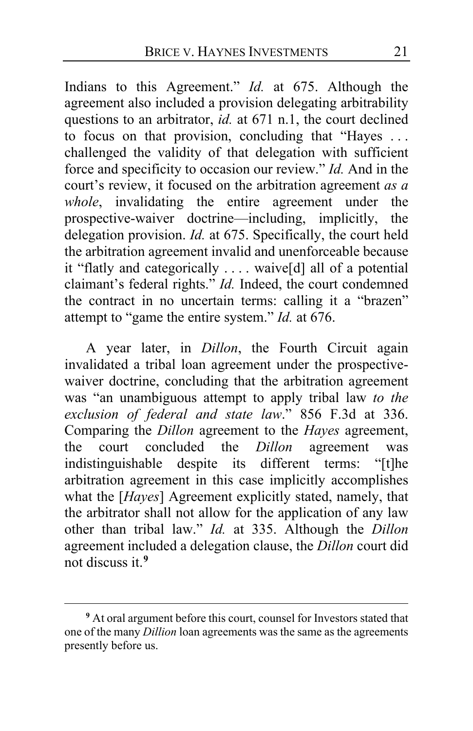Indians to this Agreement." *Id.* at 675. Although the agreement also included a provision delegating arbitrability questions to an arbitrator, *id.* at 671 n.1, the court declined to focus on that provision, concluding that "Hayes . . . challenged the validity of that delegation with sufficient force and specificity to occasion our review." *Id.* And in the court's review, it focused on the arbitration agreement *as a whole*, invalidating the entire agreement under the prospective-waiver doctrine—including, implicitly, the delegation provision. *Id.* at 675. Specifically, the court held the arbitration agreement invalid and unenforceable because it "flatly and categorically . . . . waive[d] all of a potential claimant's federal rights." *Id.* Indeed, the court condemned the contract in no uncertain terms: calling it a "brazen" attempt to "game the entire system." *Id.* at 676.

A year later, in *Dillon*, the Fourth Circuit again invalidated a tribal loan agreement under the prospective-waiver doctrine, concluding that the arbitration agreement was "an unambiguous attempt to apply tribal law *to the exclusion of federal and state law*." 856 F.3d at 336. Comparing the *Dillon* agreement to the *Hayes* agreement, the court concluded the *Dillon* agreement was indistinguishable despite its different terms: "[t]he arbitration agreement in this case implicitly accomplishes what the [*Hayes*] Agreement explicitly stated, namely, that the arbitrator shall not allow for the application of any law other than tribal law." *Id.* at 335. Although the *Dillon* agreement included a delegation clause, the *Dillon* court did not discuss it.[9]

[9] At oral argument before this court, counsel for Investors stated that one of the many *Dillion* loan agreements was the same as the agreements presently before us.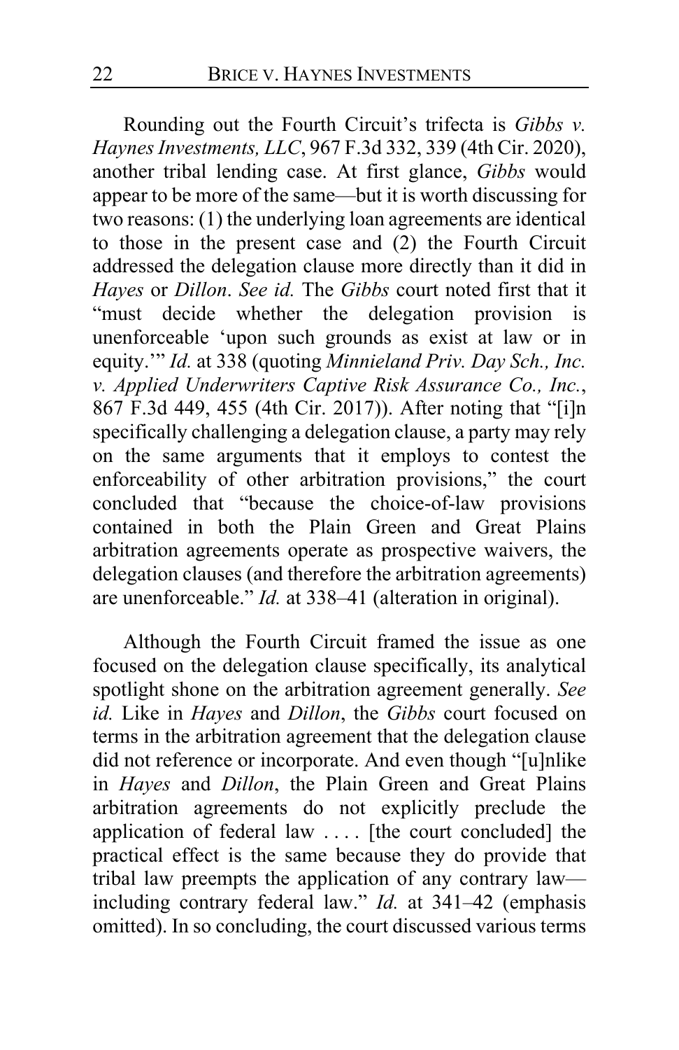Rounding out the Fourth Circuit's trifecta is *Gibbs v. Haynes Investments, LLC*, 967 F.3d 332, 339 (4th Cir. 2020), another tribal lending case. At first glance, *Gibbs* would appear to be more of the same—but it is worth discussing for two reasons: (1) the underlying loan agreements are identical to those in the present case and (2) the Fourth Circuit addressed the delegation clause more directly than it did in *Hayes* or *Dillon*. *See id.* The *Gibbs* court noted first that it "must decide whether the delegation provision is unenforceable 'upon such grounds as exist at law or in equity.'" *Id.* at 338 (quoting *Minnieland Priv. Day Sch., Inc. v. Applied Underwriters Captive Risk Assurance Co., Inc.*, 867 F.3d 449, 455 (4th Cir. 2017)). After noting that "[i]n specifically challenging a delegation clause, a party may rely on the same arguments that it employs to contest the enforceability of other arbitration provisions," the court concluded that "because the choice-of-law provisions contained in both the Plain Green and Great Plains arbitration agreements operate as prospective waivers, the delegation clauses (and therefore the arbitration agreements) are unenforceable." *Id.* at 338–41 (alteration in original).

Although the Fourth Circuit framed the issue as one focused on the delegation clause specifically, its analytical spotlight shone on the arbitration agreement generally. *See id.* Like in *Hayes* and *Dillon*, the *Gibbs* court focused on terms in the arbitration agreement that the delegation clause did not reference or incorporate. And even though "[u]nlike in *Hayes* and *Dillon*, the Plain Green and Great Plains arbitration agreements do not explicitly preclude the application of federal law . . . . [the court concluded] the practical effect is the same because they do provide that tribal law preempts the application of any contrary law—including contrary federal law." *Id.* at 341–42 (emphasis omitted). In so concluding, the court discussed various terms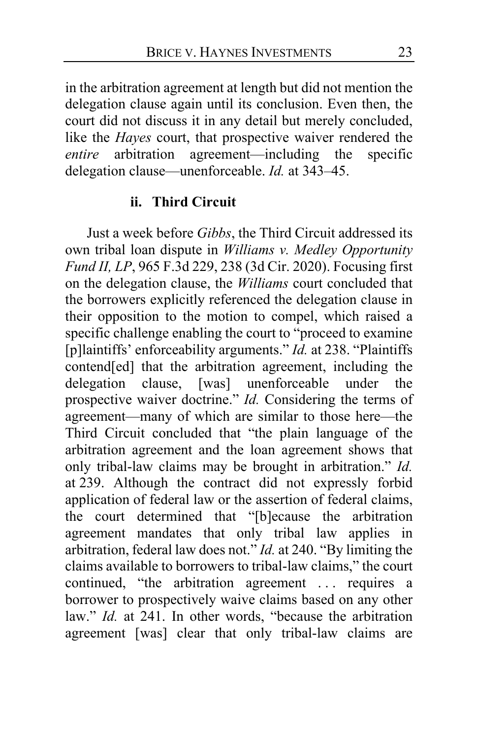in the arbitration agreement at length but did not mention the delegation clause again until its conclusion. Even then, the court did not discuss it in any detail but merely concluded, like the *Hayes* court, that prospective waiver rendered the *entire* arbitration agreement—including the specific delegation clause—unenforceable. *Id.* at 343–45.

#### ii. Third Circuit

Just a week before *Gibbs*, the Third Circuit addressed its own tribal loan dispute in *Williams v. Medley Opportunity Fund II, LP*, 965 F.3d 229, 238 (3d Cir. 2020). Focusing first on the delegation clause, the *Williams* court concluded that the borrowers explicitly referenced the delegation clause in their opposition to the motion to compel, which raised a specific challenge enabling the court to "proceed to examine [p]laintiffs' enforceability arguments." *Id.* at 238. "Plaintiffs contend[ed] that the arbitration agreement, including the delegation clause, [was] unenforceable under the prospective waiver doctrine." *Id.* Considering the terms of agreement—many of which are similar to those here—the Third Circuit concluded that "the plain language of the arbitration agreement and the loan agreement shows that only tribal-law claims may be brought in arbitration." *Id.* at 239. Although the contract did not expressly forbid application of federal law or the assertion of federal claims, the court determined that "[b]ecause the arbitration agreement mandates that only tribal law applies in arbitration, federal law does not." *Id.* at 240. "By limiting the claims available to borrowers to tribal-law claims," the court continued, "the arbitration agreement . . . requires a borrower to prospectively waive claims based on any other law." *Id.* at 241. In other words, "because the arbitration agreement [was] clear that only tribal-law claims are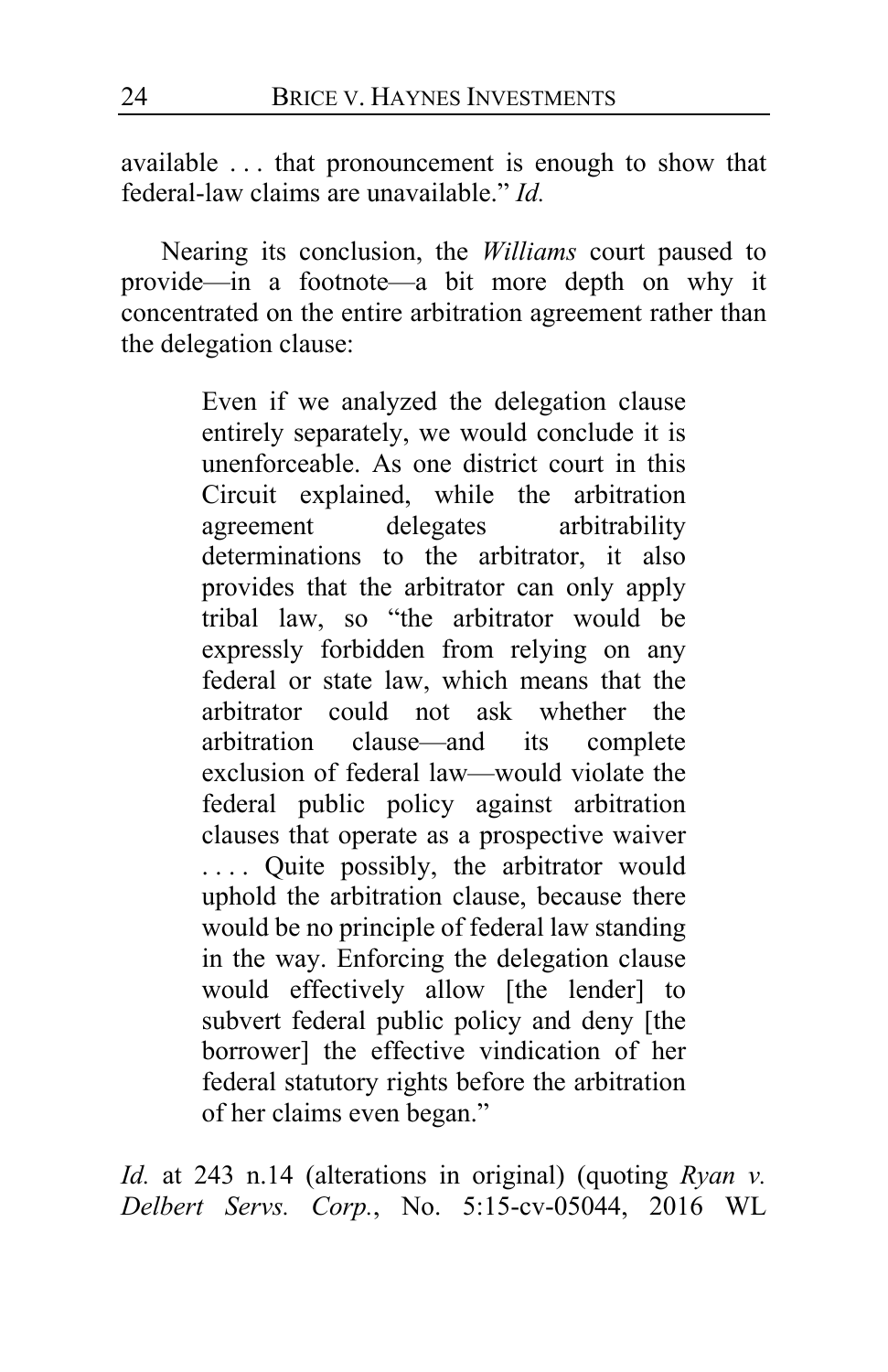available . . . that pronouncement is enough to show that federal-law claims are unavailable." *Id.*

Nearing its conclusion, the *Williams* court paused to provide—in a footnote—a bit more depth on why it concentrated on the entire arbitration agreement rather than the delegation clause:

> Even if we analyzed the delegation clause entirely separately, we would conclude it is unenforceable. As one district court in this Circuit explained, while the arbitration agreement delegates arbitrability determinations to the arbitrator, it also provides that the arbitrator can only apply tribal law, so "the arbitrator would be expressly forbidden from relying on any federal or state law, which means that the arbitrator could not ask whether the arbitration clause—and its complete exclusion of federal law—would violate the federal public policy against arbitration clauses that operate as a prospective waiver . . . . Quite possibly, the arbitrator would uphold the arbitration clause, because there would be no principle of federal law standing in the way. Enforcing the delegation clause would effectively allow [the lender] to subvert federal public policy and deny [the borrower] the effective vindication of her federal statutory rights before the arbitration of her claims even began."

*Id.* at 243 n.14 (alterations in original) (quoting *Ryan v. Delbert Servs. Corp.*, No. 5:15-cv-05044, 2016 WL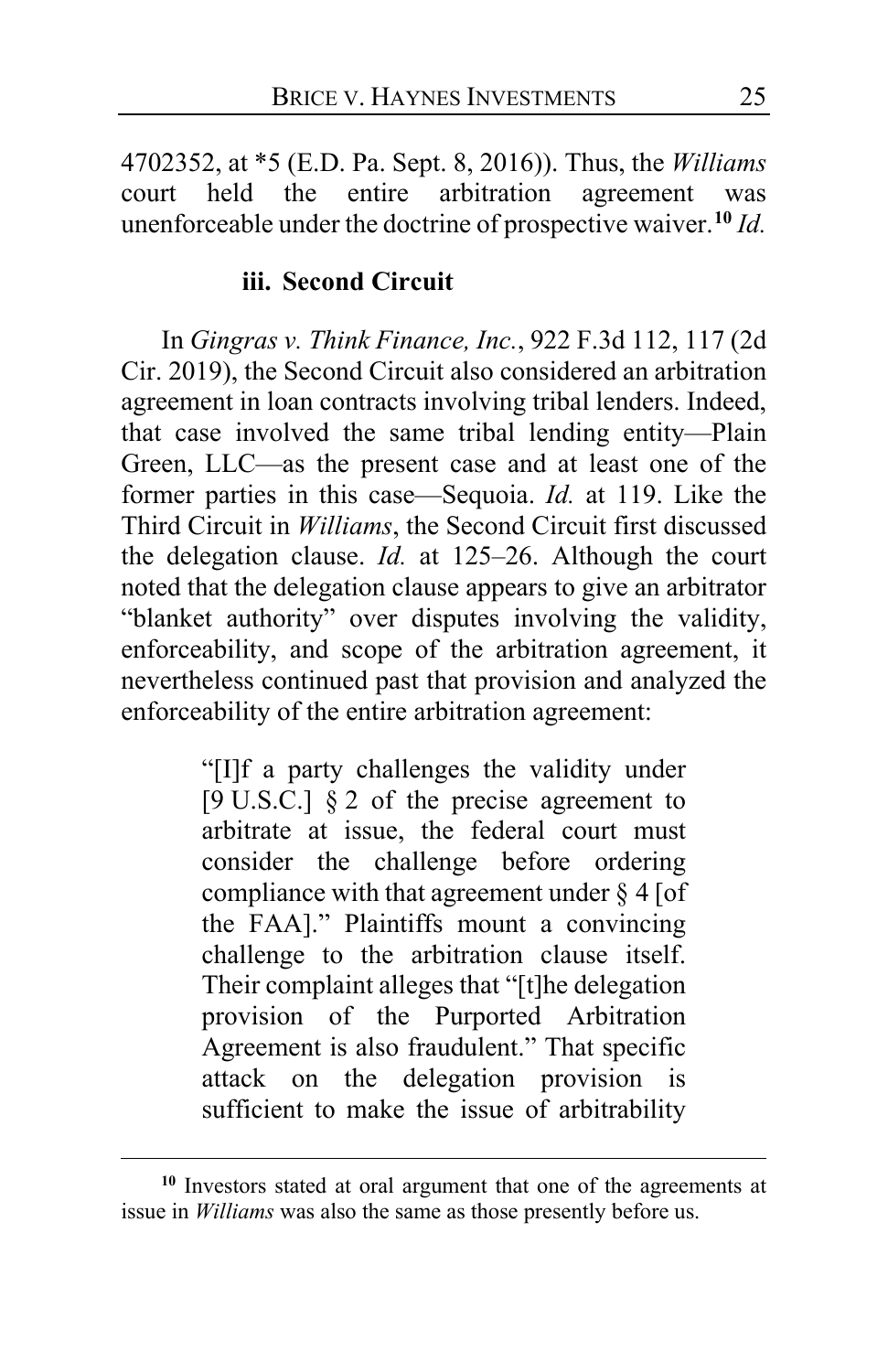4702352, at *5 (E.D. Pa. Sept. 8, 2016)). Thus, the *Williams* court held the entire arbitration agreement was unenforceable under the doctrine of prospective waiver.[10] *Id.*

### iii. Second Circuit

In *Gingras v. Think Finance, Inc.*, 922 F.3d 112, 117 (2d Cir. 2019), the Second Circuit also considered an arbitration agreement in loan contracts involving tribal lenders. Indeed, that case involved the same tribal lending entity—Plain Green, LLC—as the present case and at least one of the former parties in this case—Sequoia. *Id.* at 119. Like the Third Circuit in *Williams*, the Second Circuit first discussed the delegation clause. *Id.* at 125–26. Although the court noted that the delegation clause appears to give an arbitrator "blanket authority" over disputes involving the validity, enforceability, and scope of the arbitration agreement, it nevertheless continued past that provision and analyzed the enforceability of the entire arbitration agreement:

> "[I]f a party challenges the validity under [9 U.S.C.] § 2 of the precise agreement to arbitrate at issue, the federal court must consider the challenge before ordering compliance with that agreement under § 4 [of the FAA]." Plaintiffs mount a convincing challenge to the arbitration clause itself. Their complaint alleges that "[t]he delegation provision of the Purported Arbitration Agreement is also fraudulent." That specific attack on the delegation provision is sufficient to make the issue of arbitrability

---

[10] Investors stated at oral argument that one of the agreements at issue in *Williams* was also the same as those presently before us.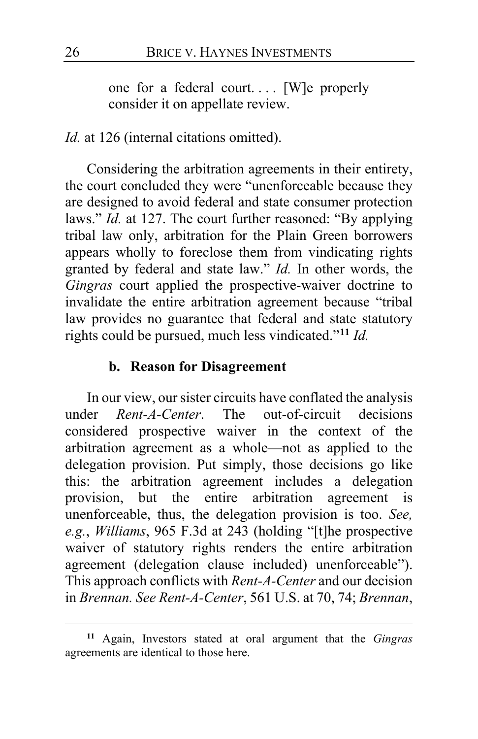> one for a federal court. . . . [W]e properly consider it on appellate review.

*Id.* at 126 (internal citations omitted).

Considering the arbitration agreements in their entirety, the court concluded they were "unenforceable because they are designed to avoid federal and state consumer protection laws." *Id.* at 127. The court further reasoned: "By applying tribal law only, arbitration for the Plain Green borrowers appears wholly to foreclose them from vindicating rights granted by federal and state law." *Id.* In other words, the *Gingras* court applied the prospective-waiver doctrine to invalidate the entire arbitration agreement because "tribal law provides no guarantee that federal and state statutory rights could be pursued, much less vindicated."[11] *Id.*

#### b. Reason for Disagreement

In our view, our sister circuits have conflated the analysis under *Rent-A-Center*. The out-of-circuit decisions considered prospective waiver in the context of the arbitration agreement as a whole—not as applied to the delegation provision. Put simply, those decisions go like this: the arbitration agreement includes a delegation provision, but the entire arbitration agreement is unenforceable, thus, the delegation provision is too. *See, e.g.*, *Williams*, 965 F.3d at 243 (holding "[t]he prospective waiver of statutory rights renders the entire arbitration agreement (delegation clause included) unenforceable"). This approach conflicts with *Rent-A-Center* and our decision in *Brennan*. *See Rent-A-Center*, 561 U.S. at 70, 74; *Brennan*,

[11] Again, Investors stated at oral argument that the *Gingras* agreements are identical to those here.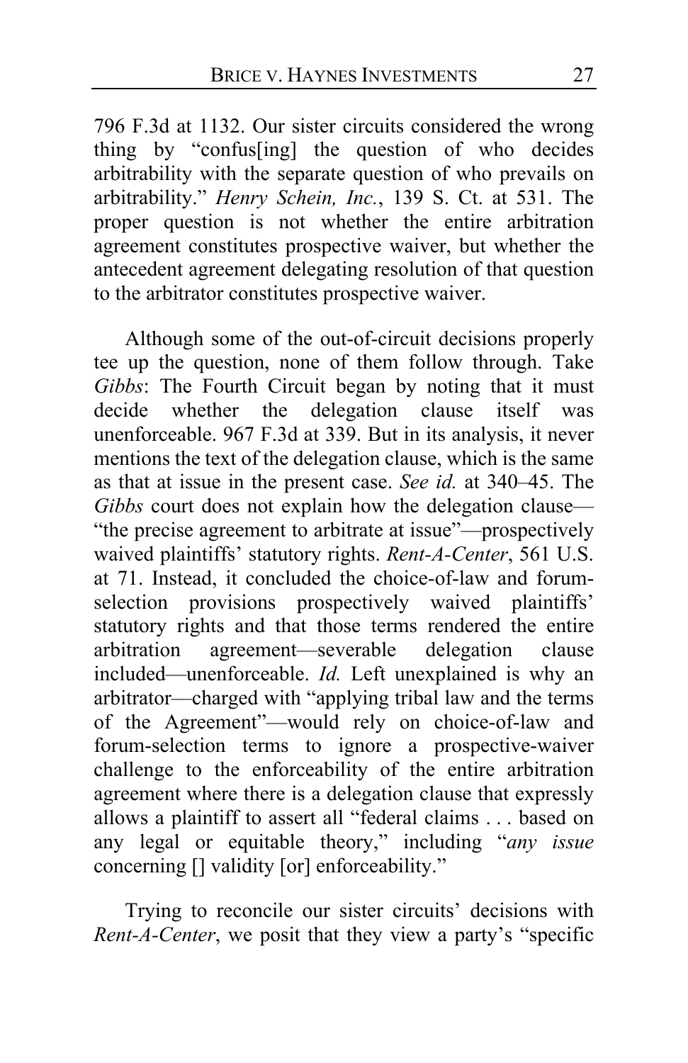796 F.3d at 1132. Our sister circuits considered the wrong thing by "confus[ing] the question of who decides arbitrability with the separate question of who prevails on arbitrability." *Henry Schein, Inc.*, 139 S. Ct. at 531. The proper question is not whether the entire arbitration agreement constitutes prospective waiver, but whether the antecedent agreement delegating resolution of that question to the arbitrator constitutes prospective waiver.

Although some of the out-of-circuit decisions properly tee up the question, none of them follow through. Take *Gibbs*: The Fourth Circuit began by noting that it must decide whether the delegation clause itself was unenforceable. 967 F.3d at 339. But in its analysis, it never mentions the text of the delegation clause, which is the same as that at issue in the present case. *See id.* at 340–45. The *Gibbs* court does not explain how the delegation clause—"the precise agreement to arbitrate at issue"—prospectively waived plaintiffs' statutory rights. *Rent-A-Center*, 561 U.S. at 71. Instead, it concluded the choice-of-law and forum-selection provisions prospectively waived plaintiffs' statutory rights and that those terms rendered the entire arbitration agreement—severable delegation clause included—unenforceable. *Id.* Left unexplained is why an arbitrator—charged with "applying tribal law and the terms of the Agreement"—would rely on choice-of-law and forum-selection terms to ignore a prospective-waiver challenge to the enforceability of the entire arbitration agreement where there is a delegation clause that expressly allows a plaintiff to assert all "federal claims . . . based on any legal or equitable theory," including "*any issue* concerning [] validity [or] enforceability."

Trying to reconcile our sister circuits' decisions with *Rent-A-Center*, we posit that they view a party's "specific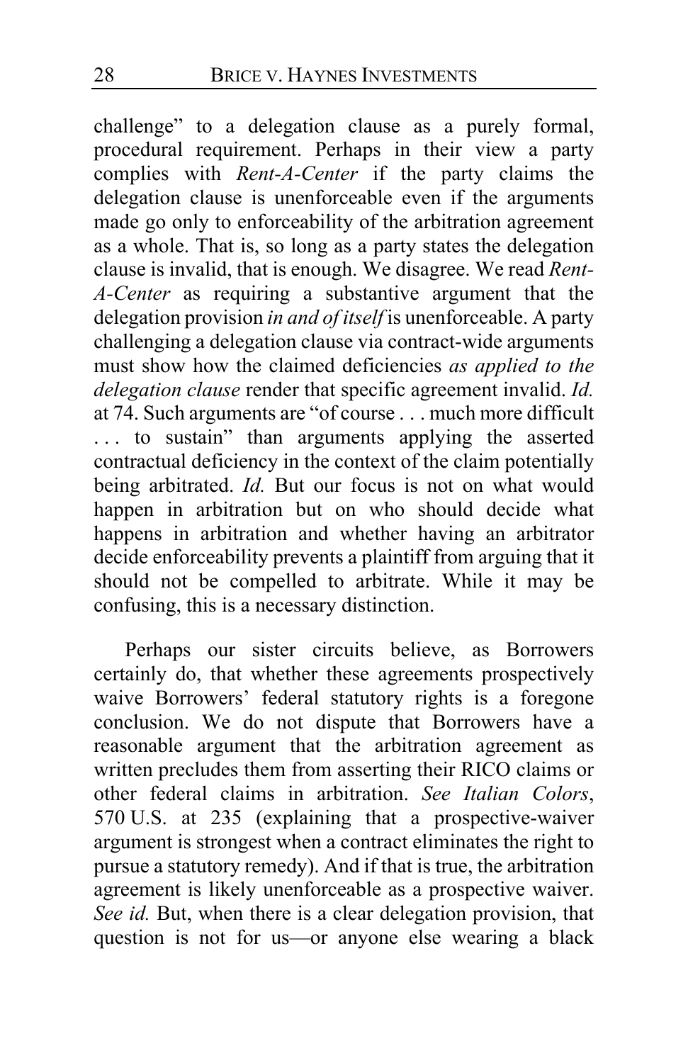challenge" to a delegation clause as a purely formal, procedural requirement. Perhaps in their view a party complies with *Rent-A-Center* if the party claims the delegation clause is unenforceable even if the arguments made go only to enforceability of the arbitration agreement as a whole. That is, so long as a party states the delegation clause is invalid, that is enough. We disagree. We read *Rent-A-Center* as requiring a substantive argument that the delegation provision *in and of itself* is unenforceable. A party challenging a delegation clause via contract-wide arguments must show how the claimed deficiencies *as applied to the delegation clause* render that specific agreement invalid. *Id.* at 74. Such arguments are "of course . . . much more difficult . . . to sustain" than arguments applying the asserted contractual deficiency in the context of the claim potentially being arbitrated. *Id.* But our focus is not on what would happen in arbitration but on who should decide what happens in arbitration and whether having an arbitrator decide enforceability prevents a plaintiff from arguing that it should not be compelled to arbitrate. While it may be confusing, this is a necessary distinction.

Perhaps our sister circuits believe, as Borrowers certainly do, that whether these agreements prospectively waive Borrowers' federal statutory rights is a foregone conclusion. We do not dispute that Borrowers have a reasonable argument that the arbitration agreement as written precludes them from asserting their RICO claims or other federal claims in arbitration. *See Italian Colors*, 570 U.S. at 235 (explaining that a prospective-waiver argument is strongest when a contract eliminates the right to pursue a statutory remedy). And if that is true, the arbitration agreement is likely unenforceable as a prospective waiver. *See id.* But, when there is a clear delegation provision, that question is not for us—or anyone else wearing a black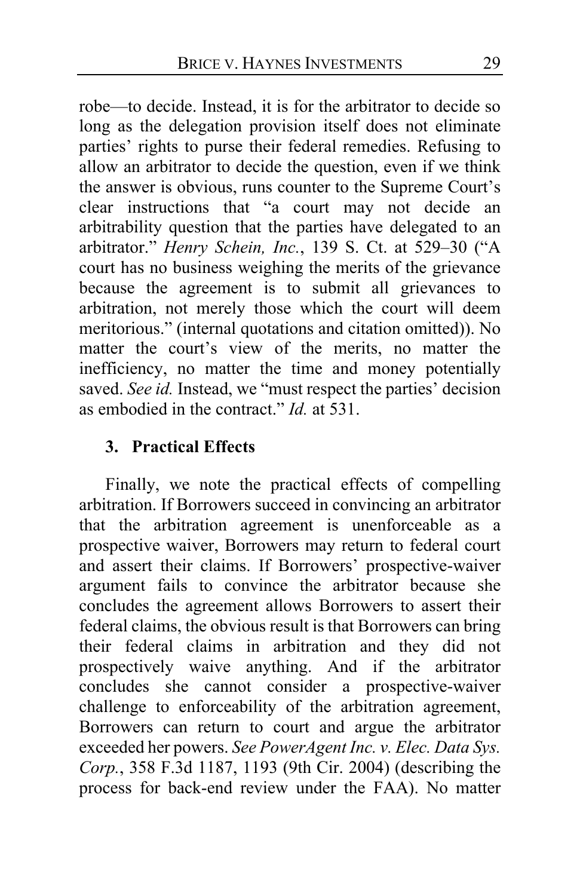robe—to decide. Instead, it is for the arbitrator to decide so long as the delegation provision itself does not eliminate parties' rights to purse their federal remedies. Refusing to allow an arbitrator to decide the question, even if we think the answer is obvious, runs counter to the Supreme Court's clear instructions that "a court may not decide an arbitrability question that the parties have delegated to an arbitrator." *Henry Schein, Inc.*, 139 S. Ct. at 529–30 ("A court has no business weighing the merits of the grievance because the agreement is to submit all grievances to arbitration, not merely those which the court will deem meritorious." (internal quotations and citation omitted)). No matter the court's view of the merits, no matter the inefficiency, no matter the time and money potentially saved. *See id.* Instead, we "must respect the parties' decision as embodied in the contract." *Id.* at 531.

### 3. Practical Effects

Finally, we note the practical effects of compelling arbitration. If Borrowers succeed in convincing an arbitrator that the arbitration agreement is unenforceable as a prospective waiver, Borrowers may return to federal court and assert their claims. If Borrowers' prospective-waiver argument fails to convince the arbitrator because she concludes the agreement allows Borrowers to assert their federal claims, the obvious result is that Borrowers can bring their federal claims in arbitration and they did not prospectively waive anything. And if the arbitrator concludes she cannot consider a prospective-waiver challenge to enforceability of the arbitration agreement, Borrowers can return to court and argue the arbitrator exceeded her powers. *See PowerAgent Inc. v. Elec. Data Sys. Corp.*, 358 F.3d 1187, 1193 (9th Cir. 2004) (describing the process for back-end review under the FAA). No matter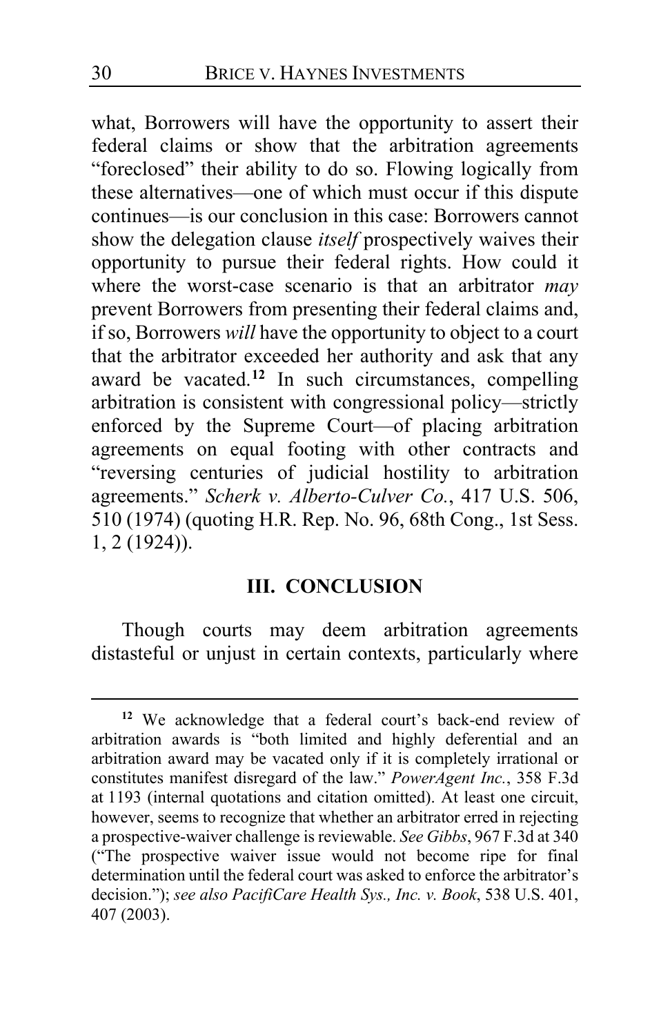what, Borrowers will have the opportunity to assert their federal claims or show that the arbitration agreements "foreclosed" their ability to do so. Flowing logically from these alternatives—one of which must occur if this dispute continues—is our conclusion in this case: Borrowers cannot show the delegation clause *itself* prospectively waives their opportunity to pursue their federal rights. How could it where the worst-case scenario is that an arbitrator *may* prevent Borrowers from presenting their federal claims and, if so, Borrowers *will* have the opportunity to object to a court that the arbitrator exceeded her authority and ask that any award be vacated.[12] In such circumstances, compelling arbitration is consistent with congressional policy—strictly enforced by the Supreme Court—of placing arbitration agreements on equal footing with other contracts and "reversing centuries of judicial hostility to arbitration agreements." *Scherk v. Alberto-Culver Co.*, 417 U.S. 506, 510 (1974) (quoting H.R. Rep. No. 96, 68th Cong., 1st Sess. 1, 2 (1924)).

## III. CONCLUSION

Though courts may deem arbitration agreements distasteful or unjust in certain contexts, particularly where

---

[12] We acknowledge that a federal court's back-end review of arbitration awards is "both limited and highly deferential and an arbitration award may be vacated only if it is completely irrational or constitutes manifest disregard of the law." *PowerAgent Inc.*, 358 F.3d at 1193 (internal quotations and citation omitted). At least one circuit, however, seems to recognize that whether an arbitrator erred in rejecting a prospective-waiver challenge is reviewable. *See Gibbs*, 967 F.3d at 340 ("The prospective waiver issue would not become ripe for final determination until the federal court was asked to enforce the arbitrator's decision."); *see also PacifiCare Health Sys., Inc. v. Book*, 538 U.S. 401, 407 (2003).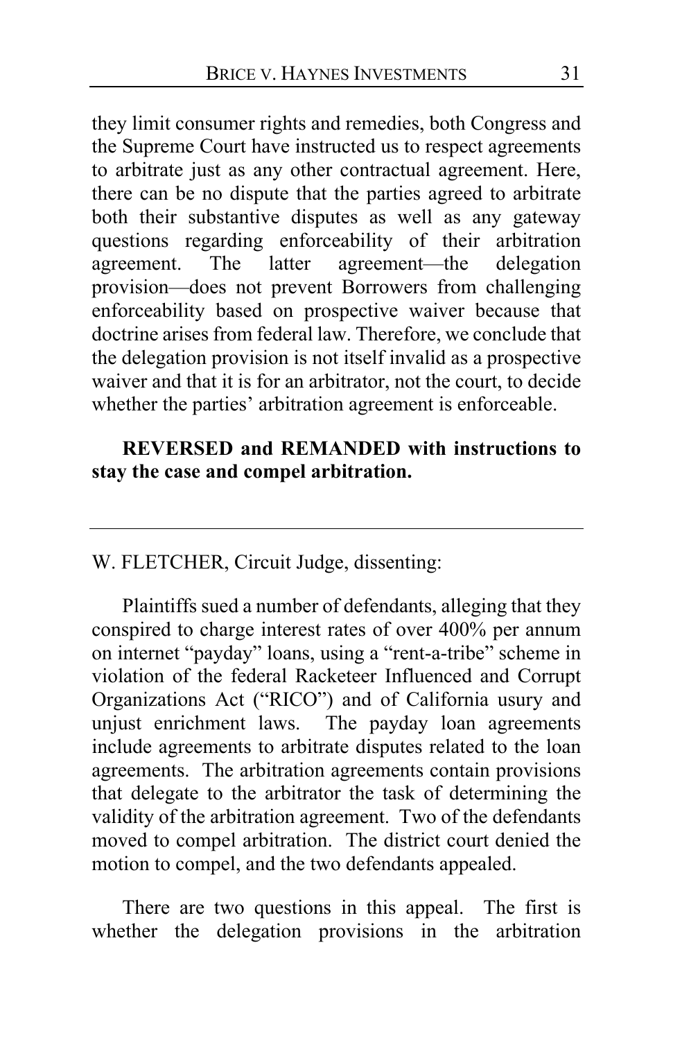they limit consumer rights and remedies, both Congress and the Supreme Court have instructed us to respect agreements to arbitrate just as any other contractual agreement. Here, there can be no dispute that the parties agreed to arbitrate both their substantive disputes as well as any gateway questions regarding enforceability of their arbitration agreement. The latter agreement—the delegation provision—does not prevent Borrowers from challenging enforceability based on prospective waiver because that doctrine arises from federal law. Therefore, we conclude that the delegation provision is not itself invalid as a prospective waiver and that it is for an arbitrator, not the court, to decide whether the parties' arbitration agreement is enforceable.

**REVERSED and REMANDED with instructions to stay the case and compel arbitration.**

---

W. FLETCHER, Circuit Judge, dissenting:

Plaintiffs sued a number of defendants, alleging that they conspired to charge interest rates of over 400% per annum on internet "payday" loans, using a "rent-a-tribe" scheme in violation of the federal Racketeer Influenced and Corrupt Organizations Act ("RICO") and of California usury and unjust enrichment laws. The payday loan agreements include agreements to arbitrate disputes related to the loan agreements. The arbitration agreements contain provisions that delegate to the arbitrator the task of determining the validity of the arbitration agreement. Two of the defendants moved to compel arbitration. The district court denied the motion to compel, and the two defendants appealed.

There are two questions in this appeal. The first is whether the delegation provisions in the arbitration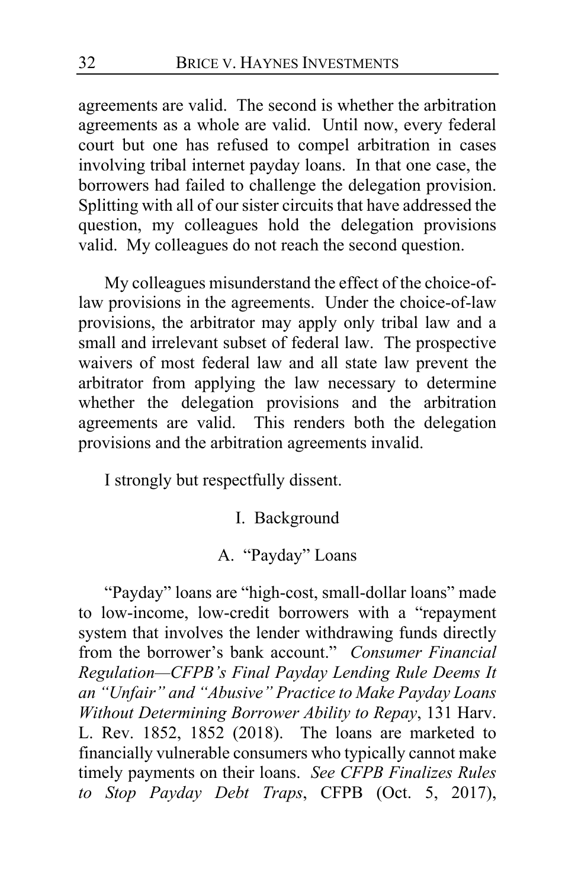agreements are valid. The second is whether the arbitration agreements as a whole are valid. Until now, every federal court but one has refused to compel arbitration in cases involving tribal internet payday loans. In that one case, the borrowers had failed to challenge the delegation provision. Splitting with all of our sister circuits that have addressed the question, my colleagues hold the delegation provisions valid. My colleagues do not reach the second question.

My colleagues misunderstand the effect of the choice-of-law provisions in the agreements. Under the choice-of-law provisions, the arbitrator may apply only tribal law and a small and irrelevant subset of federal law. The prospective waivers of most federal law and all state law prevent the arbitrator from applying the law necessary to determine whether the delegation provisions and the arbitration agreements are valid. This renders both the delegation provisions and the arbitration agreements invalid.

I strongly but respectfully dissent.

## I. Background

### A. "Payday" Loans

"Payday" loans are "high-cost, small-dollar loans" made to low-income, low-credit borrowers with a "repayment system that involves the lender withdrawing funds directly from the borrower's bank account." *Consumer Financial Regulation—CFPB's Final Payday Lending Rule Deems It an "Unfair" and "Abusive" Practice to Make Payday Loans Without Determining Borrower Ability to Repay*, 131 Harv. L. Rev. 1852, 1852 (2018). The loans are marketed to financially vulnerable consumers who typically cannot make timely payments on their loans. *See CFPB Finalizes Rules to Stop Payday Debt Traps*, CFPB (Oct. 5, 2017),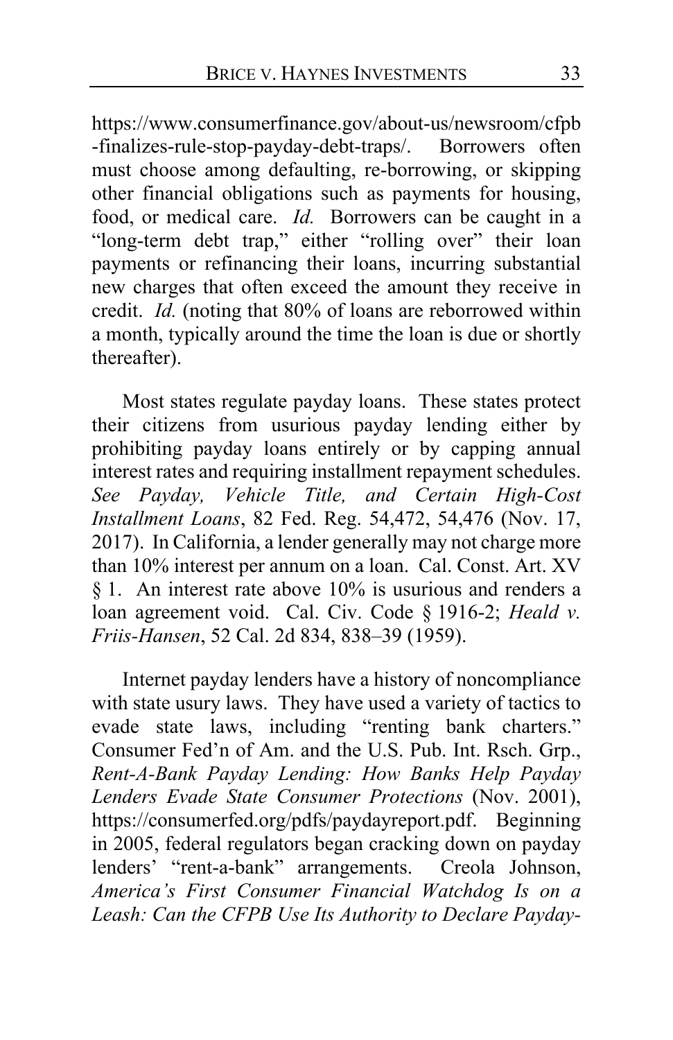https://www.consumerfinance.gov/about-us/newsroom/cfpb-finalizes-rule-stop-payday-debt-traps/. Borrowers often must choose among defaulting, re-borrowing, or skipping other financial obligations such as payments for housing, food, or medical care. *Id.* Borrowers can be caught in a "long-term debt trap," either "rolling over" their loan payments or refinancing their loans, incurring substantial new charges that often exceed the amount they receive in credit. *Id.* (noting that 80% of loans are reborrowed within a month, typically around the time the loan is due or shortly thereafter).

Most states regulate payday loans. These states protect their citizens from usurious payday lending either by prohibiting payday loans entirely or by capping annual interest rates and requiring installment repayment schedules. *See Payday, Vehicle Title, and Certain High-Cost Installment Loans*, 82 Fed. Reg. 54,472, 54,476 (Nov. 17, 2017). In California, a lender generally may not charge more than 10% interest per annum on a loan. Cal. Const. Art. XV § 1. An interest rate above 10% is usurious and renders a loan agreement void. Cal. Civ. Code § 1916-2; *Heald v. Friis-Hansen*, 52 Cal. 2d 834, 838–39 (1959).

Internet payday lenders have a history of noncompliance with state usury laws. They have used a variety of tactics to evade state laws, including "renting bank charters." Consumer Fed'n of Am. and the U.S. Pub. Int. Rsch. Grp., *Rent-A-Bank Payday Lending: How Banks Help Payday Lenders Evade State Consumer Protections* (Nov. 2001), https://consumerfed.org/pdfs/paydayreport.pdf. Beginning in 2005, federal regulators began cracking down on payday lenders' "rent-a-bank" arrangements. Creola Johnson, *America's First Consumer Financial Watchdog Is on a Leash: Can the CFPB Use Its Authority to Declare Payday-*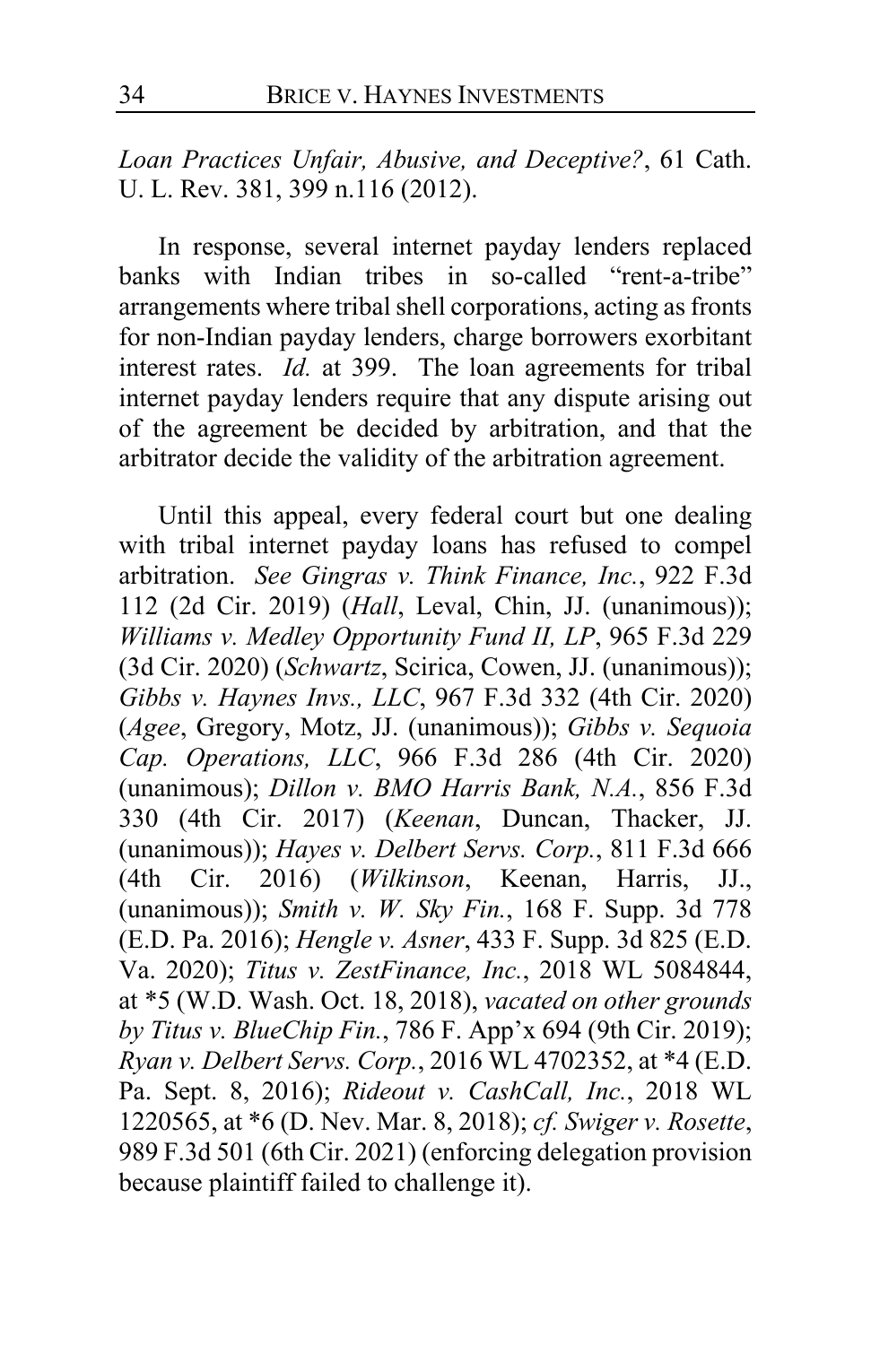*Loan Practices Unfair, Abusive, and Deceptive?*, 61 Cath. U. L. Rev. 381, 399 n.116 (2012).

In response, several internet payday lenders replaced banks with Indian tribes in so-called "rent-a-tribe" arrangements where tribal shell corporations, acting as fronts for non-Indian payday lenders, charge borrowers exorbitant interest rates. *Id.* at 399. The loan agreements for tribal internet payday lenders require that any dispute arising out of the agreement be decided by arbitration, and that the arbitrator decide the validity of the arbitration agreement.

Until this appeal, every federal court but one dealing with tribal internet payday loans has refused to compel arbitration. *See Gingras v. Think Finance, Inc.*, 922 F.3d 112 (2d Cir. 2019) (*Hall*, Leval, Chin, JJ. (unanimous)); *Williams v. Medley Opportunity Fund II, LP*, 965 F.3d 229 (3d Cir. 2020) (*Schwartz*, Scirica, Cowen, JJ. (unanimous)); *Gibbs v. Haynes Invs., LLC*, 967 F.3d 332 (4th Cir. 2020) (*Agee*, Gregory, Motz, JJ. (unanimous)); *Gibbs v. Sequoia Cap. Operations, LLC*, 966 F.3d 286 (4th Cir. 2020) (unanimous); *Dillon v. BMO Harris Bank, N.A.*, 856 F.3d 330 (4th Cir. 2017) (*Keenan*, Duncan, Thacker, JJ. (unanimous)); *Hayes v. Delbert Servs. Corp.*, 811 F.3d 666 (4th Cir. 2016) (*Wilkinson*, Keenan, Harris, JJ., (unanimous)); *Smith v. W. Sky Fin.*, 168 F. Supp. 3d 778 (E.D. Pa. 2016); *Hengle v. Asner*, 433 F. Supp. 3d 825 (E.D. Va. 2020); *Titus v. ZestFinance, Inc.*, 2018 WL 5084844, at *5 (W.D. Wash. Oct. 18, 2018), *vacated on other grounds by Titus v. BlueChip Fin.*, 786 F. App'x 694 (9th Cir. 2019); *Ryan v. Delbert Servs. Corp.*, 2016 WL 4702352, at *4 (E.D. Pa. Sept. 8, 2016); *Rideout v. CashCall, Inc.*, 2018 WL 1220565, at *6 (D. Nev. Mar. 8, 2018); *cf. Swiger v. Rosette*, 989 F.3d 501 (6th Cir. 2021) (enforcing delegation provision because plaintiff failed to challenge it).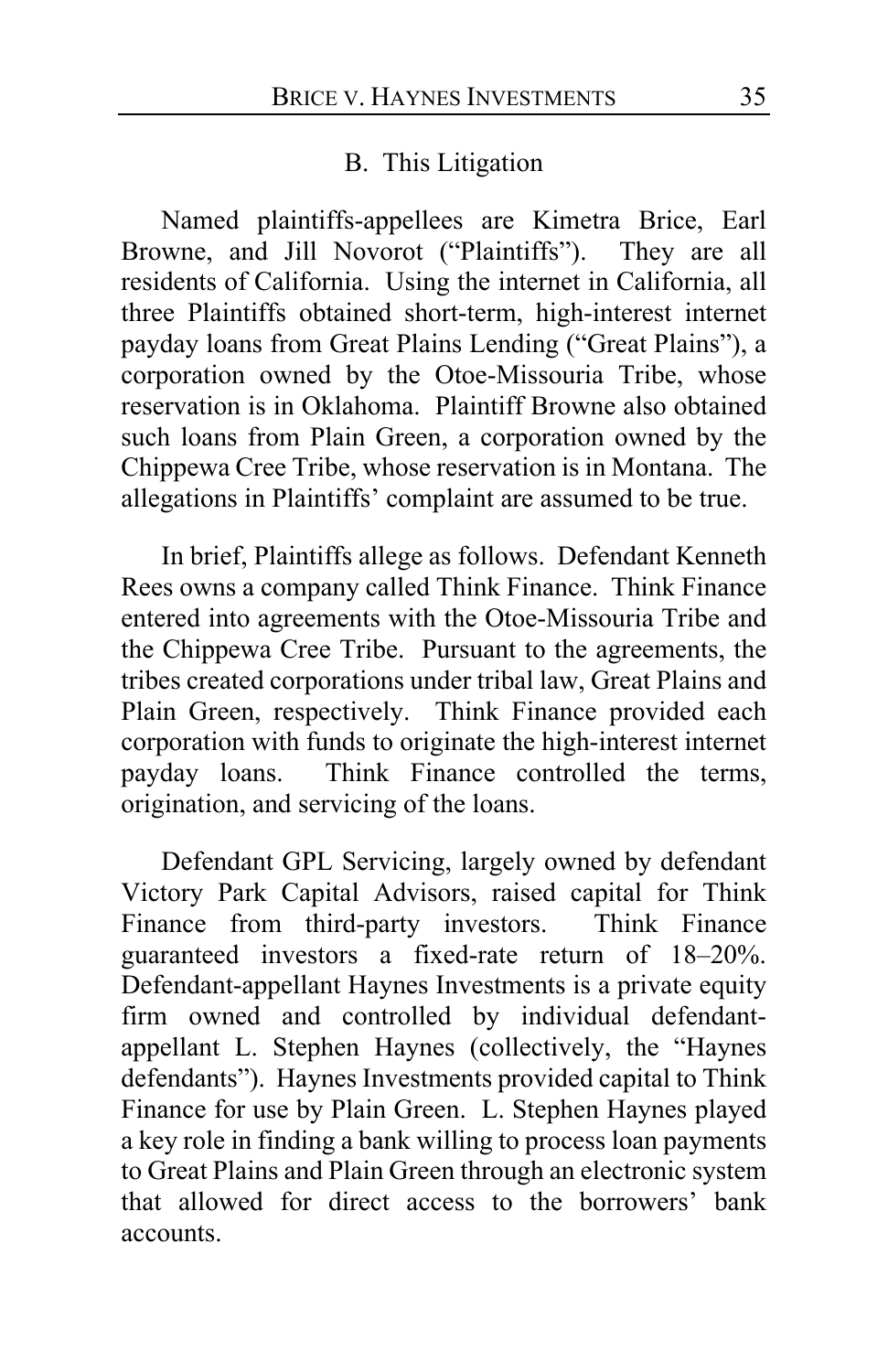### B. This Litigation

Named plaintiffs-appellees are Kimetra Brice, Earl Browne, and Jill Novorot ("Plaintiffs"). They are all residents of California. Using the internet in California, all three Plaintiffs obtained short-term, high-interest internet payday loans from Great Plains Lending ("Great Plains"), a corporation owned by the Otoe-Missouria Tribe, whose reservation is in Oklahoma. Plaintiff Browne also obtained such loans from Plain Green, a corporation owned by the Chippewa Cree Tribe, whose reservation is in Montana. The allegations in Plaintiffs' complaint are assumed to be true.

In brief, Plaintiffs allege as follows. Defendant Kenneth Rees owns a company called Think Finance. Think Finance entered into agreements with the Otoe-Missouria Tribe and the Chippewa Cree Tribe. Pursuant to the agreements, the tribes created corporations under tribal law, Great Plains and Plain Green, respectively. Think Finance provided each corporation with funds to originate the high-interest internet payday loans. Think Finance controlled the terms, origination, and servicing of the loans.

Defendant GPL Servicing, largely owned by defendant Victory Park Capital Advisors, raised capital for Think Finance from third-party investors. Think Finance guaranteed investors a fixed-rate return of 18–20%. Defendant-appellant Haynes Investments is a private equity firm owned and controlled by individual defendant-appellant L. Stephen Haynes (collectively, the "Haynes defendants"). Haynes Investments provided capital to Think Finance for use by Plain Green. L. Stephen Haynes played a key role in finding a bank willing to process loan payments to Great Plains and Plain Green through an electronic system that allowed for direct access to the borrowers' bank accounts.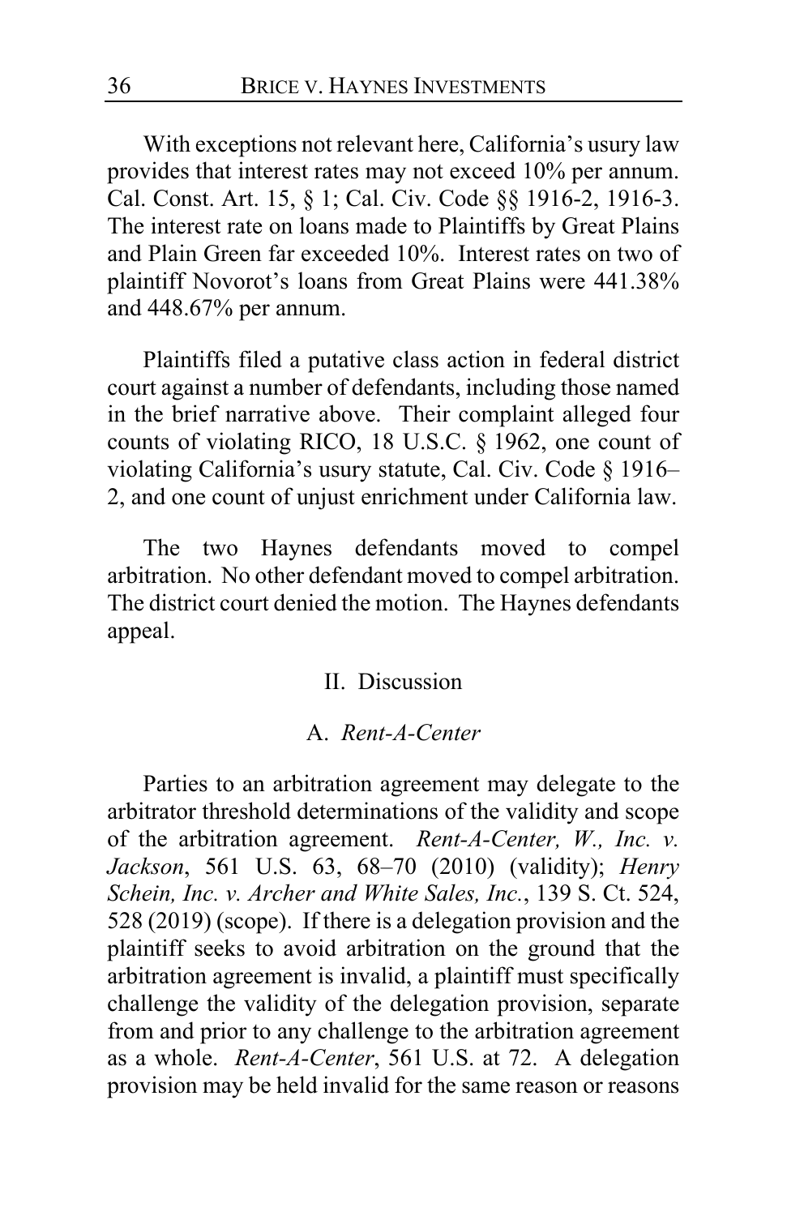With exceptions not relevant here, California's usury law provides that interest rates may not exceed 10% per annum. Cal. Const. Art. 15, § 1; Cal. Civ. Code §§ 1916-2, 1916-3. The interest rate on loans made to Plaintiffs by Great Plains and Plain Green far exceeded 10%. Interest rates on two of plaintiff Novorot's loans from Great Plains were 441.38% and 448.67% per annum.

Plaintiffs filed a putative class action in federal district court against a number of defendants, including those named in the brief narrative above. Their complaint alleged four counts of violating RICO, 18 U.S.C. § 1962, one count of violating California's usury statute, Cal. Civ. Code § 1916–2, and one count of unjust enrichment under California law.

The two Haynes defendants moved to compel arbitration. No other defendant moved to compel arbitration. The district court denied the motion. The Haynes defendants appeal.

## II. Discussion

### A. *Rent-A-Center*

Parties to an arbitration agreement may delegate to the arbitrator threshold determinations of the validity and scope of the arbitration agreement. *Rent-A-Center, W., Inc. v. Jackson*, 561 U.S. 63, 68–70 (2010) (validity); *Henry Schein, Inc. v. Archer and White Sales, Inc.*, 139 S. Ct. 524, 528 (2019) (scope). If there is a delegation provision and the plaintiff seeks to avoid arbitration on the ground that the arbitration agreement is invalid, a plaintiff must specifically challenge the validity of the delegation provision, separate from and prior to any challenge to the arbitration agreement as a whole. *Rent-A-Center*, 561 U.S. at 72. A delegation provision may be held invalid for the same reason or reasons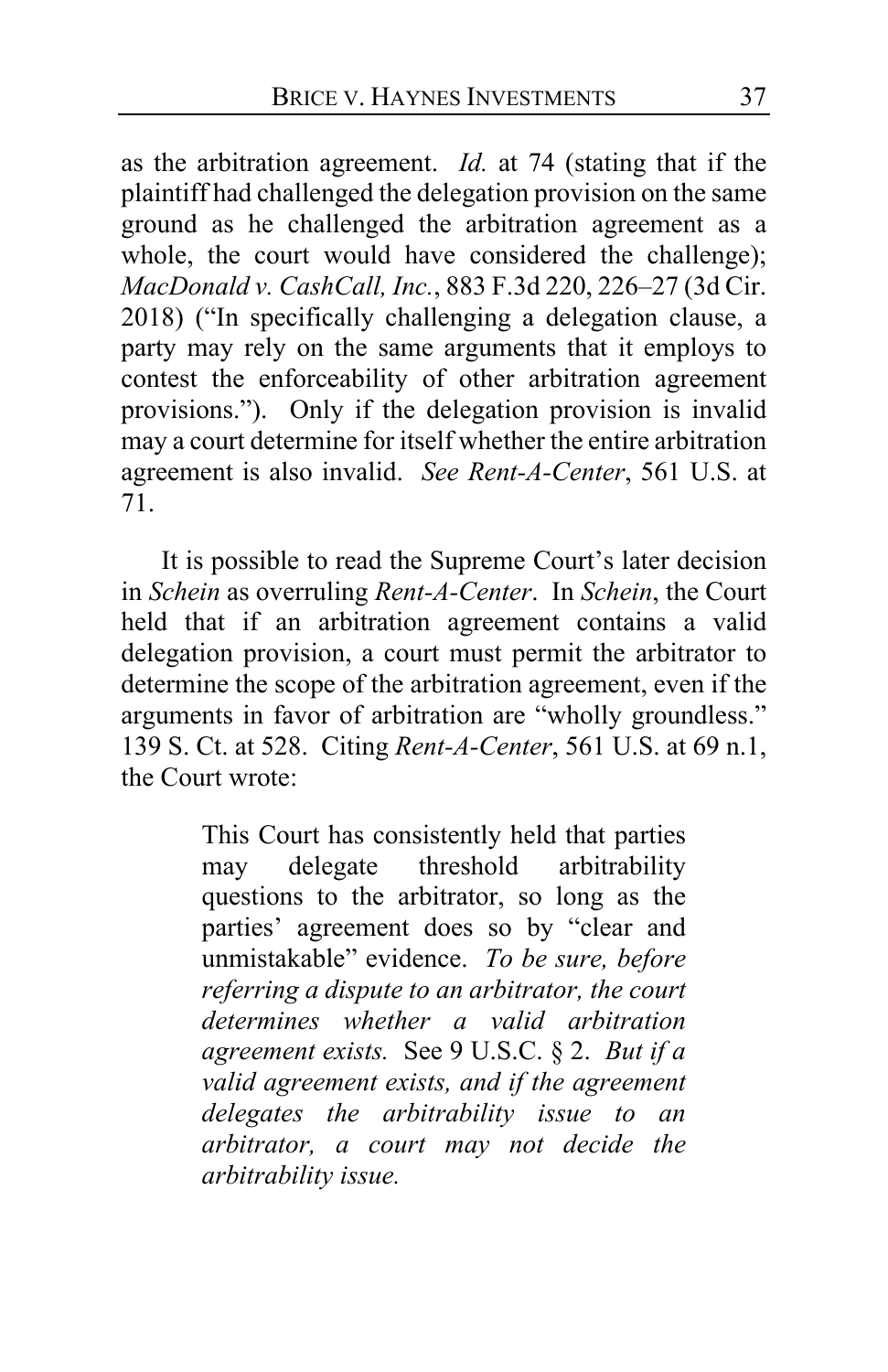as the arbitration agreement. *Id.* at 74 (stating that if the plaintiff had challenged the delegation provision on the same ground as he challenged the arbitration agreement as a whole, the court would have considered the challenge); *MacDonald v. CashCall, Inc.*, 883 F.3d 220, 226–27 (3d Cir. 2018) ("In specifically challenging a delegation clause, a party may rely on the same arguments that it employs to contest the enforceability of other arbitration agreement provisions."). Only if the delegation provision is invalid may a court determine for itself whether the entire arbitration agreement is also invalid. *See Rent-A-Center*, 561 U.S. at 71.

It is possible to read the Supreme Court's later decision in *Schein* as overruling *Rent-A-Center*. In *Schein*, the Court held that if an arbitration agreement contains a valid delegation provision, a court must permit the arbitrator to determine the scope of the arbitration agreement, even if the arguments in favor of arbitration are "wholly groundless." 139 S. Ct. at 528. Citing *Rent-A-Center*, 561 U.S. at 69 n.1, the Court wrote:

> This Court has consistently held that parties may delegate threshold arbitrability questions to the arbitrator, so long as the parties' agreement does so by "clear and unmistakable" evidence. *To be sure, before referring a dispute to an arbitrator, the court determines whether a valid arbitration agreement exists.* See 9 U.S.C. § 2. *But if a valid agreement exists, and if the agreement delegates the arbitrability issue to an arbitrator, a court may not decide the arbitrability issue.*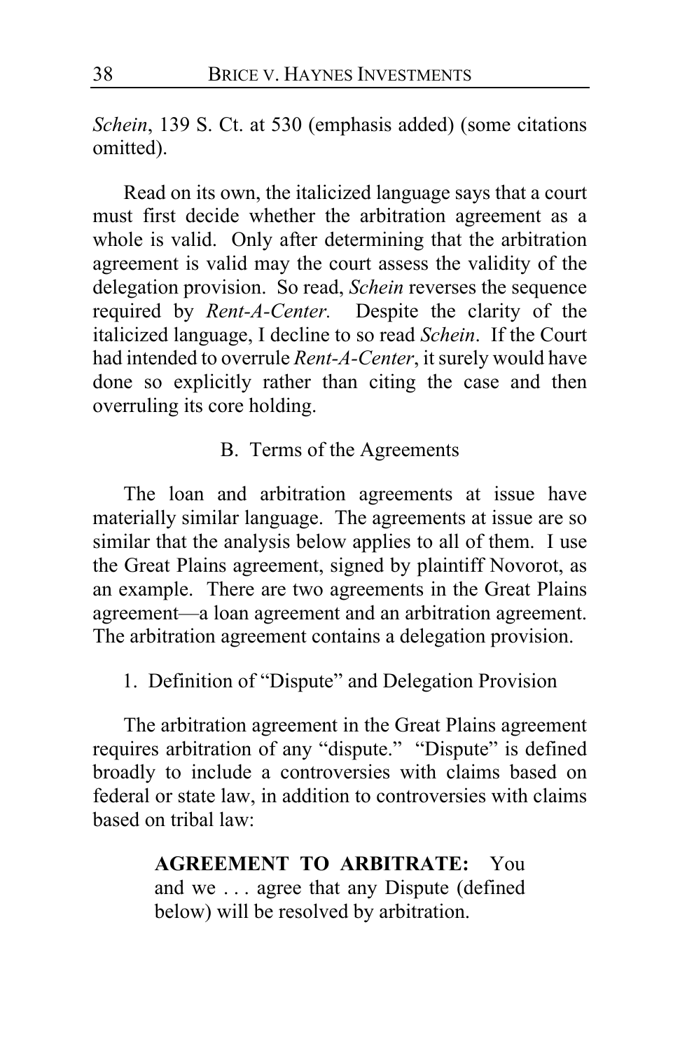*Schein*, 139 S. Ct. at 530 (emphasis added) (some citations omitted).

Read on its own, the italicized language says that a court must first decide whether the arbitration agreement as a whole is valid. Only after determining that the arbitration agreement is valid may the court assess the validity of the delegation provision. So read, *Schein* reverses the sequence required by *Rent-A-Center.* Despite the clarity of the italicized language, I decline to so read *Schein*. If the Court had intended to overrule *Rent-A-Center*, it surely would have done so explicitly rather than citing the case and then overruling its core holding.

### B. Terms of the Agreements

The loan and arbitration agreements at issue have materially similar language. The agreements at issue are so similar that the analysis below applies to all of them. I use the Great Plains agreement, signed by plaintiff Novorot, as an example. There are two agreements in the Great Plains agreement—a loan agreement and an arbitration agreement. The arbitration agreement contains a delegation provision.

#### 1. Definition of "Dispute" and Delegation Provision

The arbitration agreement in the Great Plains agreement requires arbitration of any "dispute." "Dispute" is defined broadly to include a controversies with claims based on federal or state law, in addition to controversies with claims based on tribal law:

> **AGREEMENT TO ARBITRATE:** You and we . . . agree that any Dispute (defined below) will be resolved by arbitration.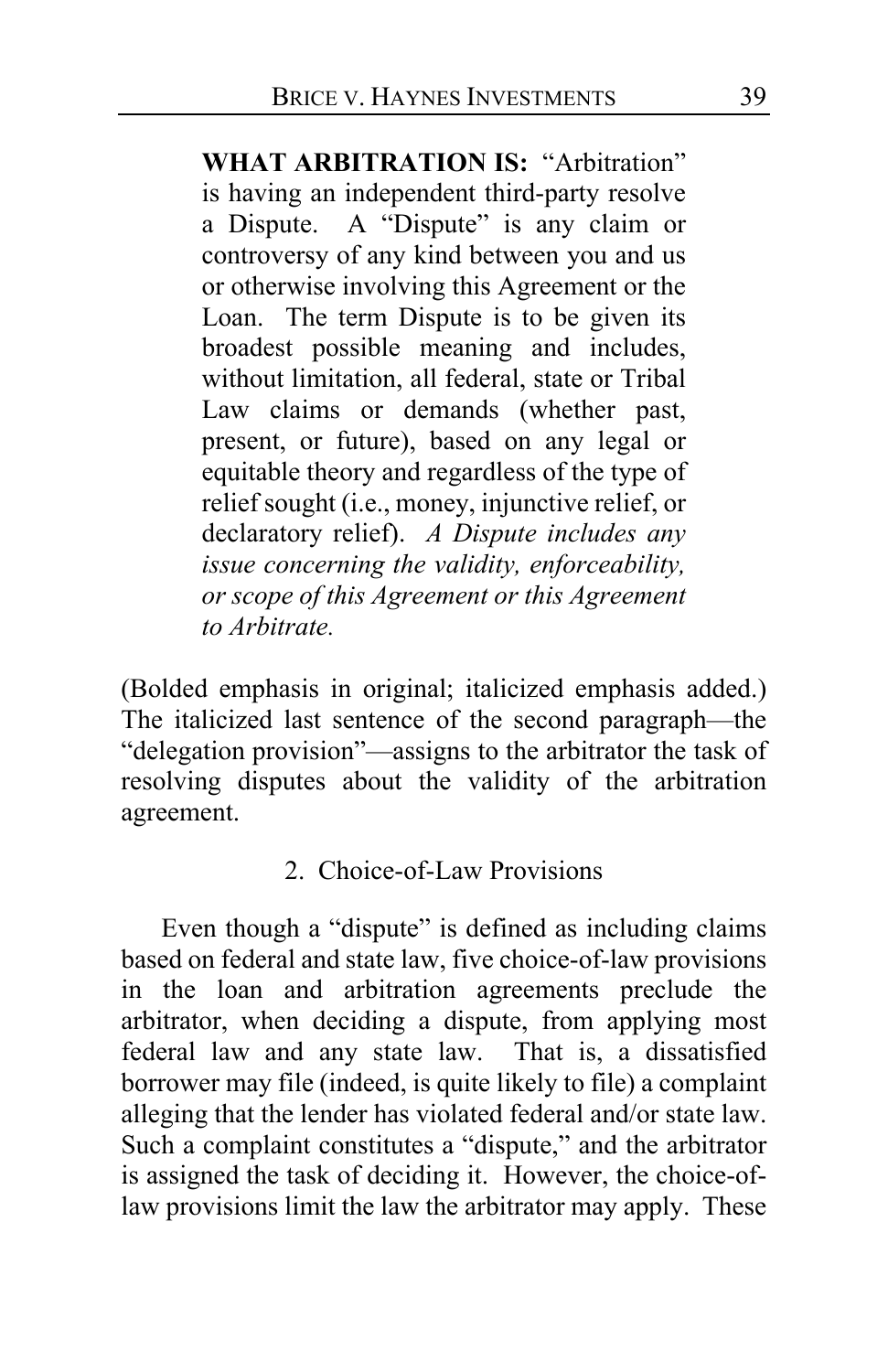> **WHAT ARBITRATION IS:** "Arbitration" is having an independent third-party resolve a Dispute. A "Dispute" is any claim or controversy of any kind between you and us or otherwise involving this Agreement or the Loan. The term Dispute is to be given its broadest possible meaning and includes, without limitation, all federal, state or Tribal Law claims or demands (whether past, present, or future), based on any legal or equitable theory and regardless of the type of relief sought (i.e., money, injunctive relief, or declaratory relief). *A Dispute includes any issue concerning the validity, enforceability, or scope of this Agreement or this Agreement to Arbitrate.*

(Bolded emphasis in original; italicized emphasis added.) The italicized last sentence of the second paragraph—the "delegation provision"—assigns to the arbitrator the task of resolving disputes about the validity of the arbitration agreement.

2. Choice-of-Law Provisions

Even though a "dispute" is defined as including claims based on federal and state law, five choice-of-law provisions in the loan and arbitration agreements preclude the arbitrator, when deciding a dispute, from applying most federal law and any state law. That is, a dissatisfied borrower may file (indeed, is quite likely to file) a complaint alleging that the lender has violated federal and/or state law. Such a complaint constitutes a "dispute," and the arbitrator is assigned the task of deciding it. However, the choice-of-law provisions limit the law the arbitrator may apply. These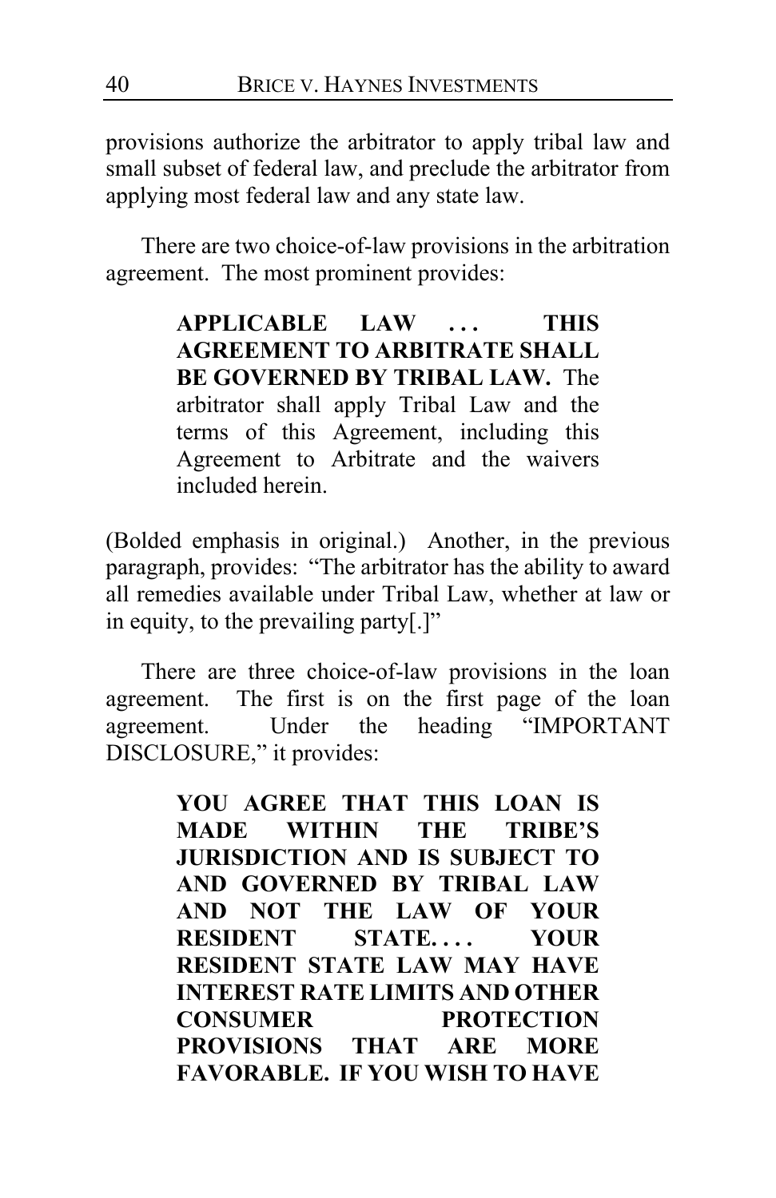provisions authorize the arbitrator to apply tribal law and small subset of federal law, and preclude the arbitrator from applying most federal law and any state law.

There are two choice-of-law provisions in the arbitration agreement. The most prominent provides:

> **APPLICABLE LAW . . . THIS AGREEMENT TO ARBITRATE SHALL BE GOVERNED BY TRIBAL LAW.** The arbitrator shall apply Tribal Law and the terms of this Agreement, including this Agreement to Arbitrate and the waivers included herein.

(Bolded emphasis in original.) Another, in the previous paragraph, provides: "The arbitrator has the ability to award all remedies available under Tribal Law, whether at law or in equity, to the prevailing party[.]"

There are three choice-of-law provisions in the loan agreement. The first is on the first page of the loan agreement. Under the heading "IMPORTANT DISCLOSURE," it provides:

> **YOU AGREE THAT THIS LOAN IS MADE WITHIN THE TRIBE'S JURISDICTION AND IS SUBJECT TO AND GOVERNED BY TRIBAL LAW AND NOT THE LAW OF YOUR RESIDENT STATE. . . . YOUR RESIDENT STATE LAW MAY HAVE INTEREST RATE LIMITS AND OTHER CONSUMER PROTECTION PROVISIONS THAT ARE MORE FAVORABLE. IF YOU WISH TO HAVE**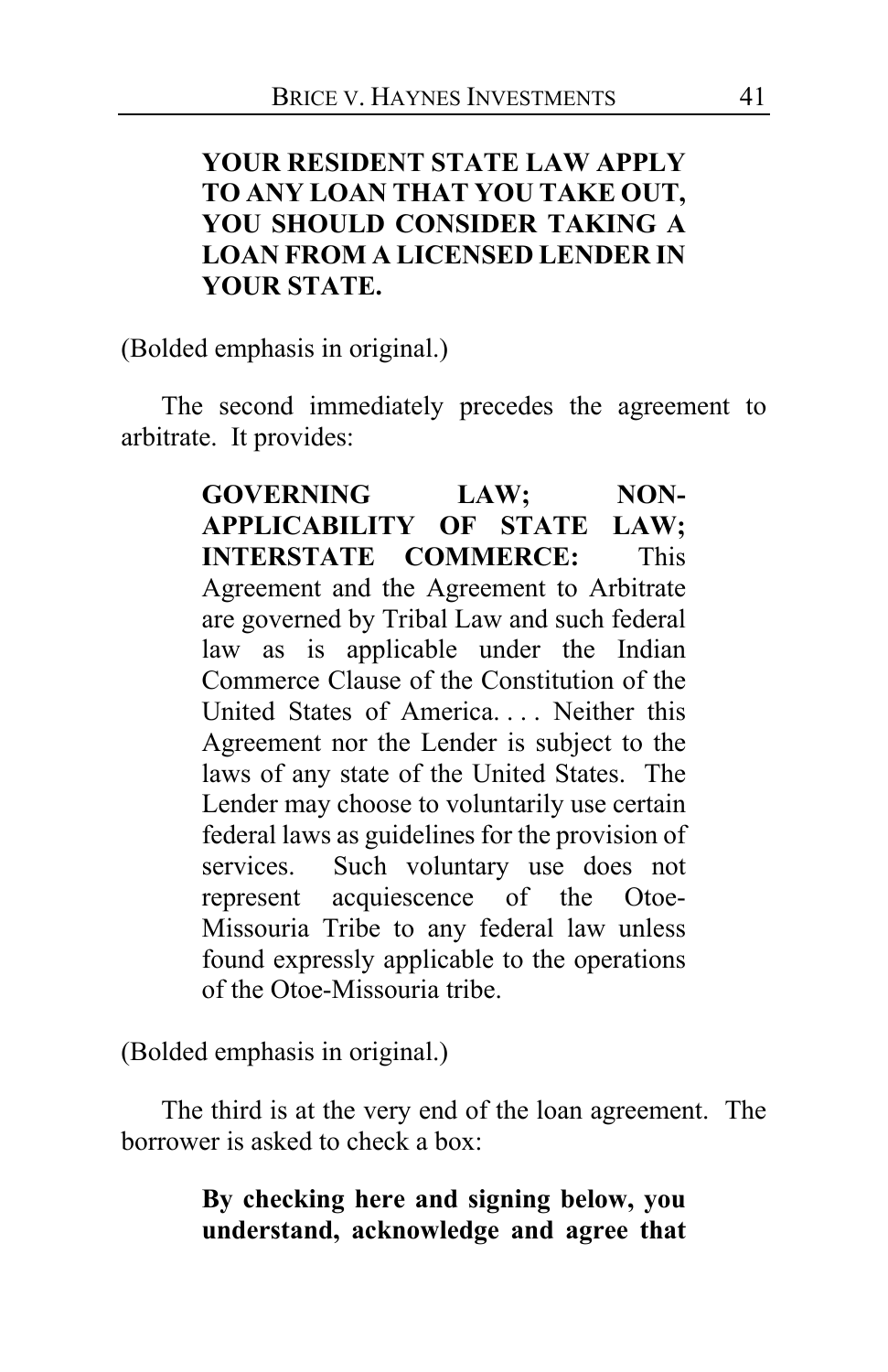> **YOUR RESIDENT STATE LAW APPLY TO ANY LOAN THAT YOU TAKE OUT, YOU SHOULD CONSIDER TAKING A LOAN FROM A LICENSED LENDER IN YOUR STATE.**

(Bolded emphasis in original.)

The second immediately precedes the agreement to arbitrate. It provides:

> **GOVERNING LAW; NON-APPLICABILITY OF STATE LAW; INTERSTATE COMMERCE:** This Agreement and the Agreement to Arbitrate are governed by Tribal Law and such federal law as is applicable under the Indian Commerce Clause of the Constitution of the United States of America. . . . Neither this Agreement nor the Lender is subject to the laws of any state of the United States. The Lender may choose to voluntarily use certain federal laws as guidelines for the provision of services. Such voluntary use does not represent acquiescence of the Otoe-Missouria Tribe to any federal law unless found expressly applicable to the operations of the Otoe-Missouria tribe.

(Bolded emphasis in original.)

The third is at the very end of the loan agreement. The borrower is asked to check a box:

> **By checking here and signing below, you understand, acknowledge and agree that**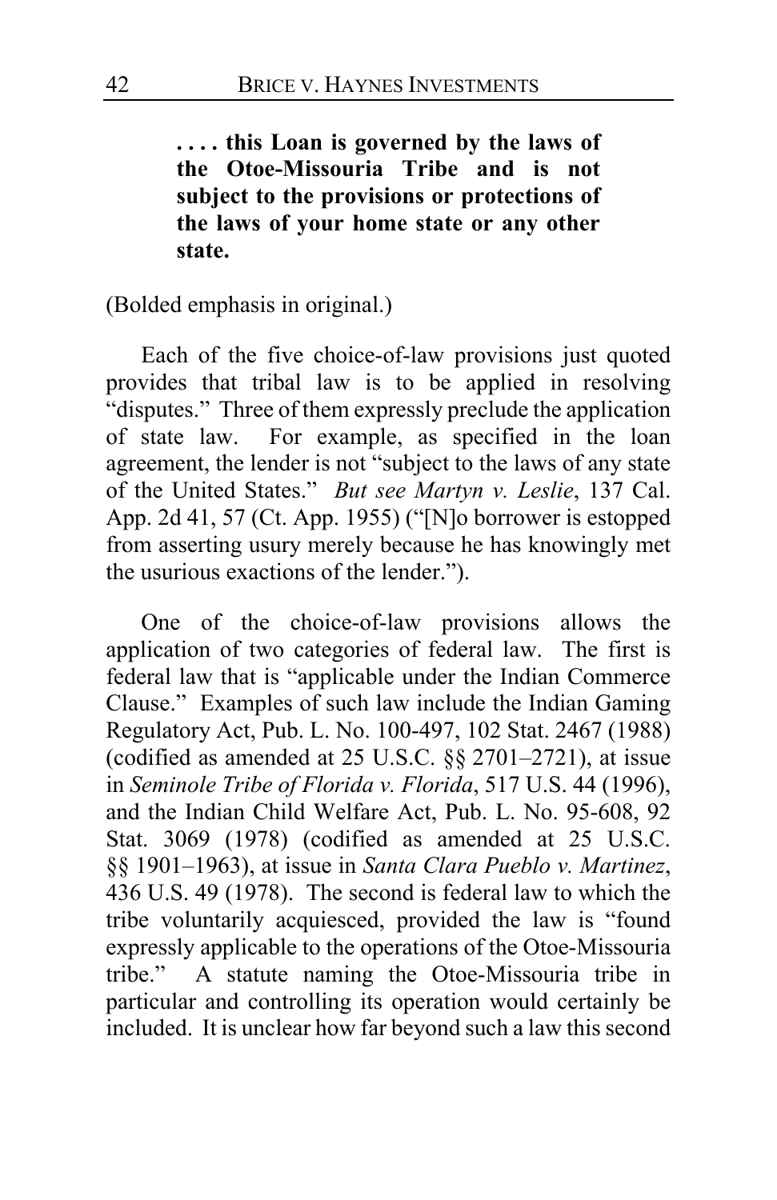> **. . . . this Loan is governed by the laws of the Otoe-Missouria Tribe and is not subject to the provisions or protections of the laws of your home state or any other state.**

(Bolded emphasis in original.)

Each of the five choice-of-law provisions just quoted provides that tribal law is to be applied in resolving "disputes." Three of them expressly preclude the application of state law. For example, as specified in the loan agreement, the lender is not "subject to the laws of any state of the United States." *But see Martyn v. Leslie*, 137 Cal. App. 2d 41, 57 (Ct. App. 1955) ("[N]o borrower is estopped from asserting usury merely because he has knowingly met the usurious exactions of the lender.").

One of the choice-of-law provisions allows the application of two categories of federal law. The first is federal law that is "applicable under the Indian Commerce Clause." Examples of such law include the Indian Gaming Regulatory Act, Pub. L. No. 100-497, 102 Stat. 2467 (1988) (codified as amended at 25 U.S.C. §§ 2701–2721), at issue in *Seminole Tribe of Florida v. Florida*, 517 U.S. 44 (1996), and the Indian Child Welfare Act, Pub. L. No. 95-608, 92 Stat. 3069 (1978) (codified as amended at 25 U.S.C. §§ 1901–1963), at issue in *Santa Clara Pueblo v. Martinez*, 436 U.S. 49 (1978). The second is federal law to which the tribe voluntarily acquiesced, provided the law is "found expressly applicable to the operations of the Otoe-Missouria tribe." A statute naming the Otoe-Missouria tribe in particular and controlling its operation would certainly be included. It is unclear how far beyond such a law this second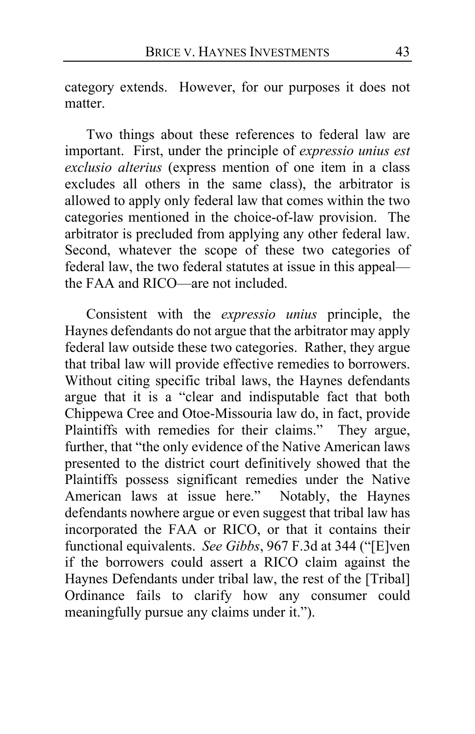category extends. However, for our purposes it does not matter.

Two things about these references to federal law are important. First, under the principle of *expressio unius est exclusio alterius* (express mention of one item in a class excludes all others in the same class), the arbitrator is allowed to apply only federal law that comes within the two categories mentioned in the choice-of-law provision. The arbitrator is precluded from applying any other federal law. Second, whatever the scope of these two categories of federal law, the two federal statutes at issue in this appeal—the FAA and RICO—are not included.

Consistent with the *expressio unius* principle, the Haynes defendants do not argue that the arbitrator may apply federal law outside these two categories. Rather, they argue that tribal law will provide effective remedies to borrowers. Without citing specific tribal laws, the Haynes defendants argue that it is a "clear and indisputable fact that both Chippewa Cree and Otoe-Missouria law do, in fact, provide Plaintiffs with remedies for their claims." They argue, further, that "the only evidence of the Native American laws presented to the district court definitively showed that the Plaintiffs possess significant remedies under the Native American laws at issue here." Notably, the Haynes defendants nowhere argue or even suggest that tribal law has incorporated the FAA or RICO, or that it contains their functional equivalents. *See Gibbs*, 967 F.3d at 344 ("[E]ven if the borrowers could assert a RICO claim against the Haynes Defendants under tribal law, the rest of the [Tribal] Ordinance fails to clarify how any consumer could meaningfully pursue any claims under it.").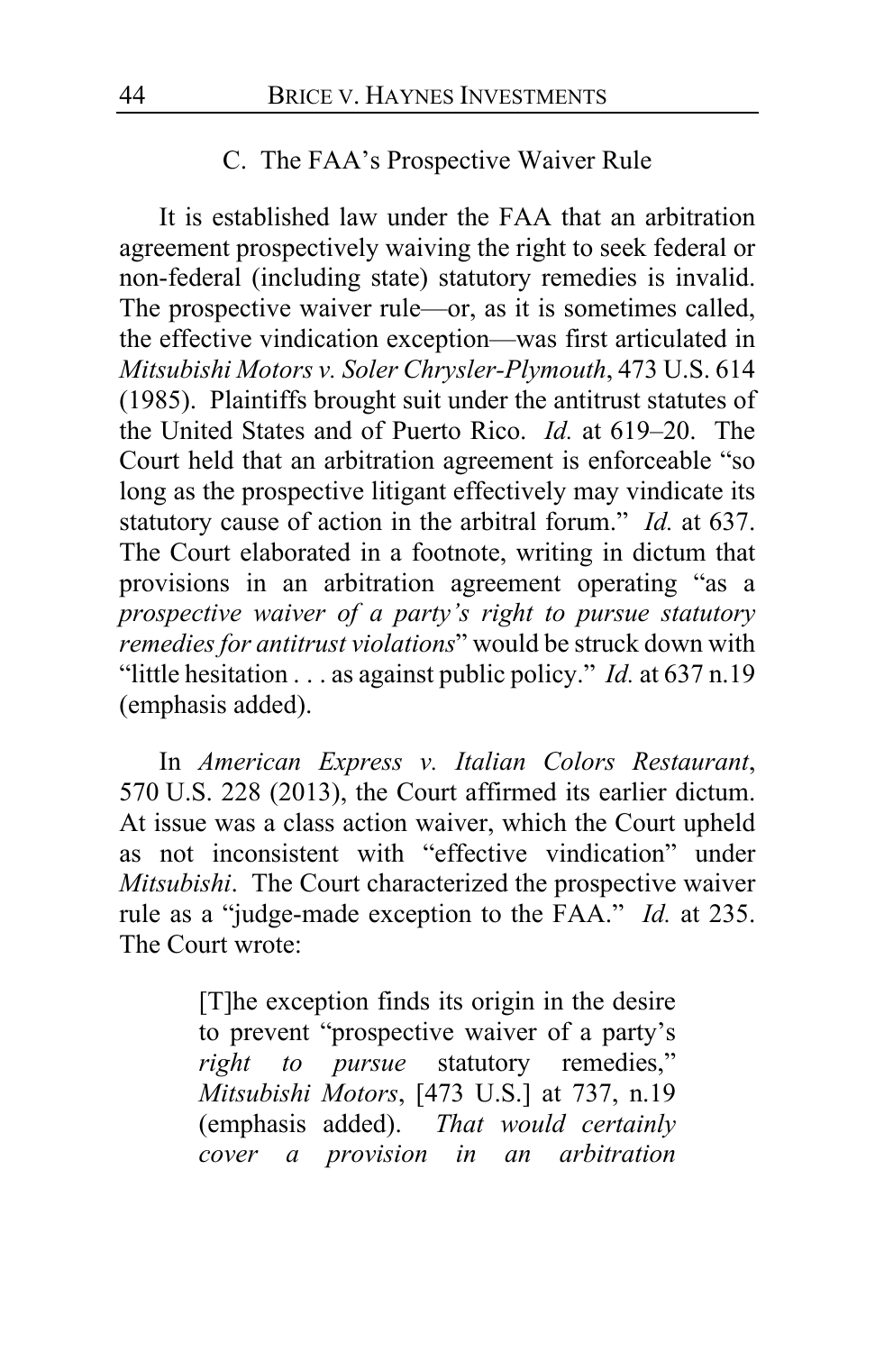### C. The FAA's Prospective Waiver Rule

It is established law under the FAA that an arbitration agreement prospectively waiving the right to seek federal or non-federal (including state) statutory remedies is invalid. The prospective waiver rule—or, as it is sometimes called, the effective vindication exception—was first articulated in *Mitsubishi Motors v. Soler Chrysler-Plymouth*, 473 U.S. 614 (1985). Plaintiffs brought suit under the antitrust statutes of the United States and of Puerto Rico. *Id.* at 619–20. The Court held that an arbitration agreement is enforceable "so long as the prospective litigant effectively may vindicate its statutory cause of action in the arbitral forum." *Id.* at 637. The Court elaborated in a footnote, writing in dictum that provisions in an arbitration agreement operating "as a *prospective waiver of a party's right to pursue statutory remedies for antitrust violations*" would be struck down with "little hesitation . . . as against public policy." *Id.* at 637 n.19 (emphasis added).

In *American Express v. Italian Colors Restaurant*, 570 U.S. 228 (2013), the Court affirmed its earlier dictum. At issue was a class action waiver, which the Court upheld as not inconsistent with "effective vindication" under *Mitsubishi*. The Court characterized the prospective waiver rule as a "judge-made exception to the FAA." *Id.* at 235. The Court wrote:

> [T]he exception finds its origin in the desire to prevent "prospective waiver of a party's *right to pursue* statutory remedies," *Mitsubishi Motors*, [473 U.S.] at 737, n.19 (emphasis added). *That would certainly cover a provision in an arbitration*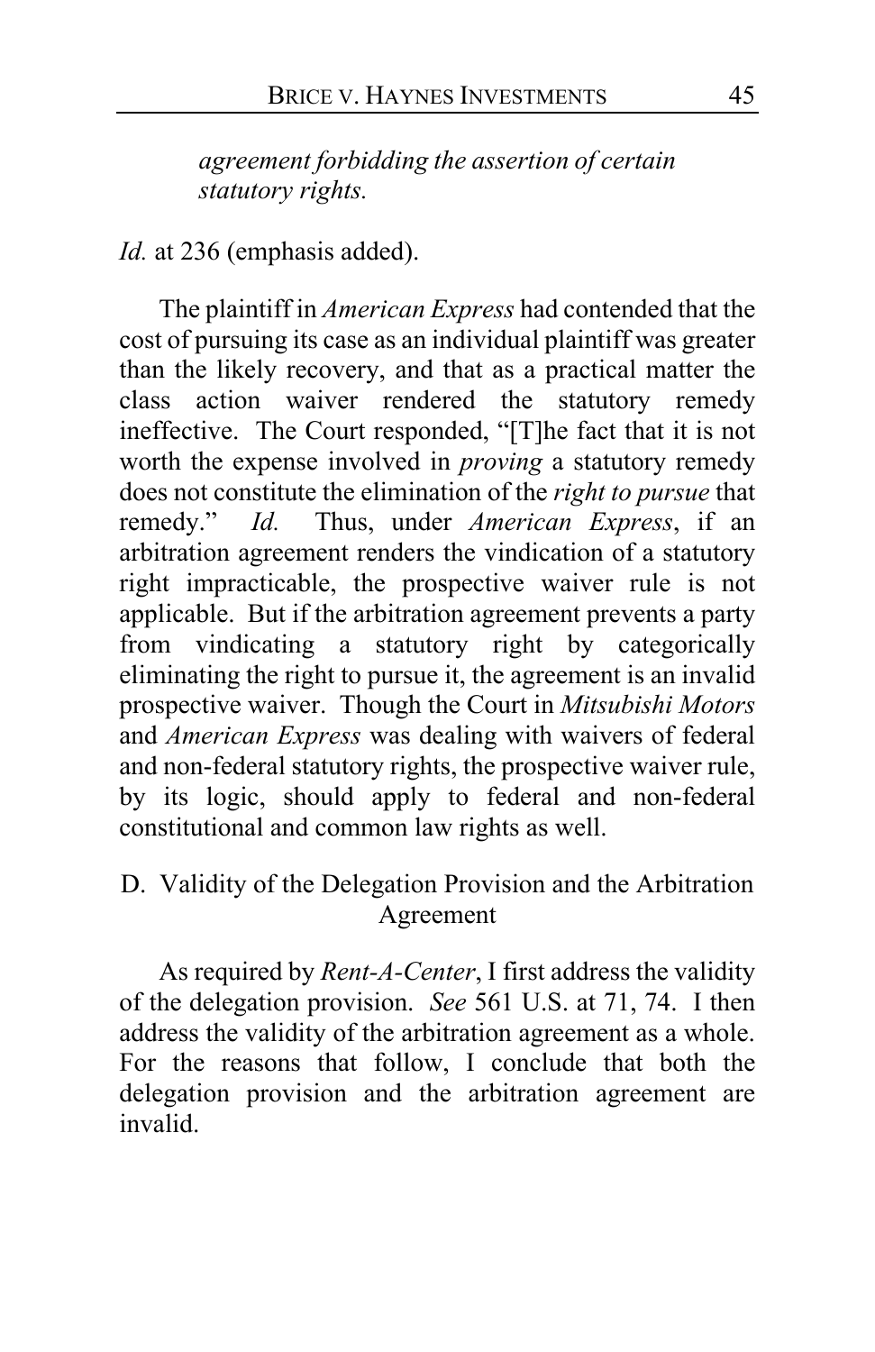> *agreement forbidding the assertion of certain statutory rights.*

*Id.* at 236 (emphasis added).

The plaintiff in *American Express* had contended that the cost of pursuing its case as an individual plaintiff was greater than the likely recovery, and that as a practical matter the class action waiver rendered the statutory remedy ineffective. The Court responded, "[T]he fact that it is not worth the expense involved in *proving* a statutory remedy does not constitute the elimination of the *right to pursue* that remedy." *Id.* Thus, under *American Express*, if an arbitration agreement renders the vindication of a statutory right impracticable, the prospective waiver rule is not applicable. But if the arbitration agreement prevents a party from vindicating a statutory right by categorically eliminating the right to pursue it, the agreement is an invalid prospective waiver. Though the Court in *Mitsubishi Motors* and *American Express* was dealing with waivers of federal and non-federal statutory rights, the prospective waiver rule, by its logic, should apply to federal and non-federal constitutional and common law rights as well.

## D. Validity of the Delegation Provision and the Arbitration Agreement

As required by *Rent-A-Center*, I first address the validity of the delegation provision. *See* 561 U.S. at 71, 74. I then address the validity of the arbitration agreement as a whole. For the reasons that follow, I conclude that both the delegation provision and the arbitration agreement are invalid.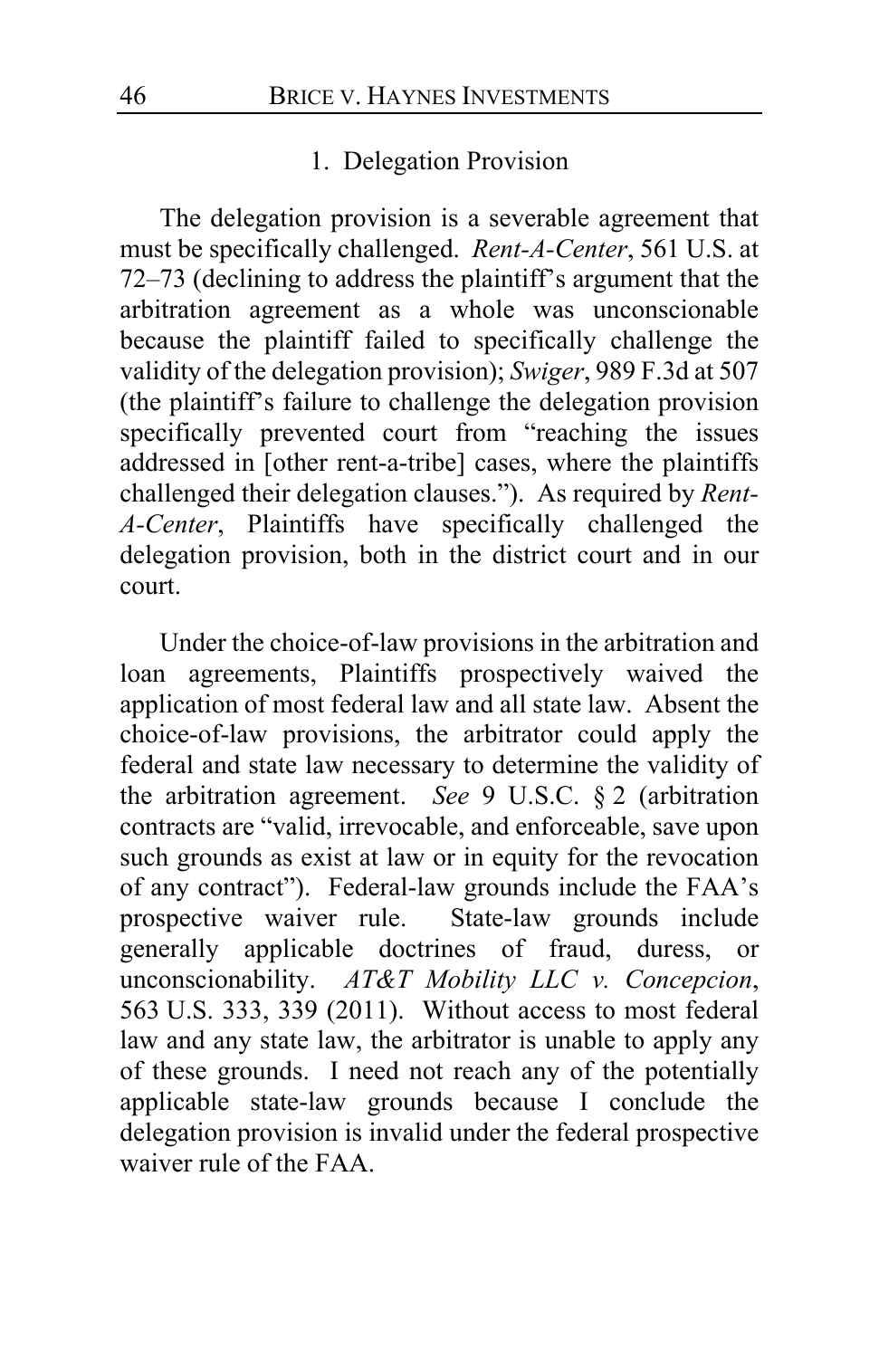### 1. Delegation Provision

The delegation provision is a severable agreement that must be specifically challenged. *Rent-A-Center*, 561 U.S. at 72–73 (declining to address the plaintiff's argument that the arbitration agreement as a whole was unconscionable because the plaintiff failed to specifically challenge the validity of the delegation provision); *Swiger*, 989 F.3d at 507 (the plaintiff's failure to challenge the delegation provision specifically prevented court from "reaching the issues addressed in [other rent-a-tribe] cases, where the plaintiffs challenged their delegation clauses."). As required by *Rent-A-Center*, Plaintiffs have specifically challenged the delegation provision, both in the district court and in our court.

Under the choice-of-law provisions in the arbitration and loan agreements, Plaintiffs prospectively waived the application of most federal law and all state law. Absent the choice-of-law provisions, the arbitrator could apply the federal and state law necessary to determine the validity of the arbitration agreement. *See* 9 U.S.C. § 2 (arbitration contracts are "valid, irrevocable, and enforceable, save upon such grounds as exist at law or in equity for the revocation of any contract"). Federal-law grounds include the FAA's prospective waiver rule. State-law grounds include generally applicable doctrines of fraud, duress, or unconscionability. *AT&T Mobility LLC v. Concepcion*, 563 U.S. 333, 339 (2011). Without access to most federal law and any state law, the arbitrator is unable to apply any of these grounds. I need not reach any of the potentially applicable state-law grounds because I conclude the delegation provision is invalid under the federal prospective waiver rule of the FAA.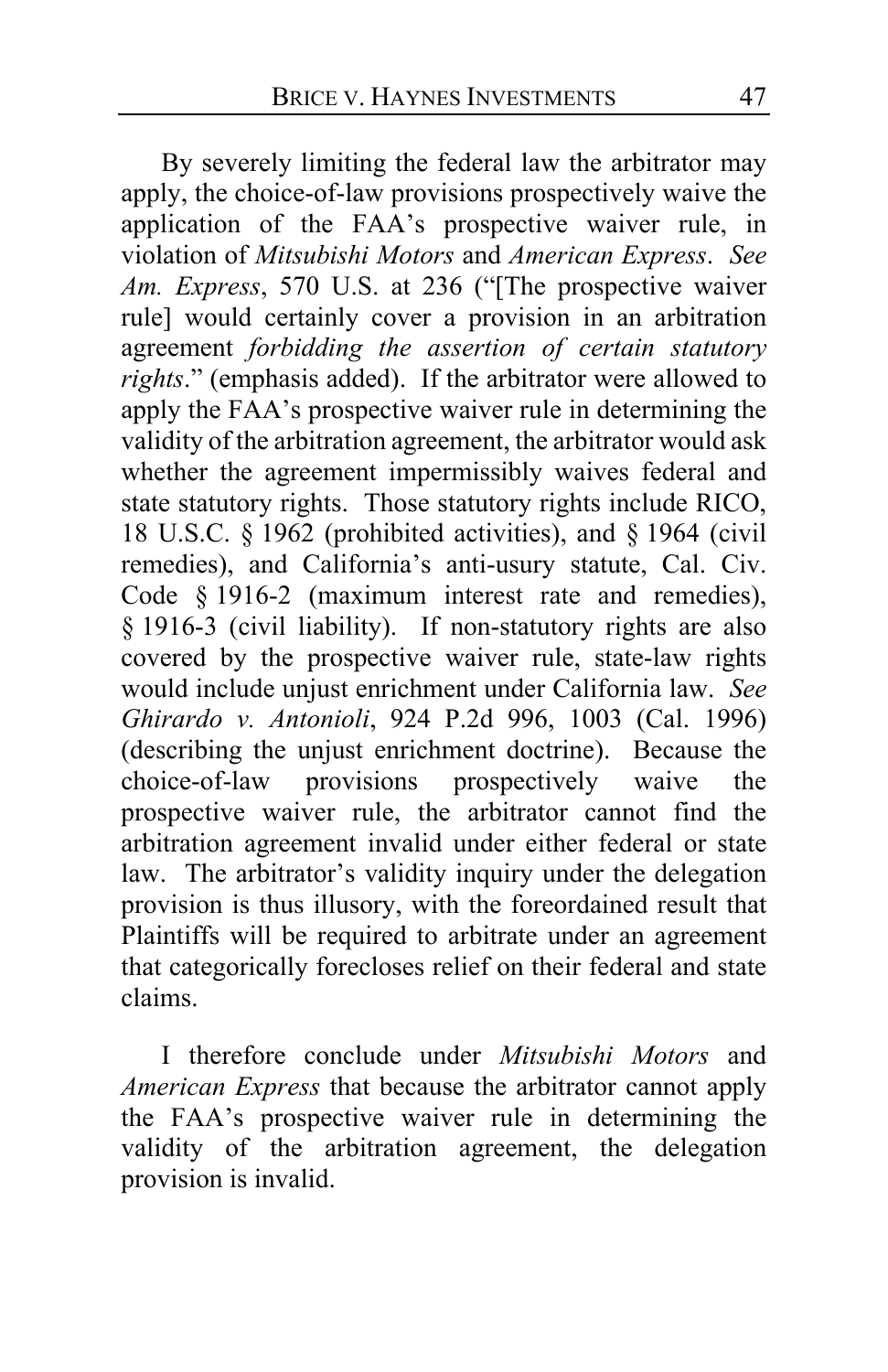By severely limiting the federal law the arbitrator may apply, the choice-of-law provisions prospectively waive the application of the FAA's prospective waiver rule, in violation of *Mitsubishi Motors* and *American Express*. *See Am. Express*, 570 U.S. at 236 ("[The prospective waiver rule] would certainly cover a provision in an arbitration agreement *forbidding the assertion of certain statutory rights*." (emphasis added). If the arbitrator were allowed to apply the FAA's prospective waiver rule in determining the validity of the arbitration agreement, the arbitrator would ask whether the agreement impermissibly waives federal and state statutory rights. Those statutory rights include RICO, 18 U.S.C. § 1962 (prohibited activities), and § 1964 (civil remedies), and California's anti-usury statute, Cal. Civ. Code § 1916-2 (maximum interest rate and remedies), § 1916-3 (civil liability). If non-statutory rights are also covered by the prospective waiver rule, state-law rights would include unjust enrichment under California law. *See Ghirardo v. Antonioli*, 924 P.2d 996, 1003 (Cal. 1996) (describing the unjust enrichment doctrine). Because the choice-of-law provisions prospectively waive the prospective waiver rule, the arbitrator cannot find the arbitration agreement invalid under either federal or state law. The arbitrator's validity inquiry under the delegation provision is thus illusory, with the foreordained result that Plaintiffs will be required to arbitrate under an agreement that categorically forecloses relief on their federal and state claims.

I therefore conclude under *Mitsubishi Motors* and *American Express* that because the arbitrator cannot apply the FAA's prospective waiver rule in determining the validity of the arbitration agreement, the delegation provision is invalid.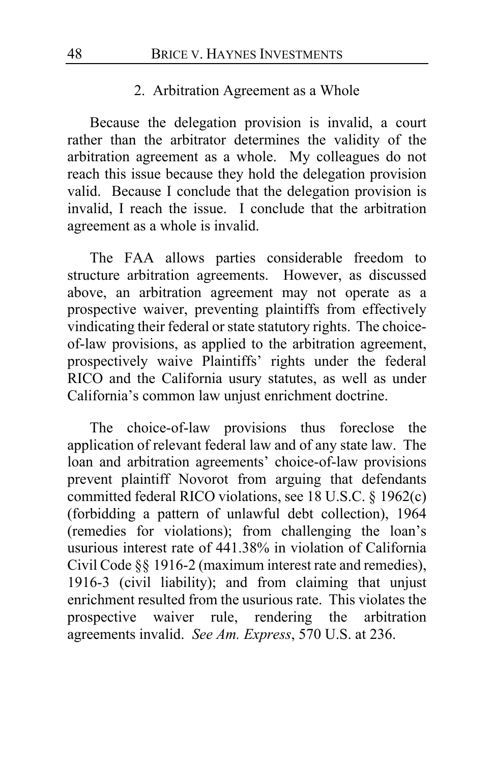### 2. Arbitration Agreement as a Whole

Because the delegation provision is invalid, a court rather than the arbitrator determines the validity of the arbitration agreement as a whole. My colleagues do not reach this issue because they hold the delegation provision valid. Because I conclude that the delegation provision is invalid, I reach the issue. I conclude that the arbitration agreement as a whole is invalid.

The FAA allows parties considerable freedom to structure arbitration agreements. However, as discussed above, an arbitration agreement may not operate as a prospective waiver, preventing plaintiffs from effectively vindicating their federal or state statutory rights. The choice-of-law provisions, as applied to the arbitration agreement, prospectively waive Plaintiffs' rights under the federal RICO and the California usury statutes, as well as under California's common law unjust enrichment doctrine.

The choice-of-law provisions thus foreclose the application of relevant federal law and of any state law. The loan and arbitration agreements' choice-of-law provisions prevent plaintiff Novorot from arguing that defendants committed federal RICO violations, see 18 U.S.C. § 1962(c) (forbidding a pattern of unlawful debt collection), 1964 (remedies for violations); from challenging the loan's usurious interest rate of 441.38% in violation of California Civil Code §§ 1916-2 (maximum interest rate and remedies), 1916-3 (civil liability); and from claiming that unjust enrichment resulted from the usurious rate. This violates the prospective waiver rule, rendering the arbitration agreements invalid. *See Am. Express*, 570 U.S. at 236.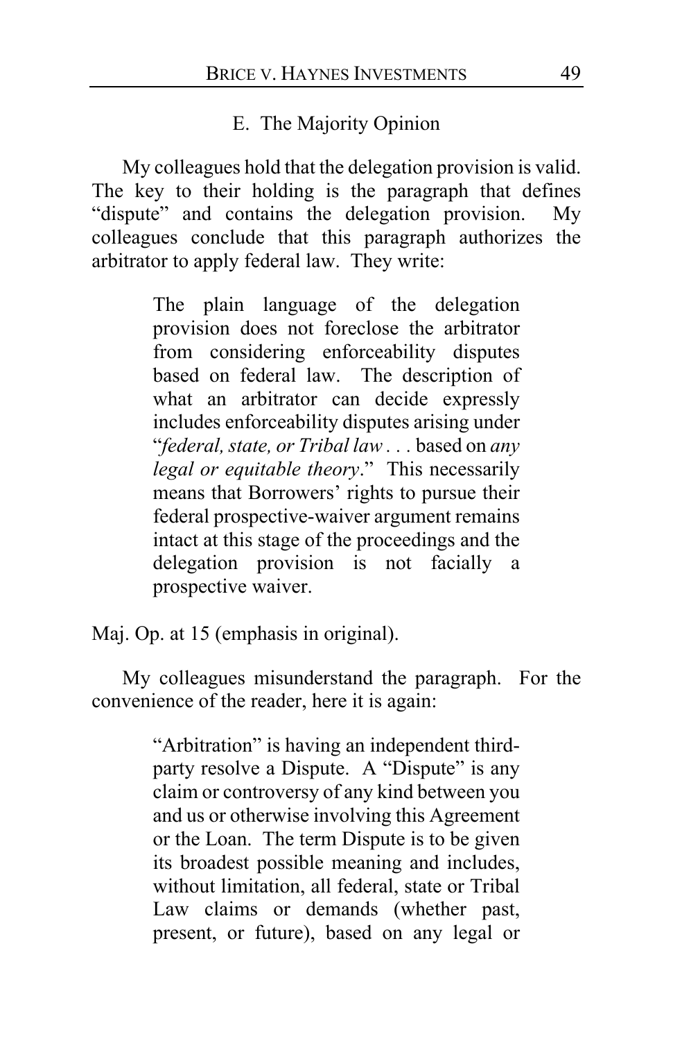### E. The Majority Opinion

My colleagues hold that the delegation provision is valid. The key to their holding is the paragraph that defines "dispute" and contains the delegation provision. My colleagues conclude that this paragraph authorizes the arbitrator to apply federal law. They write:

> The plain language of the delegation provision does not foreclose the arbitrator from considering enforceability disputes based on federal law. The description of what an arbitrator can decide expressly includes enforceability disputes arising under "*federal, state, or Tribal law* . . . based on *any legal or equitable theory*." This necessarily means that Borrowers' rights to pursue their federal prospective-waiver argument remains intact at this stage of the proceedings and the delegation provision is not facially a prospective waiver.

Maj. Op. at 15 (emphasis in original).

My colleagues misunderstand the paragraph. For the convenience of the reader, here it is again:

> "Arbitration" is having an independent third-party resolve a Dispute. A "Dispute" is any claim or controversy of any kind between you and us or otherwise involving this Agreement or the Loan. The term Dispute is to be given its broadest possible meaning and includes, without limitation, all federal, state or Tribal Law claims or demands (whether past, present, or future), based on any legal or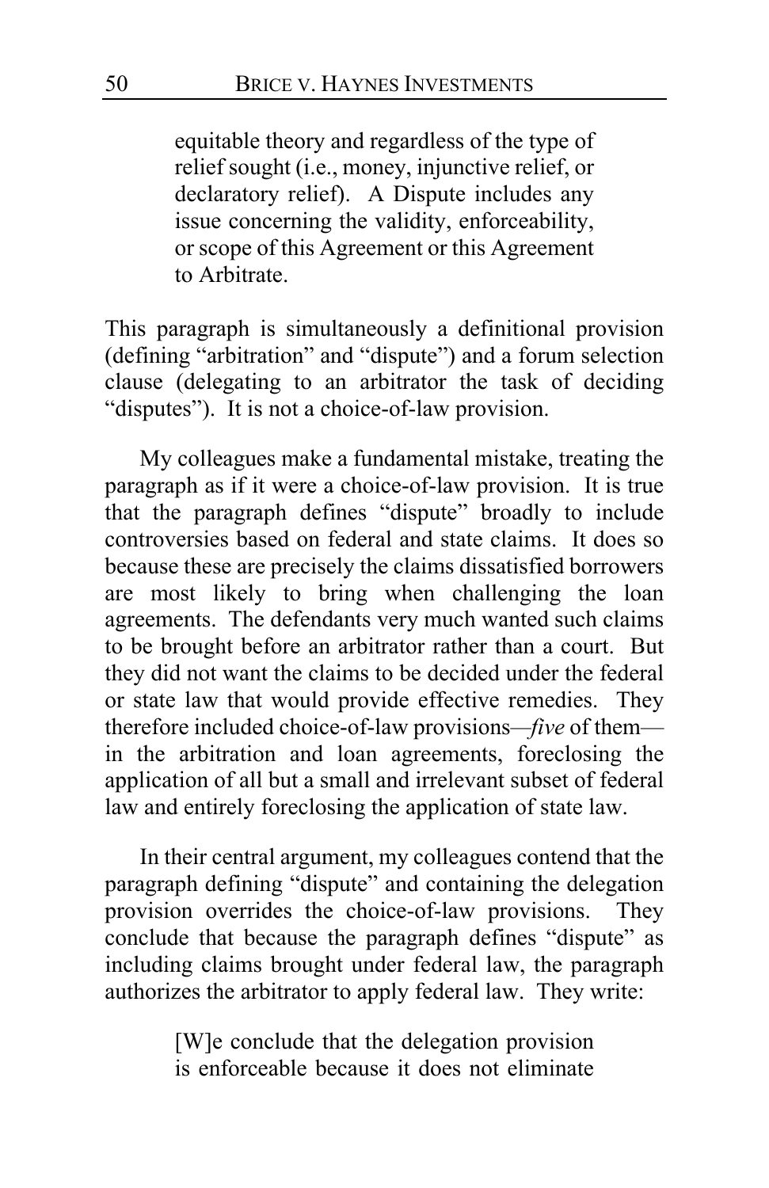> equitable theory and regardless of the type of relief sought (i.e., money, injunctive relief, or declaratory relief). A Dispute includes any issue concerning the validity, enforceability, or scope of this Agreement or this Agreement to Arbitrate.

This paragraph is simultaneously a definitional provision (defining "arbitration" and "dispute") and a forum selection clause (delegating to an arbitrator the task of deciding "disputes"). It is not a choice-of-law provision.

My colleagues make a fundamental mistake, treating the paragraph as if it were a choice-of-law provision. It is true that the paragraph defines "dispute" broadly to include controversies based on federal and state claims. It does so because these are precisely the claims dissatisfied borrowers are most likely to bring when challenging the loan agreements. The defendants very much wanted such claims to be brought before an arbitrator rather than a court. But they did not want the claims to be decided under the federal or state law that would provide effective remedies. They therefore included choice-of-law provisions—*five* of them—in the arbitration and loan agreements, foreclosing the application of all but a small and irrelevant subset of federal law and entirely foreclosing the application of state law.

In their central argument, my colleagues contend that the paragraph defining "dispute" and containing the delegation provision overrides the choice-of-law provisions. They conclude that because the paragraph defines "dispute" as including claims brought under federal law, the paragraph authorizes the arbitrator to apply federal law. They write:

> [W]e conclude that the delegation provision is enforceable because it does not eliminate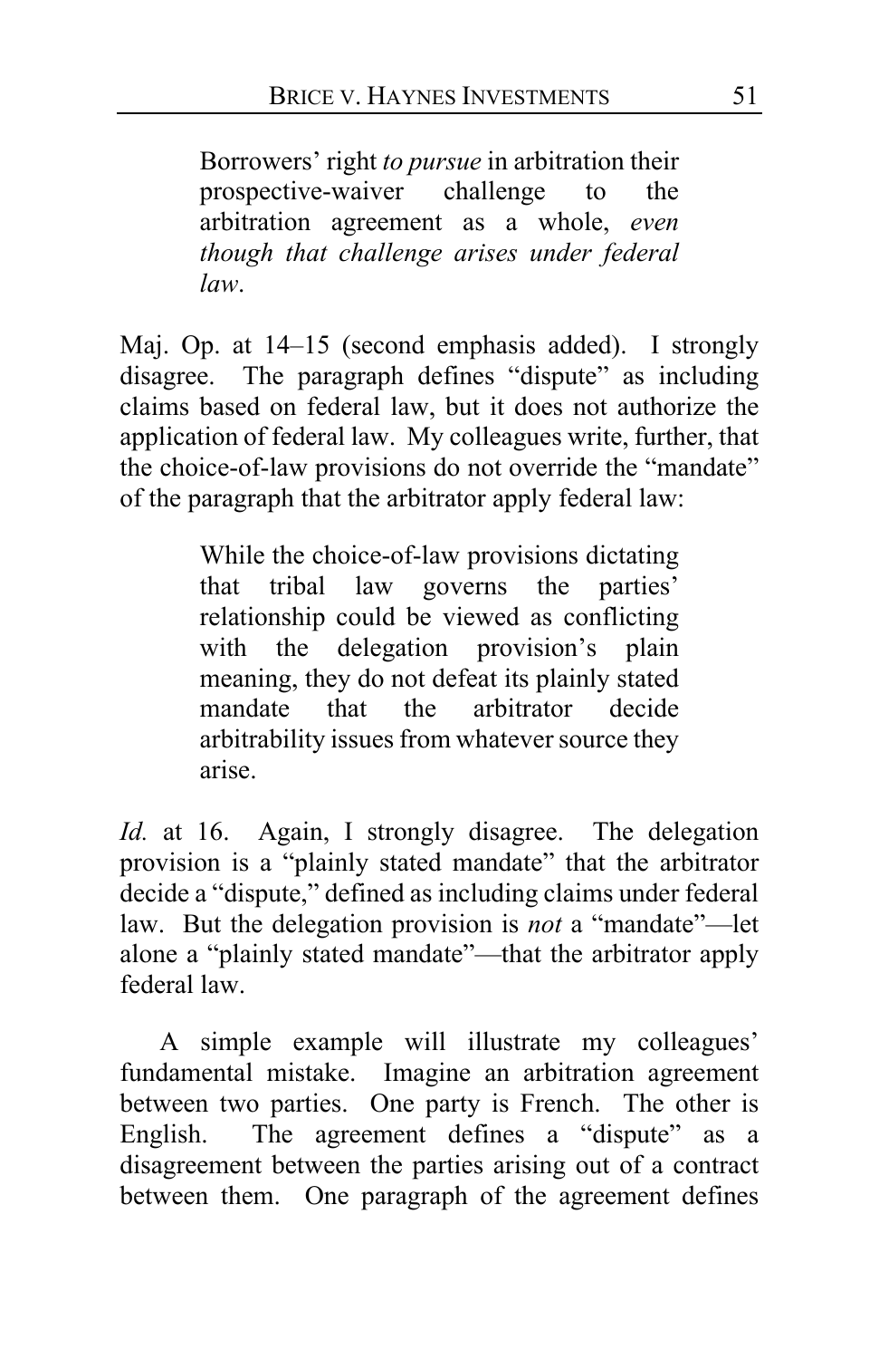> Borrowers' right *to pursue* in arbitration their prospective-waiver challenge to the arbitration agreement as a whole, *even though that challenge arises under federal law*.

Maj. Op. at 14–15 (second emphasis added). I strongly disagree. The paragraph defines "dispute" as including claims based on federal law, but it does not authorize the application of federal law. My colleagues write, further, that the choice-of-law provisions do not override the "mandate" of the paragraph that the arbitrator apply federal law:

> While the choice-of-law provisions dictating that tribal law governs the parties' relationship could be viewed as conflicting with the delegation provision's plain meaning, they do not defeat its plainly stated mandate that the arbitrator decide arbitrability issues from whatever source they arise.

*Id.* at 16. Again, I strongly disagree. The delegation provision is a "plainly stated mandate" that the arbitrator decide a "dispute," defined as including claims under federal law. But the delegation provision is *not* a "mandate"—let alone a "plainly stated mandate"—that the arbitrator apply federal law.

A simple example will illustrate my colleagues' fundamental mistake. Imagine an arbitration agreement between two parties. One party is French. The other is English. The agreement defines a "dispute" as a disagreement between the parties arising out of a contract between them. One paragraph of the agreement defines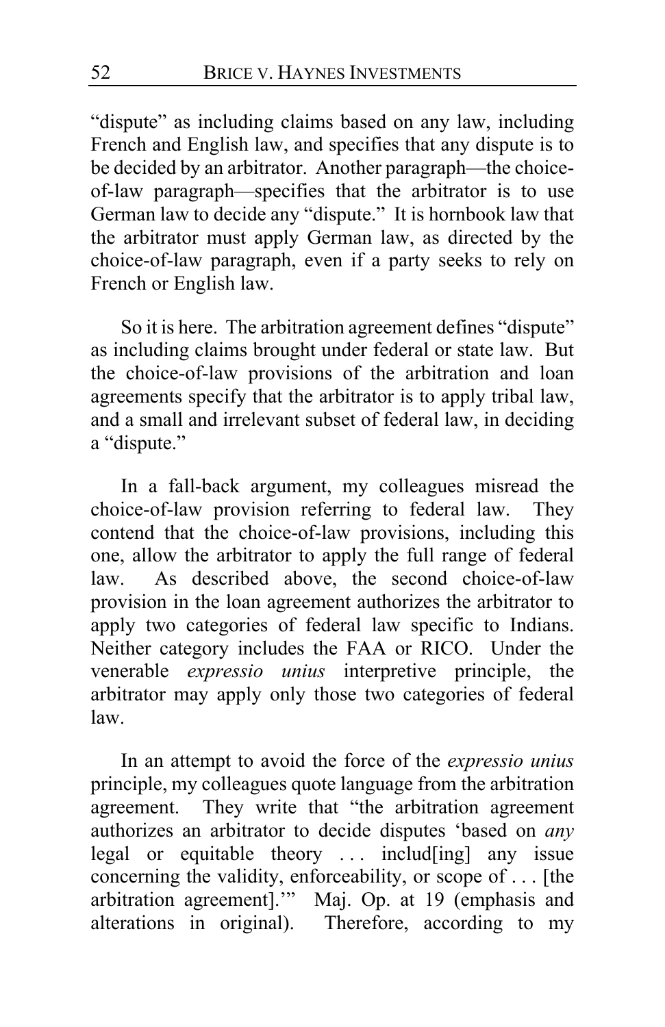"dispute" as including claims based on any law, including French and English law, and specifies that any dispute is to be decided by an arbitrator. Another paragraph—the choice-of-law paragraph—specifies that the arbitrator is to use German law to decide any "dispute." It is hornbook law that the arbitrator must apply German law, as directed by the choice-of-law paragraph, even if a party seeks to rely on French or English law.

So it is here. The arbitration agreement defines "dispute" as including claims brought under federal or state law. But the choice-of-law provisions of the arbitration and loan agreements specify that the arbitrator is to apply tribal law, and a small and irrelevant subset of federal law, in deciding a "dispute."

In a fall-back argument, my colleagues misread the choice-of-law provision referring to federal law. They contend that the choice-of-law provisions, including this one, allow the arbitrator to apply the full range of federal law. As described above, the second choice-of-law provision in the loan agreement authorizes the arbitrator to apply two categories of federal law specific to Indians. Neither category includes the FAA or RICO. Under the venerable *expressio unius* interpretive principle, the arbitrator may apply only those two categories of federal law.

In an attempt to avoid the force of the *expressio unius* principle, my colleagues quote language from the arbitration agreement. They write that "the arbitration agreement authorizes an arbitrator to decide disputes 'based on *any* legal or equitable theory . . . includ[ing] any issue concerning the validity, enforceability, or scope of . . . [the arbitration agreement].'" Maj. Op. at 19 (emphasis and alterations in original). Therefore, according to my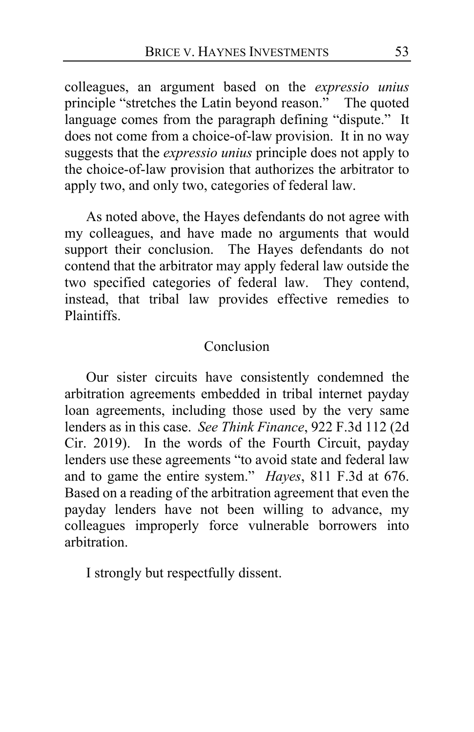colleagues, an argument based on the *expressio unius* principle "stretches the Latin beyond reason." The quoted language comes from the paragraph defining "dispute." It does not come from a choice-of-law provision. It in no way suggests that the *expressio unius* principle does not apply to the choice-of-law provision that authorizes the arbitrator to apply two, and only two, categories of federal law.

As noted above, the Hayes defendants do not agree with my colleagues, and have made no arguments that would support their conclusion. The Hayes defendants do not contend that the arbitrator may apply federal law outside the two specified categories of federal law. They contend, instead, that tribal law provides effective remedies to Plaintiffs.

## Conclusion

Our sister circuits have consistently condemned the arbitration agreements embedded in tribal internet payday loan agreements, including those used by the very same lenders as in this case. *See Think Finance*, 922 F.3d 112 (2d Cir. 2019). In the words of the Fourth Circuit, payday lenders use these agreements "to avoid state and federal law and to game the entire system." *Hayes*, 811 F.3d at 676. Based on a reading of the arbitration agreement that even the payday lenders have not been willing to advance, my colleagues improperly force vulnerable borrowers into arbitration.

I strongly but respectfully dissent.